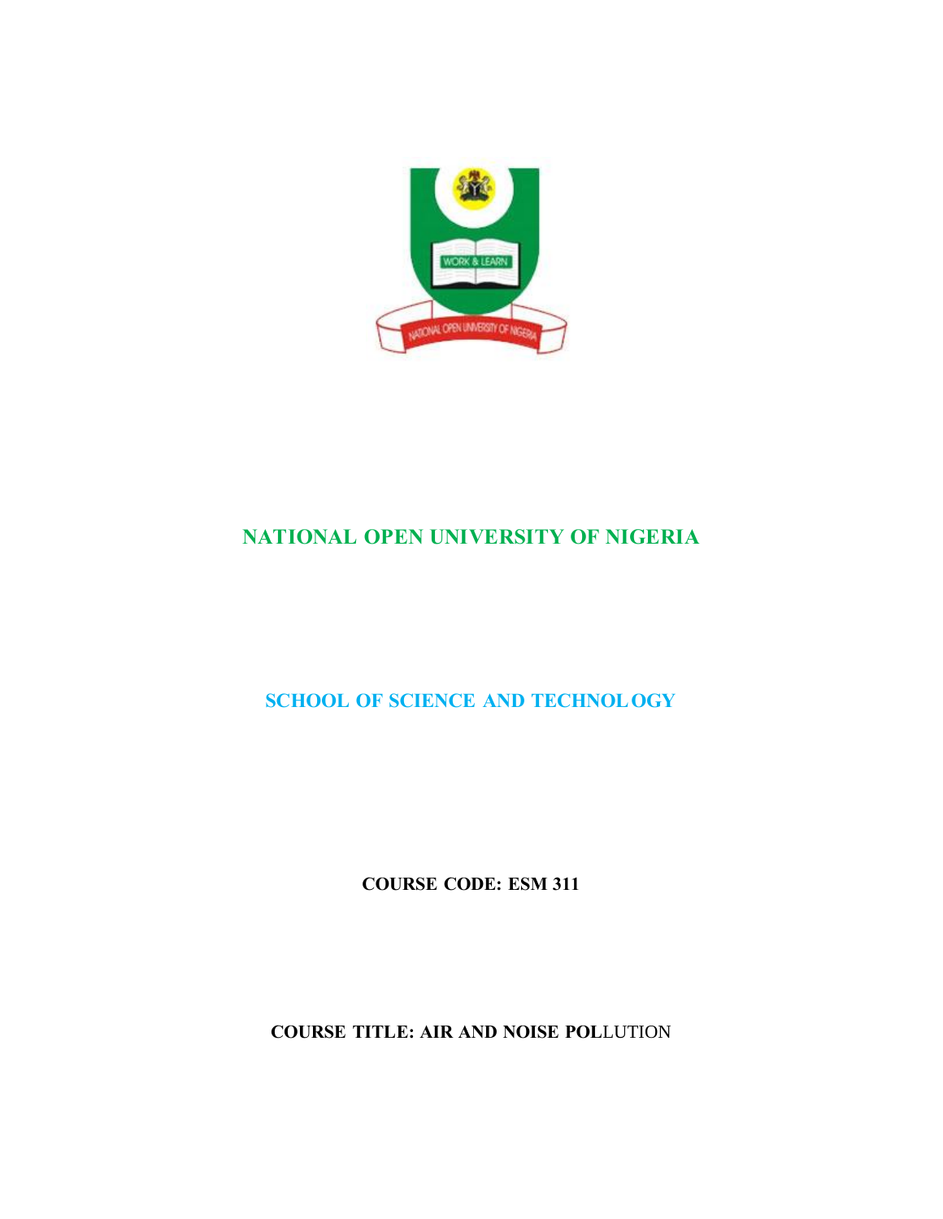# NATIONAL OPEN UNIVERSITY OF NIGERIA

## SCHOOL OF SCIENCE AND TECHNOLOGY

**COURSE CODE: ESM 311**

**COURSE TITLE: AIR AND NOISE POLLUTION**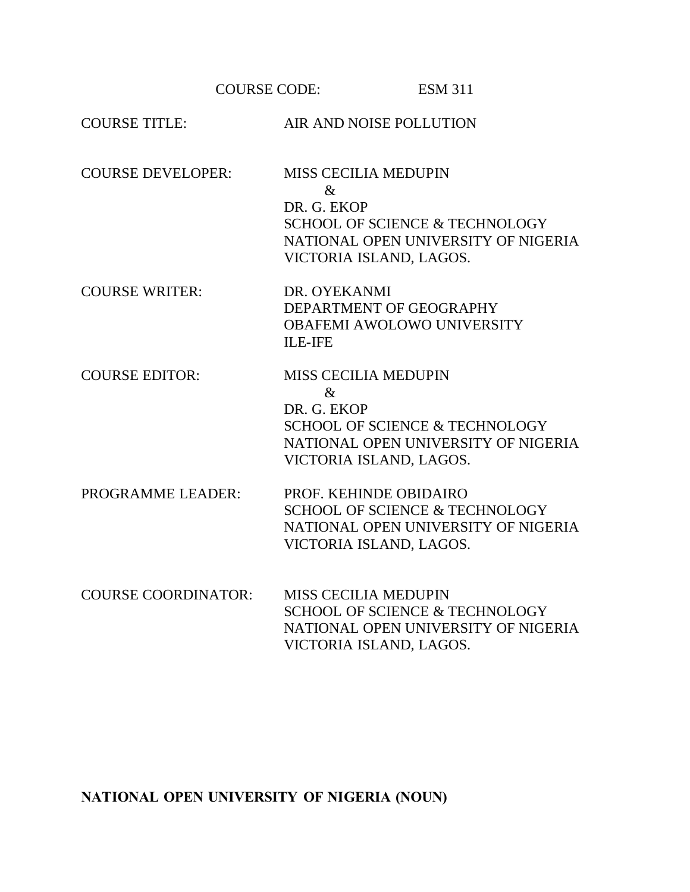COURSE CODE: ESM 311

COURSE TITLE: AIR AND NOISE POLLUTION

COURSE DEVELOPER: MISS CECILIA MEDUPIN
&
DR. G. EKOP
SCHOOL OF SCIENCE & TECHNOLOGY
NATIONAL OPEN UNIVERSITY OF NIGERIA
VICTORIA ISLAND, LAGOS.

COURSE WRITER: DR. OYEKANMI
DEPARTMENT OF GEOGRAPHY
OBAFEMI AWOLOWO UNIVERSITY
ILE-IFE

COURSE EDITOR: MISS CECILIA MEDUPIN
&
DR. G. EKOP
SCHOOL OF SCIENCE & TECHNOLOGY
NATIONAL OPEN UNIVERSITY OF NIGERIA
VICTORIA ISLAND, LAGOS.

PROGRAMME LEADER: PROF. KEHINDE OBIDAIRO
SCHOOL OF SCIENCE & TECHNOLOGY
NATIONAL OPEN UNIVERSITY OF NIGERIA
VICTORIA ISLAND, LAGOS.

COURSE COORDINATOR: MISS CECILIA MEDUPIN
SCHOOL OF SCIENCE & TECHNOLOGY
NATIONAL OPEN UNIVERSITY OF NIGERIA
VICTORIA ISLAND, LAGOS.

**NATIONAL OPEN UNIVERSITY OF NIGERIA (NOUN)**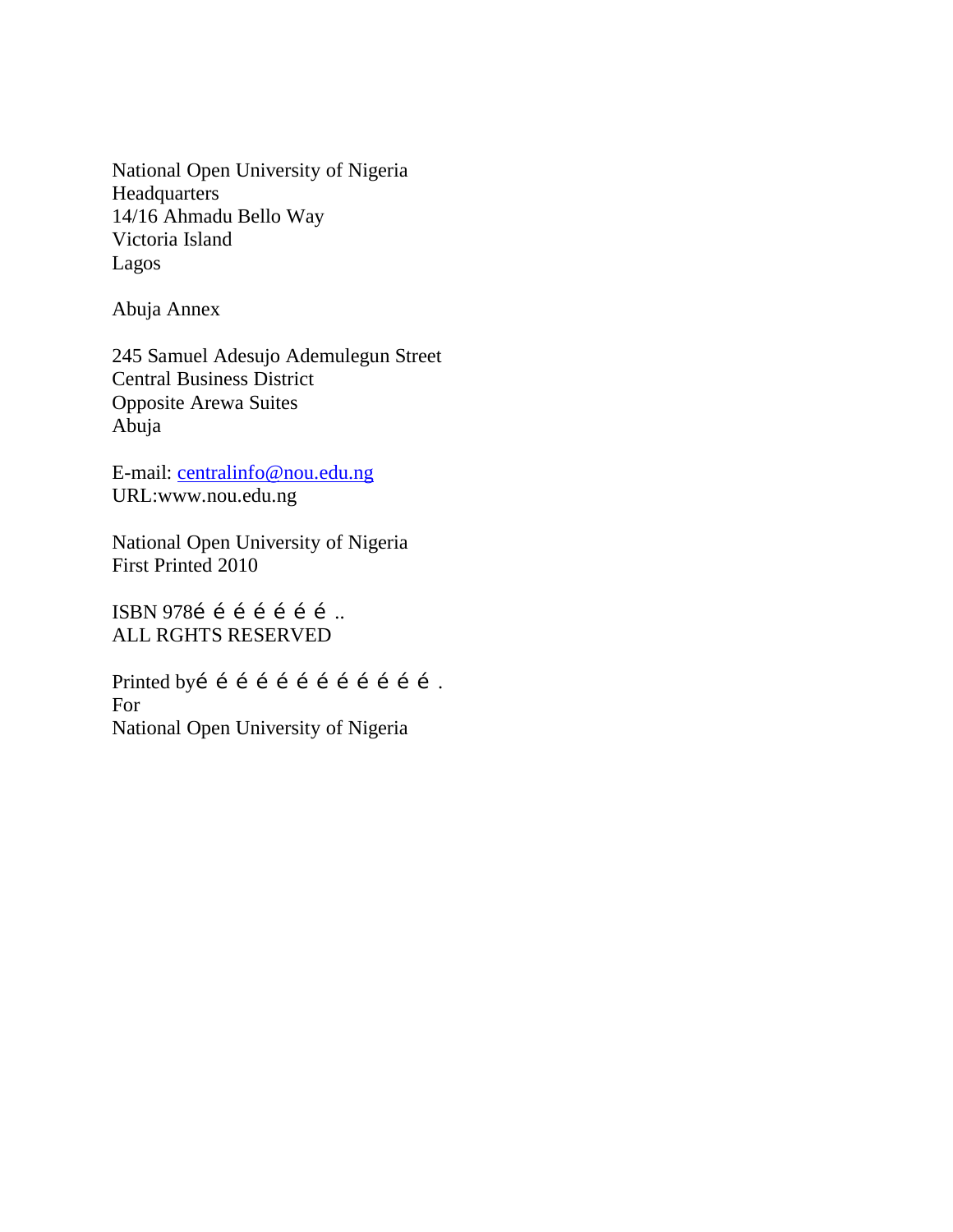National Open University of Nigeria
Headquarters
14/16 Ahmadu Bello Way
Victoria Island
Lagos

Abuja Annex

245 Samuel Adesujo Ademulegun Street
Central Business District
Opposite Arewa Suites
Abuja

E-mail: centralinfo@nou.edu.ng
URL:www.nou.edu.ng

National Open University of Nigeria
First Printed 2010

ISBN 978é é é é é é é ..
ALL RGHTS RESERVED

Printed byé é é é é é é é é é é é .
For
National Open University of Nigeria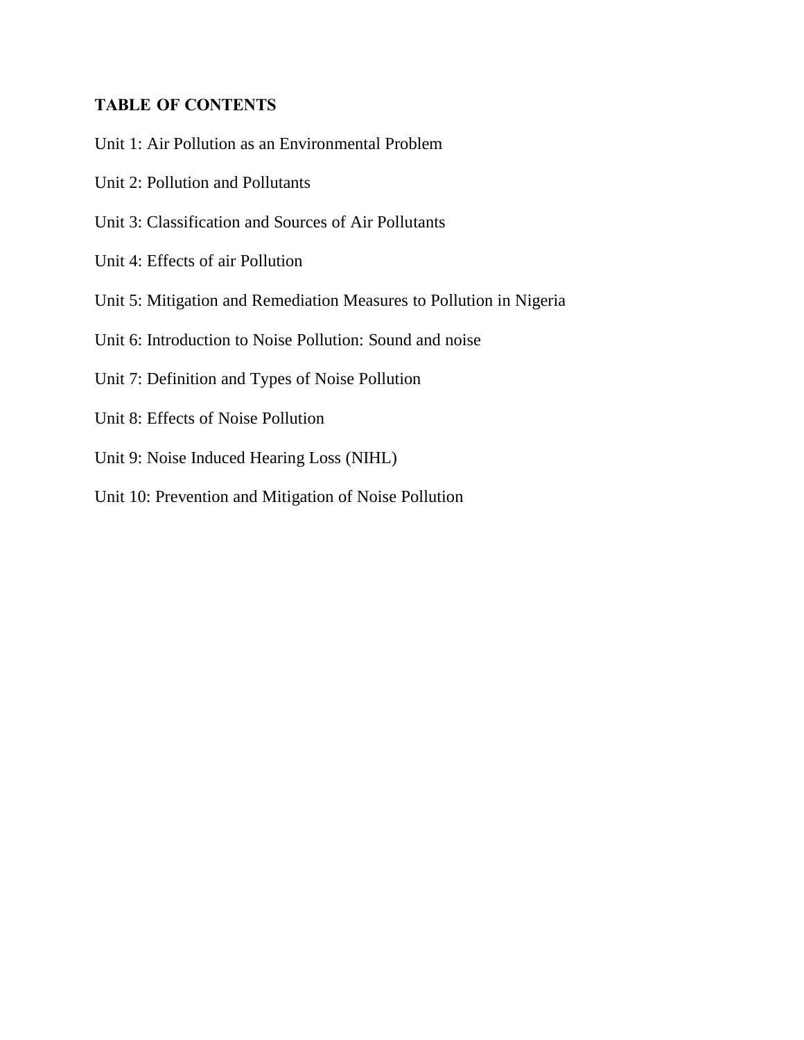**TABLE OF CONTENTS**

Unit 1: Air Pollution as an Environmental Problem

Unit 2: Pollution and Pollutants

Unit 3: Classification and Sources of Air Pollutants

Unit 4: Effects of air Pollution

Unit 5: Mitigation and Remediation Measures to Pollution in Nigeria

Unit 6: Introduction to Noise Pollution: Sound and noise

Unit 7: Definition and Types of Noise Pollution

Unit 8: Effects of Noise Pollution

Unit 9: Noise Induced Hearing Loss (NIHL)

Unit 10: Prevention and Mitigation of Noise Pollution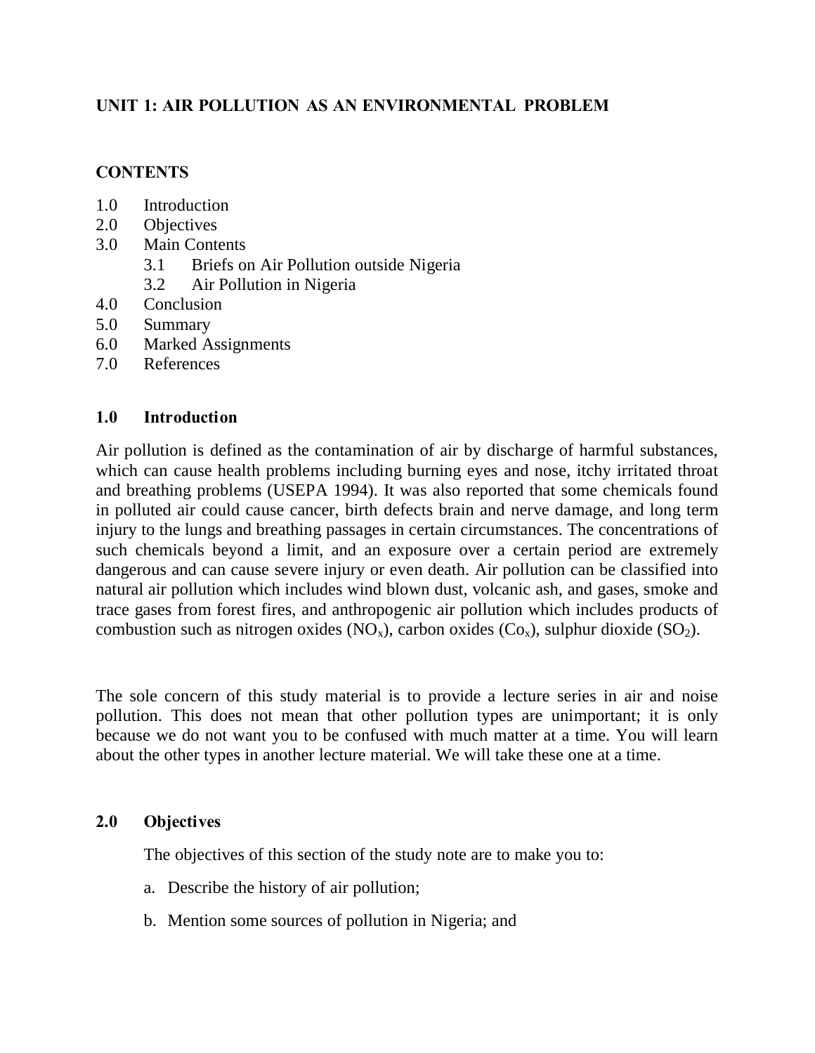## UNIT 1: AIR POLLUTION AS AN ENVIRONMENTAL PROBLEM

### CONTENTS

1.0 Introduction
2.0 Objectives
3.0 Main Contents
 3.1 Briefs on Air Pollution outside Nigeria
 3.2 Air Pollution in Nigeria
4.0 Conclusion
5.0 Summary
6.0 Marked Assignments
7.0 References

### 1.0 Introduction

Air pollution is defined as the contamination of air by discharge of harmful substances, which can cause health problems including burning eyes and nose, itchy irritated throat and breathing problems (USEPA 1994). It was also reported that some chemicals found in polluted air could cause cancer, birth defects brain and nerve damage, and long term injury to the lungs and breathing passages in certain circumstances. The concentrations of such chemicals beyond a limit, and an exposure over a certain period are extremely dangerous and can cause severe injury or even death. Air pollution can be classified into natural air pollution which includes wind blown dust, volcanic ash, and gases, smoke and trace gases from forest fires, and anthropogenic air pollution which includes products of combustion such as nitrogen oxides ($NO_x$), carbon oxides ($Co_x$), sulphur dioxide ($SO_2$).

The sole concern of this study material is to provide a lecture series in air and noise pollution. This does not mean that other pollution types are unimportant; it is only because we do not want you to be confused with much matter at a time. You will learn about the other types in another lecture material. We will take these one at a time.

### 2.0 Objectives

The objectives of this section of the study note are to make you to:

a. Describe the history of air pollution;

b. Mention some sources of pollution in Nigeria; and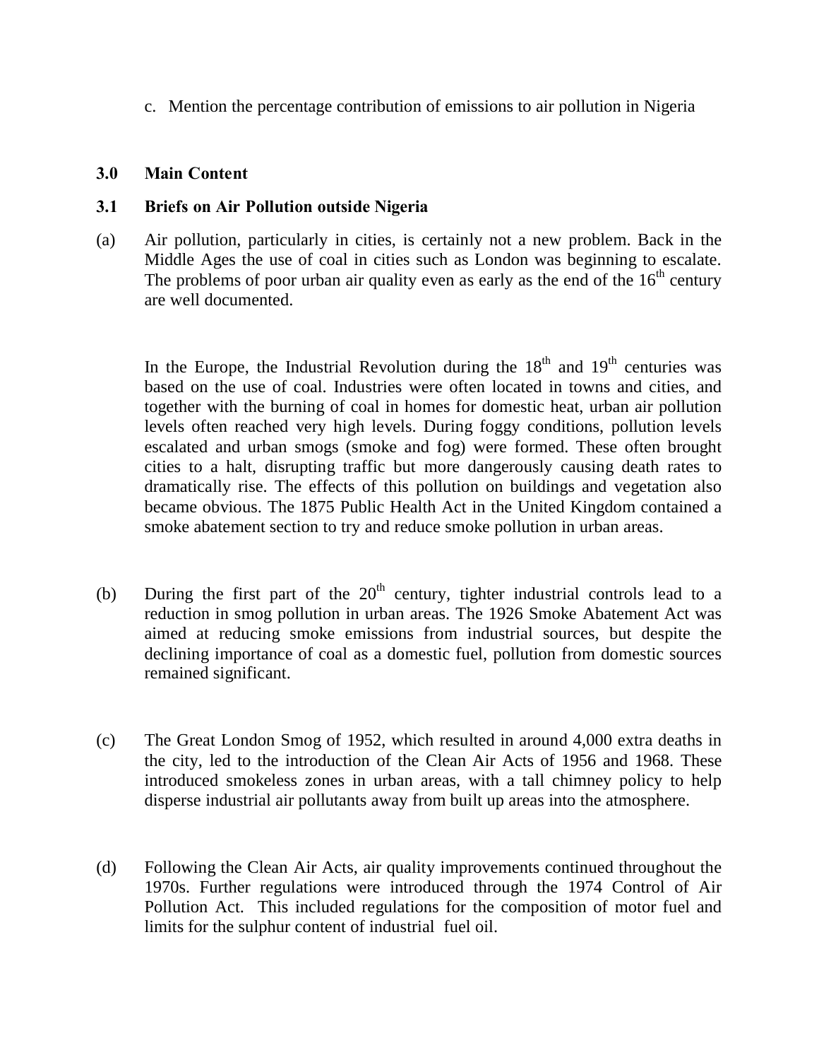c. Mention the percentage contribution of emissions to air pollution in Nigeria

## 3.0 Main Content

### 3.1 Briefs on Air Pollution outside Nigeria

(a) Air pollution, particularly in cities, is certainly not a new problem. Back in the Middle Ages the use of coal in cities such as London was beginning to escalate. The problems of poor urban air quality even as early as the end of the $16^{th}$ century are well documented.

In the Europe, the Industrial Revolution during the $18^{th}$ and $19^{th}$ centuries was based on the use of coal. Industries were often located in towns and cities, and together with the burning of coal in homes for domestic heat, urban air pollution levels often reached very high levels. During foggy conditions, pollution levels escalated and urban smogs (smoke and fog) were formed. These often brought cities to a halt, disrupting traffic but more dangerously causing death rates to dramatically rise. The effects of this pollution on buildings and vegetation also became obvious. The 1875 Public Health Act in the United Kingdom contained a smoke abatement section to try and reduce smoke pollution in urban areas.

(b) During the first part of the $20^{th}$ century, tighter industrial controls lead to a reduction in smog pollution in urban areas. The 1926 Smoke Abatement Act was aimed at reducing smoke emissions from industrial sources, but despite the declining importance of coal as a domestic fuel, pollution from domestic sources remained significant.

(c) The Great London Smog of 1952, which resulted in around 4,000 extra deaths in the city, led to the introduction of the Clean Air Acts of 1956 and 1968. These introduced smokeless zones in urban areas, with a tall chimney policy to help disperse industrial air pollutants away from built up areas into the atmosphere.

(d) Following the Clean Air Acts, air quality improvements continued throughout the 1970s. Further regulations were introduced through the 1974 Control of Air Pollution Act. This included regulations for the composition of motor fuel and limits for the sulphur content of industrial fuel oil.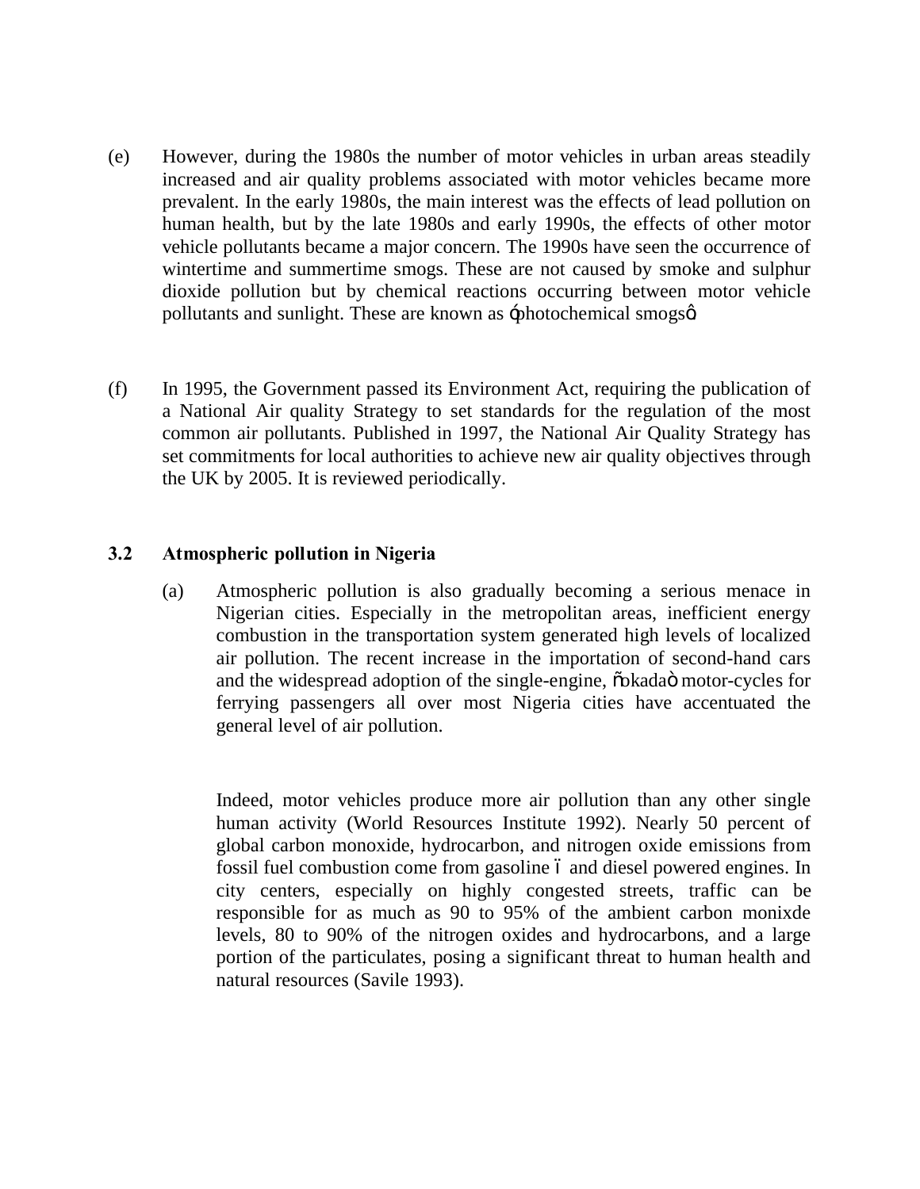(e) However, during the 1980s the number of motor vehicles in urban areas steadily increased and air quality problems associated with motor vehicles became more prevalent. In the early 1980s, the main interest was the effects of lead pollution on human health, but by the late 1980s and early 1990s, the effects of other motor vehicle pollutants became a major concern. The 1990s have seen the occurrence of wintertime and summertime smogs. These are not caused by smoke and sulphur dioxide pollution but by chemical reactions occurring between motor vehicle pollutants and sunlight. These are known as 'photochemical smogs'.

(f) In 1995, the Government passed its Environment Act, requiring the publication of a National Air quality Strategy to set standards for the regulation of the most common air pollutants. Published in 1997, the National Air Quality Strategy has set commitments for local authorities to achieve new air quality objectives through the UK by 2005. It is reviewed periodically.

### 3.2 Atmospheric pollution in Nigeria

(a) Atmospheric pollution is also gradually becoming a serious menace in Nigerian cities. Especially in the metropolitan areas, inefficient energy combustion in the transportation system generated high levels of localized air pollution. The recent increase in the importation of second-hand cars and the widespread adoption of the single-engine, "okada" motor-cycles for ferrying passengers all over most Nigeria cities have accentuated the general level of air pollution.

Indeed, motor vehicles produce more air pollution than any other single human activity (World Resources Institute 1992). Nearly 50 percent of global carbon monoxide, hydrocarbon, and nitrogen oxide emissions from fossil fuel combustion come from gasoline – and diesel powered engines. In city centers, especially on highly congested streets, traffic can be responsible for as much as 90 to 95% of the ambient carbon monixde levels, 80 to 90% of the nitrogen oxides and hydrocarbons, and a large portion of the particulates, posing a significant threat to human health and natural resources (Savile 1993).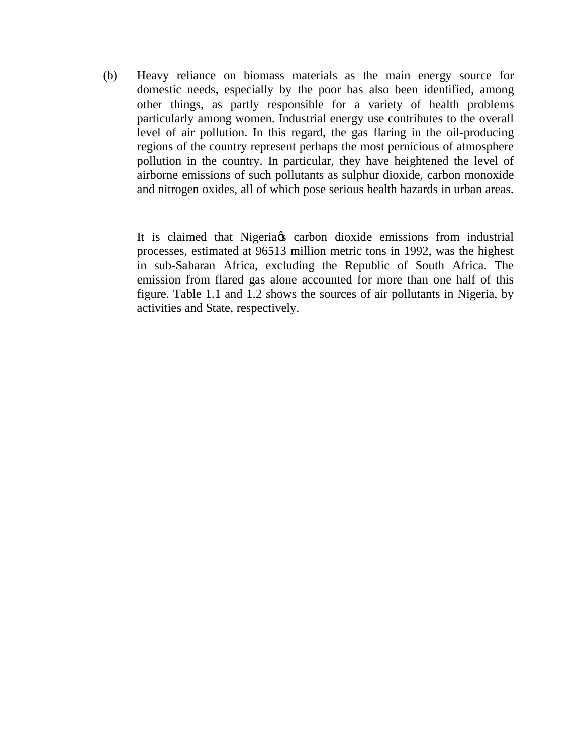(b) Heavy reliance on biomass materials as the main energy source for domestic needs, especially by the poor has also been identified, among other things, as partly responsible for a variety of health problems particularly among women. Industrial energy use contributes to the overall level of air pollution. In this regard, the gas flaring in the oil-producing regions of the country represent perhaps the most pernicious of atmosphere pollution in the country. In particular, they have heightened the level of airborne emissions of such pollutants as sulphur dioxide, carbon monoxide and nitrogen oxides, all of which pose serious health hazards in urban areas.

It is claimed that Nigeria's carbon dioxide emissions from industrial processes, estimated at 96513 million metric tons in 1992, was the highest in sub-Saharan Africa, excluding the Republic of South Africa. The emission from flared gas alone accounted for more than one half of this figure. Table 1.1 and 1.2 shows the sources of air pollutants in Nigeria, by activities and State, respectively.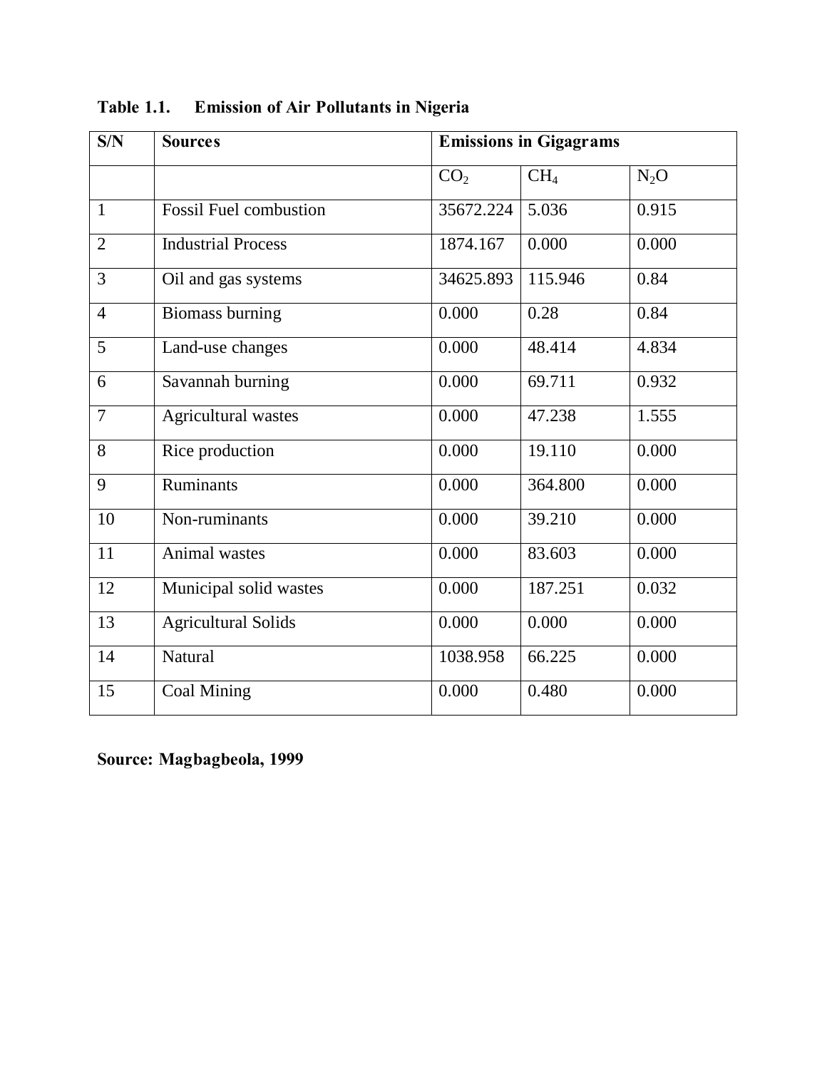**Table 1.1. Emission of Air Pollutants in Nigeria**

| S/N | Sources | Emissions in Gigagrams | | |
|---|---|---|---|---|
| | | $CO_2$ | $CH_4$ | $N_2O$ |
| 1 | Fossil Fuel combustion | 35672.224 | 5.036 | 0.915 |
| 2 | Industrial Process | 1874.167 | 0.000 | 0.000 |
| 3 | Oil and gas systems | 34625.893 | 115.946 | 0.84 |
| 4 | Biomass burning | 0.000 | 0.28 | 0.84 |
| 5 | Land-use changes | 0.000 | 48.414 | 4.834 |
| 6 | Savannah burning | 0.000 | 69.711 | 0.932 |
| 7 | Agricultural wastes | 0.000 | 47.238 | 1.555 |
| 8 | Rice production | 0.000 | 19.110 | 0.000 |
| 9 | Ruminants | 0.000 | 364.800 | 0.000 |
| 10 | Non-ruminants | 0.000 | 39.210 | 0.000 |
| 11 | Animal wastes | 0.000 | 83.603 | 0.000 |
| 12 | Municipal solid wastes | 0.000 | 187.251 | 0.032 |
| 13 | Agricultural Solids | 0.000 | 0.000 | 0.000 |
| 14 | Natural | 1038.958 | 66.225 | 0.000 |
| 15 | Coal Mining | 0.000 | 0.480 | 0.000 |

**Source: Magbagbeola, 1999**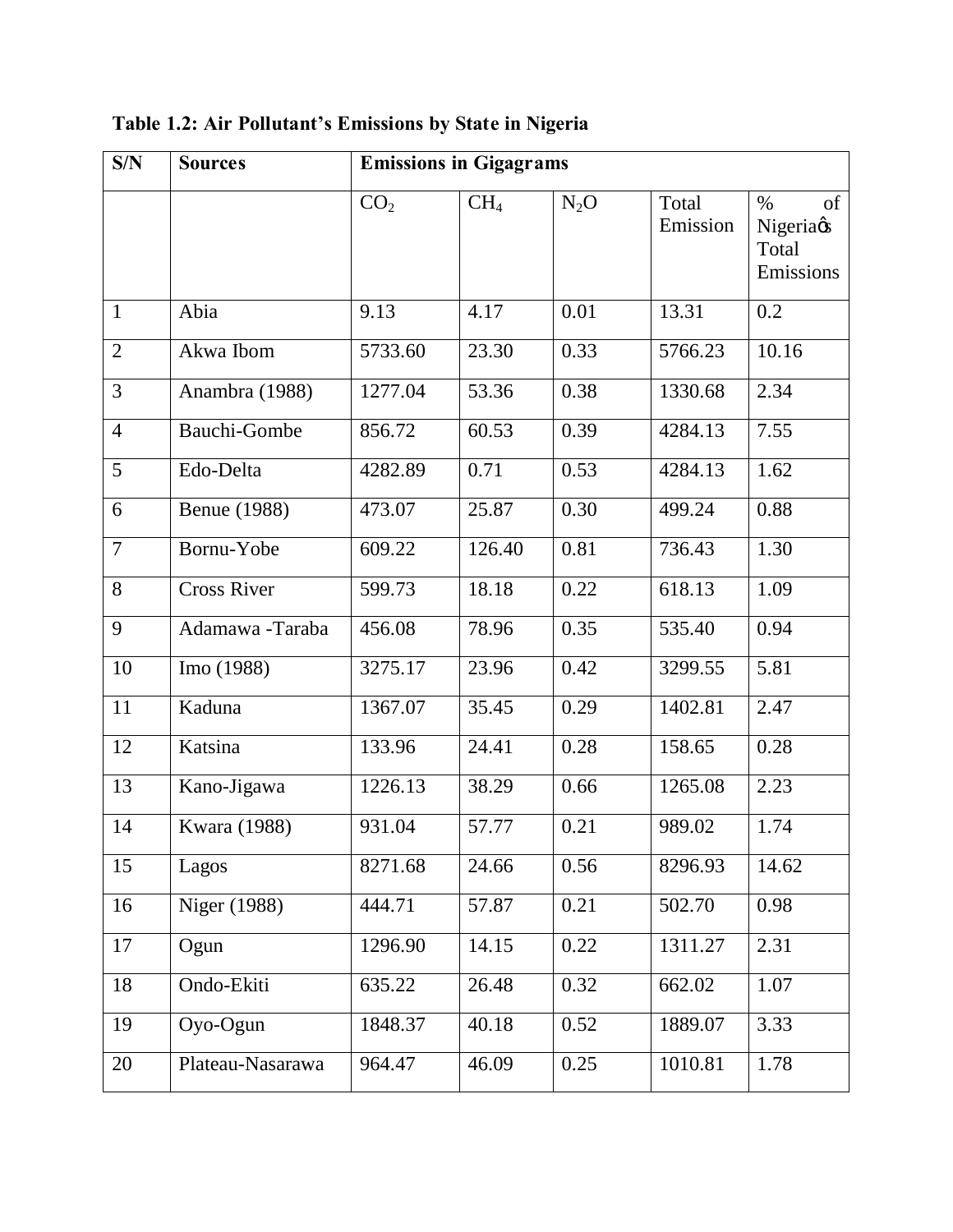**Table 1.2: Air Pollutant's Emissions by State in Nigeria**

| S/N | Sources | Emissions in Gigagrams | | | | |
|---|---|---|---|---|---|---|
| | | $CO_2$ | $CH_4$ | $N_2O$ | Total Emission | % of Nigeria's Total Emissions |
| 1 | Abia | 9.13 | 4.17 | 0.01 | 13.31 | 0.2 |
| 2 | Akwa Ibom | 5733.60 | 23.30 | 0.33 | 5766.23 | 10.16 |
| 3 | Anambra (1988) | 1277.04 | 53.36 | 0.38 | 1330.68 | 2.34 |
| 4 | Bauchi-Gombe | 856.72 | 60.53 | 0.39 | 4284.13 | 7.55 |
| 5 | Edo-Delta | 4282.89 | 0.71 | 0.53 | 4284.13 | 1.62 |
| 6 | Benue (1988) | 473.07 | 25.87 | 0.30 | 499.24 | 0.88 |
| 7 | Bornu-Yobe | 609.22 | 126.40 | 0.81 | 736.43 | 1.30 |
| 8 | Cross River | 599.73 | 18.18 | 0.22 | 618.13 | 1.09 |
| 9 | Adamawa -Taraba | 456.08 | 78.96 | 0.35 | 535.40 | 0.94 |
| 10 | Imo (1988) | 3275.17 | 23.96 | 0.42 | 3299.55 | 5.81 |
| 11 | Kaduna | 1367.07 | 35.45 | 0.29 | 1402.81 | 2.47 |
| 12 | Katsina | 133.96 | 24.41 | 0.28 | 158.65 | 0.28 |
| 13 | Kano-Jigawa | 1226.13 | 38.29 | 0.66 | 1265.08 | 2.23 |
| 14 | Kwara (1988) | 931.04 | 57.77 | 0.21 | 989.02 | 1.74 |
| 15 | Lagos | 8271.68 | 24.66 | 0.56 | 8296.93 | 14.62 |
| 16 | Niger (1988) | 444.71 | 57.87 | 0.21 | 502.70 | 0.98 |
| 17 | Ogun | 1296.90 | 14.15 | 0.22 | 1311.27 | 2.31 |
| 18 | Ondo-Ekiti | 635.22 | 26.48 | 0.32 | 662.02 | 1.07 |
| 19 | Oyo-Ogun | 1848.37 | 40.18 | 0.52 | 1889.07 | 3.33 |
| 20 | Plateau-Nasarawa | 964.47 | 46.09 | 0.25 | 1010.81 | 1.78 |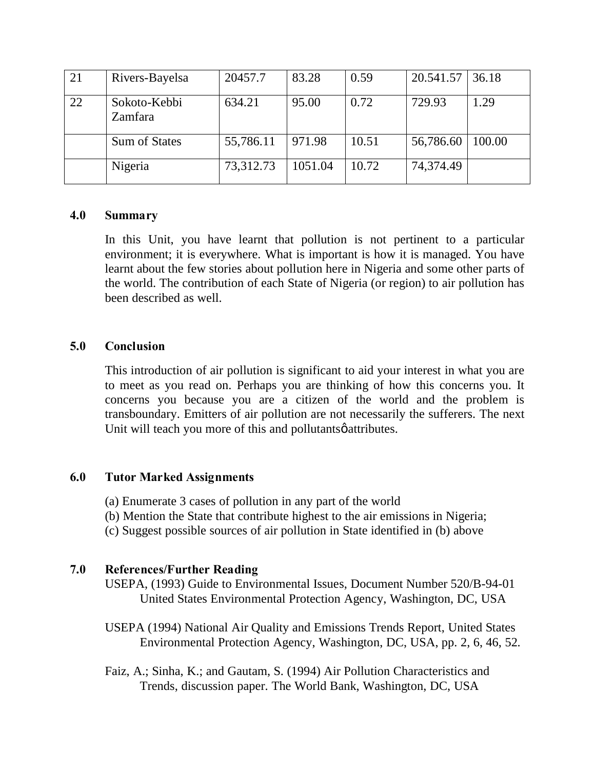| 21 | Rivers-Bayelsa | 20457.7 | 83.28 | 0.59 | 20.541.57 | 36.18 |
|---|---|---|---|---|---|---|
| 22 | Sokoto-Kebbi Zamfara | 634.21 | 95.00 | 0.72 | 729.93 | 1.29 |
| | Sum of States | 55,786.11 | 971.98 | 10.51 | 56,786.60 | 100.00 |
| | Nigeria | 73,312.73 | 1051.04 | 10.72 | 74,374.49 | |

## 4.0 Summary

In this Unit, you have learnt that pollution is not pertinent to a particular environment; it is everywhere. What is important is how it is managed. You have learnt about the few stories about pollution here in Nigeria and some other parts of the world. The contribution of each State of Nigeria (or region) to air pollution has been described as well.

## 5.0 Conclusion

This introduction of air pollution is significant to aid your interest in what you are to meet as you read on. Perhaps you are thinking of how this concerns you. It concerns you because you are a citizen of the world and the problem is transboundary. Emitters of air pollution are not necessarily the sufferers. The next Unit will teach you more of this and pollutantsφ attributes.

## 6.0 Tutor Marked Assignments

(a) Enumerate 3 cases of pollution in any part of the world
(b) Mention the State that contribute highest to the air emissions in Nigeria;
(c) Suggest possible sources of air pollution in State identified in (b) above

## 7.0 References/Further Reading

USEPA, (1993) Guide to Environmental Issues, Document Number 520/B-94-01 United States Environmental Protection Agency, Washington, DC, USA

USEPA (1994) National Air Quality and Emissions Trends Report, United States Environmental Protection Agency, Washington, DC, USA, pp. 2, 6, 46, 52.

Faiz, A.; Sinha, K.; and Gautam, S. (1994) Air Pollution Characteristics and Trends, discussion paper. The World Bank, Washington, DC, USA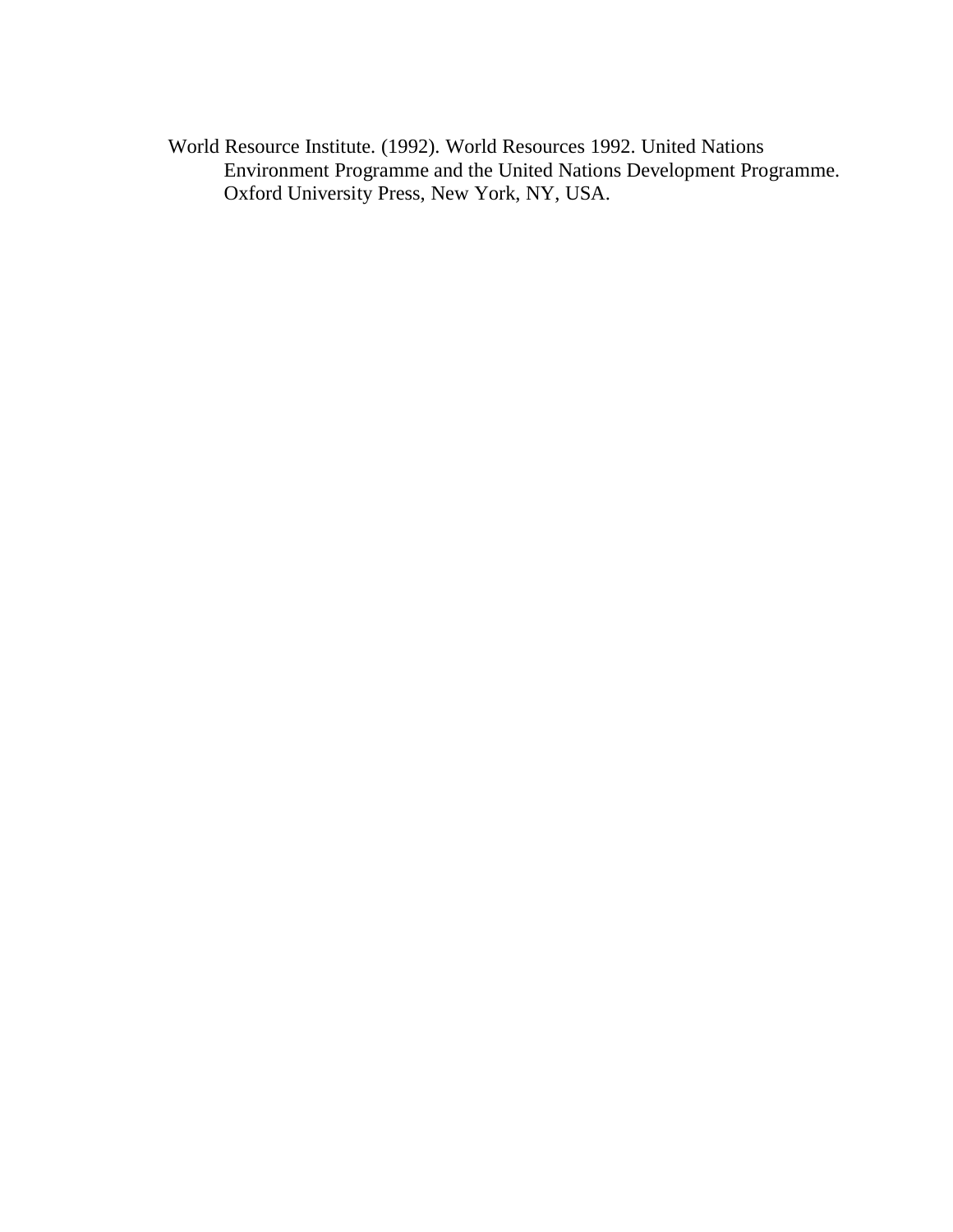World Resource Institute. (1992). World Resources 1992. United Nations Environment Programme and the United Nations Development Programme. Oxford University Press, New York, NY, USA.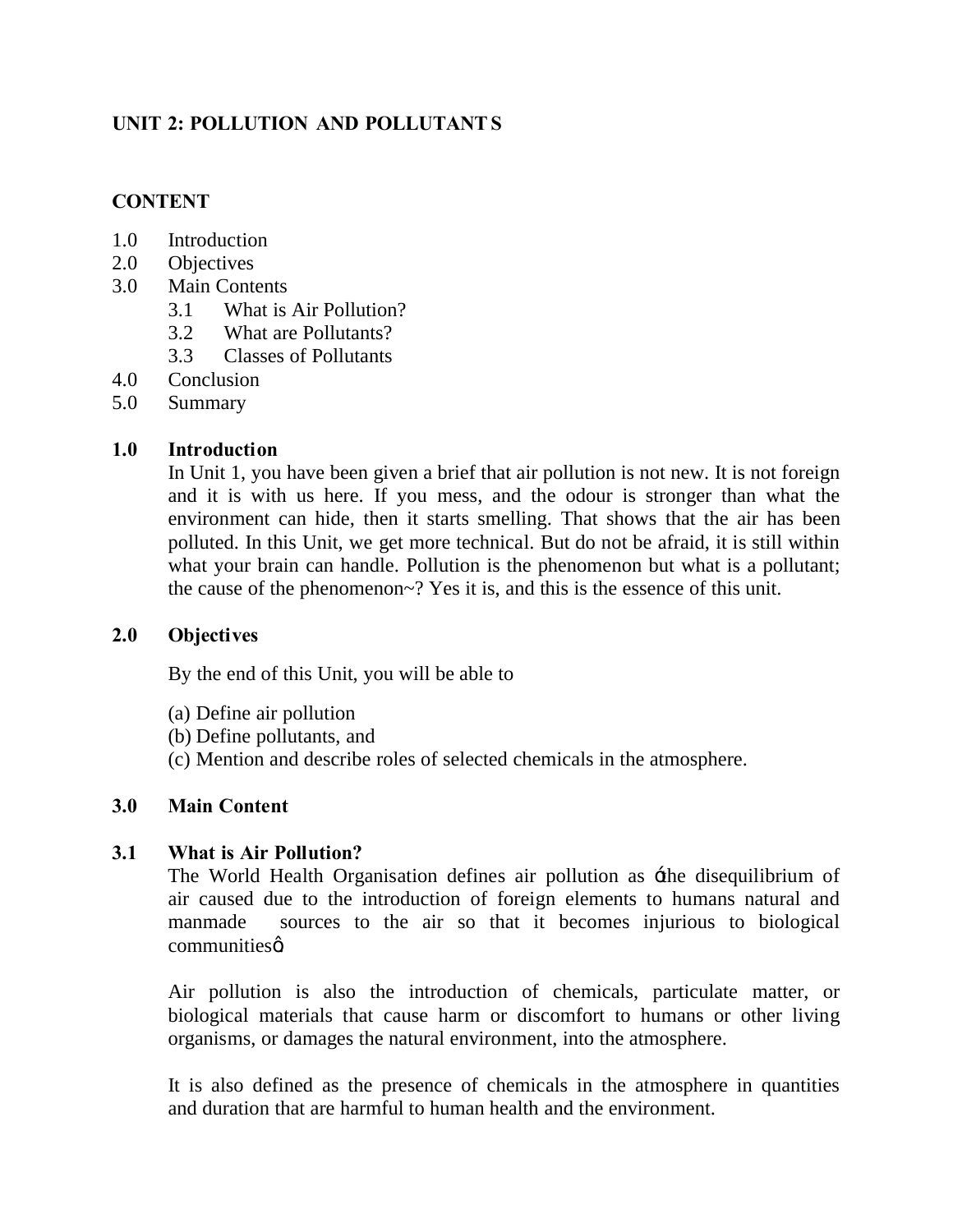# UNIT 2: POLLUTION AND POLLUTANTS

## CONTENT

1.0 Introduction
2.0 Objectives
3.0 Main Contents
  3.1 What is Air Pollution?
  3.2 What are Pollutants?
  3.3 Classes of Pollutants
4.0 Conclusion
5.0 Summary

## 1.0 Introduction

In Unit 1, you have been given a brief that air pollution is not new. It is not foreign and it is with us here. If you mess, and the odour is stronger than what the environment can hide, then it starts smelling. That shows that the air has been polluted. In this Unit, we get more technical. But do not be afraid, it is still within what your brain can handle. Pollution is the phenomenon but what is a pollutant; the cause of the phenomenon~? Yes it is, and this is the essence of this unit.

## 2.0 Objectives

By the end of this Unit, you will be able to

(a) Define air pollution
(b) Define pollutants, and
(c) Mention and describe roles of selected chemicals in the atmosphere.

## 3.0 Main Content

### 3.1 What is Air Pollution?

The World Health Organisation defines air pollution as "the disequilibrium of air caused due to the introduction of foreign elements to humans natural and manmade sources to the air so that it becomes injurious to biological communities".

Air pollution is also the introduction of chemicals, particulate matter, or biological materials that cause harm or discomfort to humans or other living organisms, or damages the natural environment, into the atmosphere.

It is also defined as the presence of chemicals in the atmosphere in quantities and duration that are harmful to human health and the environment.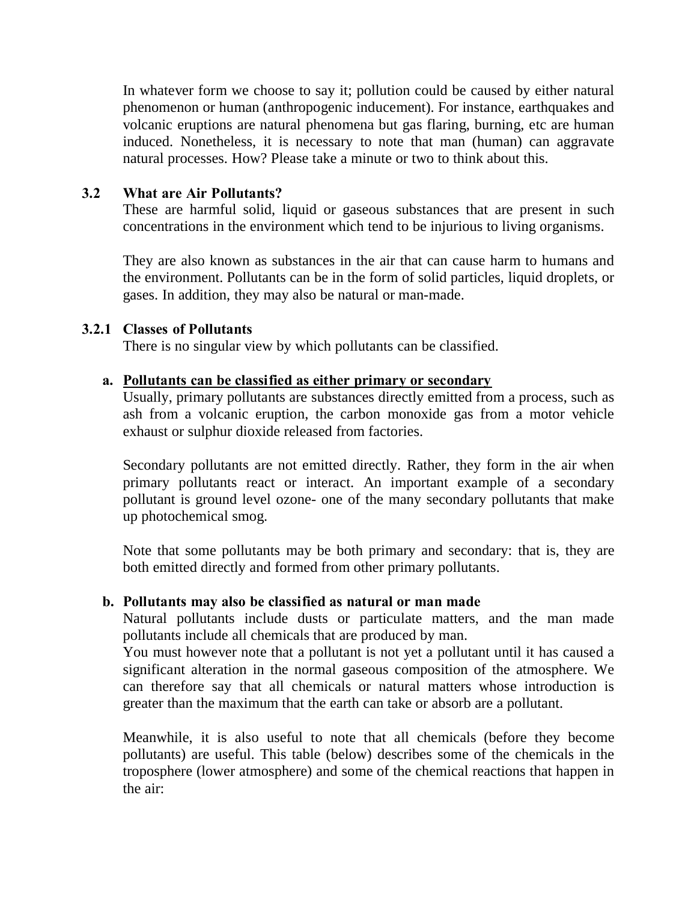In whatever form we choose to say it; pollution could be caused by either natural phenomenon or human (anthropogenic inducement). For instance, earthquakes and volcanic eruptions are natural phenomena but gas flaring, burning, etc are human induced. Nonetheless, it is necessary to note that man (human) can aggravate natural processes. How? Please take a minute or two to think about this.

## 3.2 What are Air Pollutants?

These are harmful solid, liquid or gaseous substances that are present in such concentrations in the environment which tend to be injurious to living organisms.

They are also known as substances in the air that can cause harm to humans and the environment. Pollutants can be in the form of solid particles, liquid droplets, or gases. In addition, they may also be natural or man-made.

### 3.2.1 Classes of Pollutants

There is no singular view by which pollutants can be classified.

**a. <u>Pollutants can be classified as either primary or secondary</u>**

Usually, primary pollutants are substances directly emitted from a process, such as ash from a volcanic eruption, the carbon monoxide gas from a motor vehicle exhaust or sulphur dioxide released from factories.

Secondary pollutants are not emitted directly. Rather, they form in the air when primary pollutants react or interact. An important example of a secondary pollutant is ground level ozone- one of the many secondary pollutants that make up photochemical smog.

Note that some pollutants may be both primary and secondary: that is, they are both emitted directly and formed from other primary pollutants.

**b. Pollutants may also be classified as natural or man made**

Natural pollutants include dusts or particulate matters, and the man made pollutants include all chemicals that are produced by man.

You must however note that a pollutant is not yet a pollutant until it has caused a significant alteration in the normal gaseous composition of the atmosphere. We can therefore say that all chemicals or natural matters whose introduction is greater than the maximum that the earth can take or absorb are a pollutant.

Meanwhile, it is also useful to note that all chemicals (before they become pollutants) are useful. This table (below) describes some of the chemicals in the troposphere (lower atmosphere) and some of the chemical reactions that happen in the air: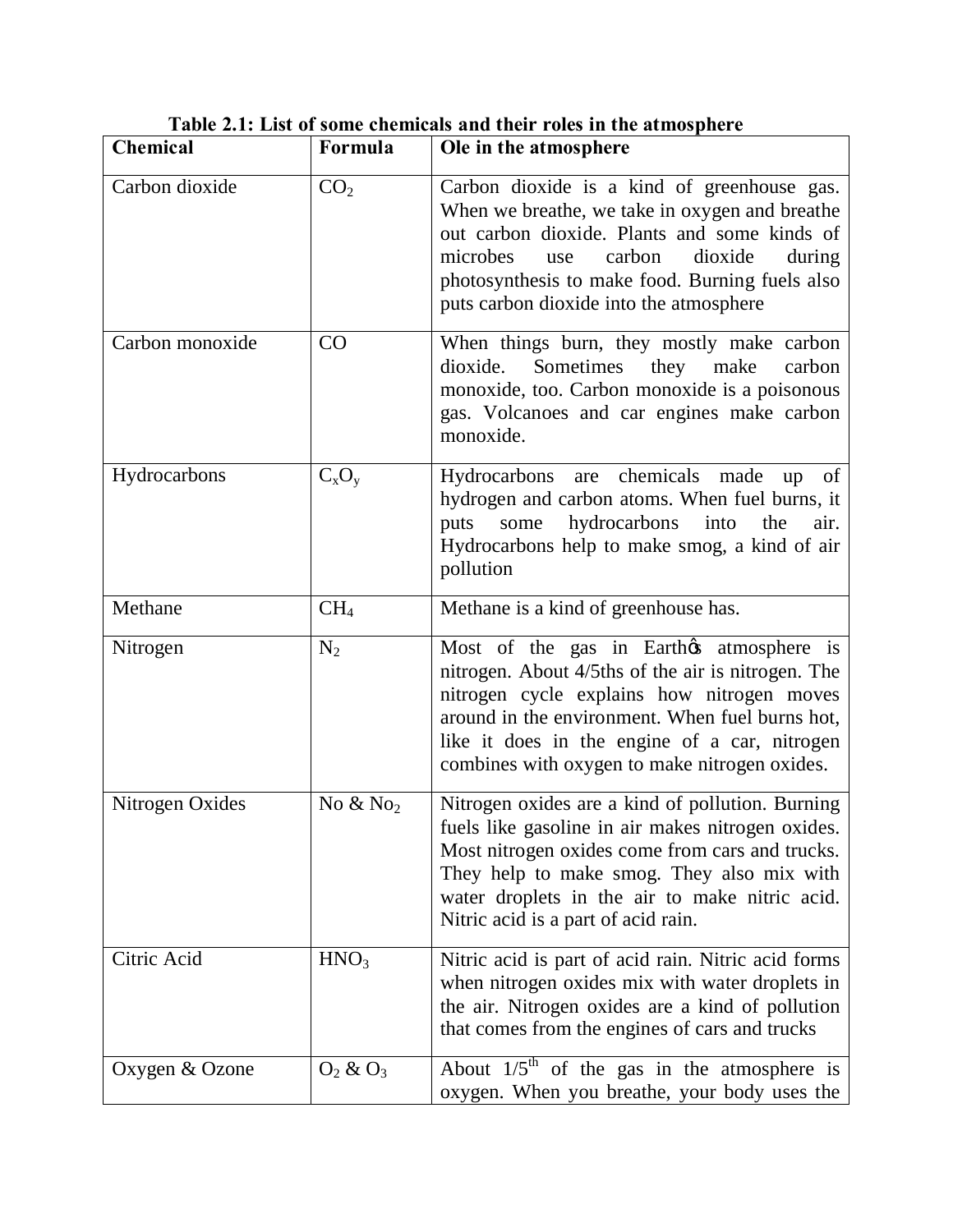**Table 2.1: List of some chemicals and their roles in the atmosphere**

| Chemical | Formula | Ole in the atmosphere |
|---|---|---|
| Carbon dioxide | $CO_2$ | Carbon dioxide is a kind of greenhouse gas. When we breathe, we take in oxygen and breathe out carbon dioxide. Plants and some kinds of microbes use carbon dioxide during photosynthesis to make food. Burning fuels also puts carbon dioxide into the atmosphere |
| Carbon monoxide | CO | When things burn, they mostly make carbon dioxide. Sometimes they make carbon monoxide, too. Carbon monoxide is a poisonous gas. Volcanoes and car engines make carbon monoxide. |
| Hydrocarbons | $C_xO_y$ | Hydrocarbons are chemicals made up of hydrogen and carbon atoms. When fuel burns, it puts some hydrocarbons into the air. Hydrocarbons help to make smog, a kind of air pollution |
| Methane | $CH_4$ | Methane is a kind of greenhouse has. |
| Nitrogen | $N_2$ | Most of the gas in Earthœs atmosphere is nitrogen. About 4/5ths of the air is nitrogen. The nitrogen cycle explains how nitrogen moves around in the environment. When fuel burns hot, like it does in the engine of a car, nitrogen combines with oxygen to make nitrogen oxides. |
| Nitrogen Oxides | No & $No_2$ | Nitrogen oxides are a kind of pollution. Burning fuels like gasoline in air makes nitrogen oxides. Most nitrogen oxides come from cars and trucks. They help to make smog. They also mix with water droplets in the air to make nitric acid. Nitric acid is a part of acid rain. |
| Citric Acid | $HNO_3$ | Nitric acid is part of acid rain. Nitric acid forms when nitrogen oxides mix with water droplets in the air. Nitrogen oxides are a kind of pollution that comes from the engines of cars and trucks |
| Oxygen & Ozone | $O_2$ & $O_3$ | About $1/5^{th}$ of the gas in the atmosphere is oxygen. When you breathe, your body uses the |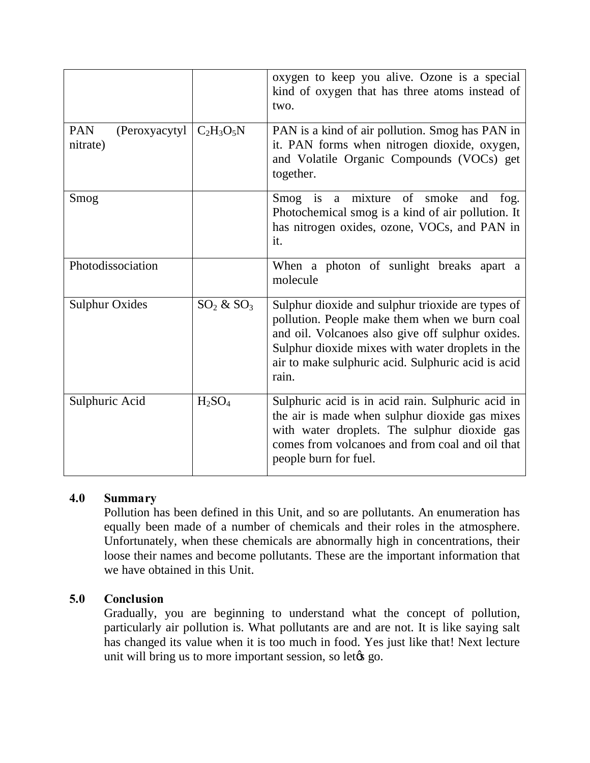| | | |
|---|---|---|
| | | oxygen to keep you alive. Ozone is a special kind of oxygen that has three atoms instead of two. |
| PAN (Peroxyacytyl nitrate) | $C_2H_3O_5N$ | PAN is a kind of air pollution. Smog has PAN in it. PAN forms when nitrogen dioxide, oxygen, and Volatile Organic Compounds (VOCs) get together. |
| Smog | | Smog is a mixture of smoke and fog. Photochemical smog is a kind of air pollution. It has nitrogen oxides, ozone, VOCs, and PAN in it. |
| Photodissociation | | When a photon of sunlight breaks apart a molecule |
| Sulphur Oxides | $SO_2$ & $SO_3$ | Sulphur dioxide and sulphur trioxide are types of pollution. People make them when we burn coal and oil. Volcanoes also give off sulphur oxides. Sulphur dioxide mixes with water droplets in the air to make sulphuric acid. Sulphuric acid is acid rain. |
| Sulphuric Acid | $H_2SO_4$ | Sulphuric acid is in acid rain. Sulphuric acid in the air is made when sulphur dioxide gas mixes with water droplets. The sulphur dioxide gas comes from volcanoes and from coal and oil that people burn for fuel. |

## 4.0 Summary

Pollution has been defined in this Unit, and so are pollutants. An enumeration has equally been made of a number of chemicals and their roles in the atmosphere. Unfortunately, when these chemicals are abnormally high in concentrations, their loose their names and become pollutants. These are the important information that we have obtained in this Unit.

## 5.0 Conclusion

Gradually, you are beginning to understand what the concept of pollution, particularly air pollution is. What pollutants are and are not. It is like saying salt has changed its value when it is too much in food. Yes just like that! Next lecture unit will bring us to more important session, so letǿs go.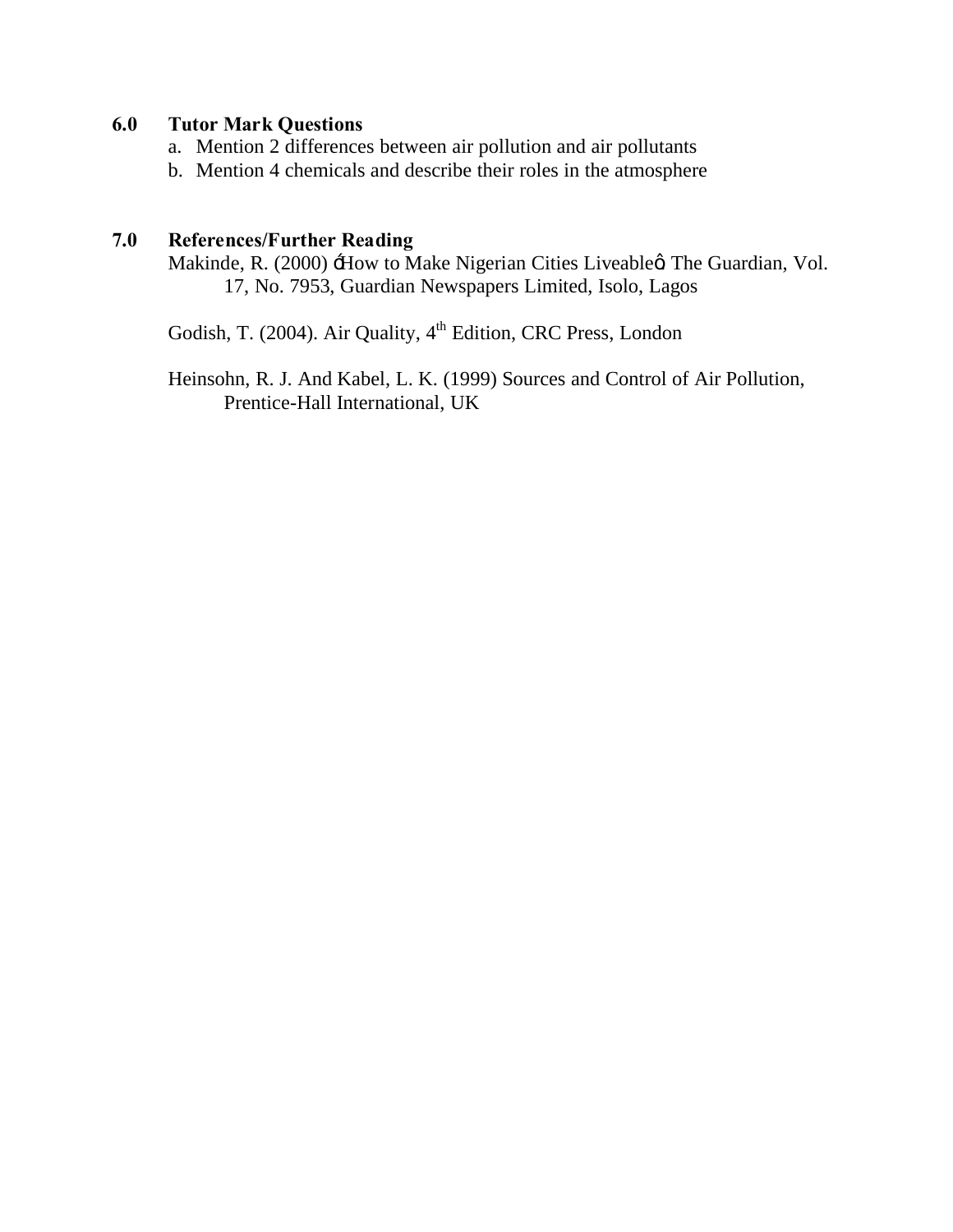## 6.0 Tutor Mark Questions

a. Mention 2 differences between air pollution and air pollutants
b. Mention 4 chemicals and describe their roles in the atmosphere

## 7.0 References/Further Reading

Makinde, R. (2000) 'How to Make Nigerian Cities Liveable' The Guardian, Vol. 17, No. 7953, Guardian Newspapers Limited, Isolo, Lagos

Godish, T. (2004). Air Quality, 4th Edition, CRC Press, London

Heinsohn, R. J. And Kabel, L. K. (1999) Sources and Control of Air Pollution, Prentice-Hall International, UK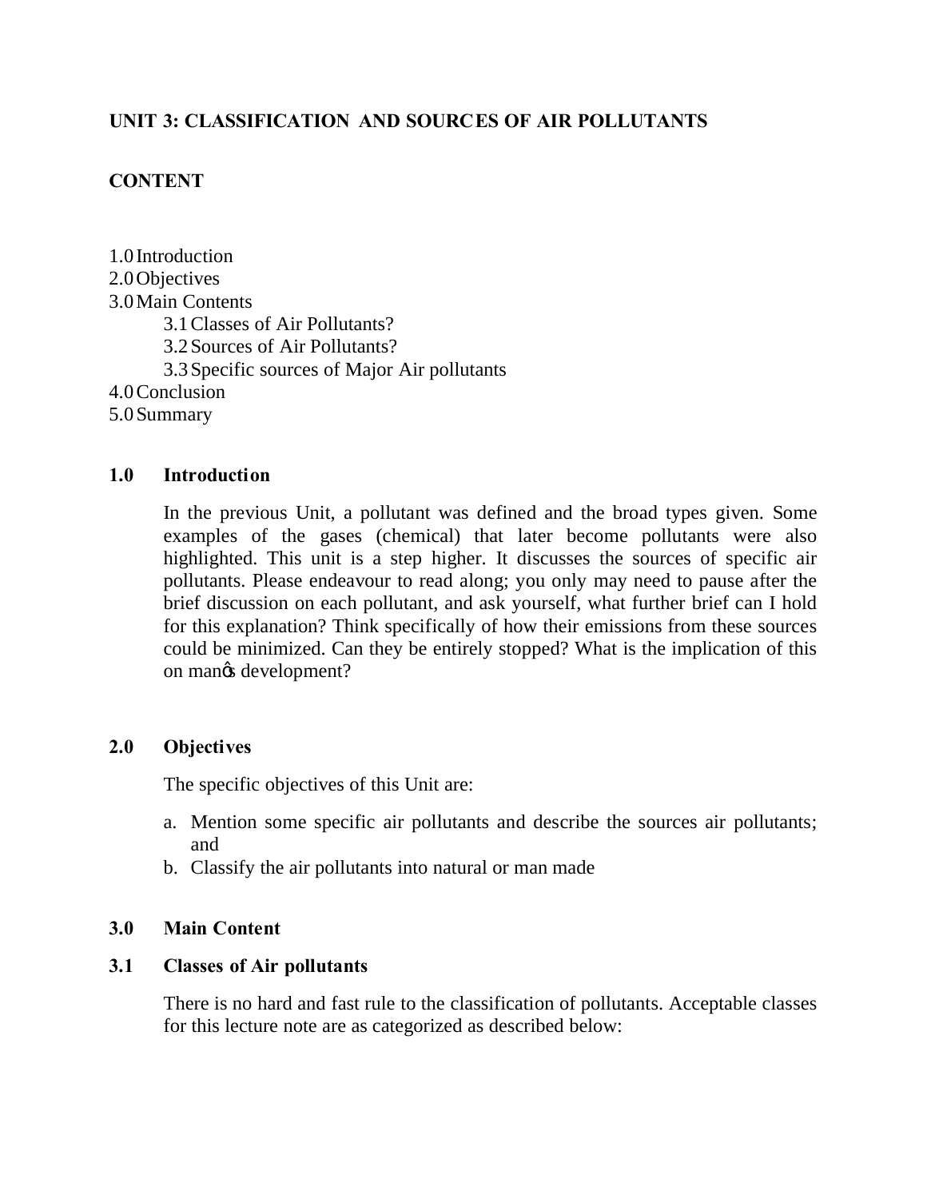# UNIT 3: CLASSIFICATION AND SOURCES OF AIR POLLUTANTS

## CONTENT

1.0 Introduction
2.0 Objectives
3.0 Main Contents
  3.1 Classes of Air Pollutants?
  3.2 Sources of Air Pollutants?
  3.3 Specific sources of Major Air pollutants
4.0 Conclusion
5.0 Summary

## 1.0 Introduction

In the previous Unit, a pollutant was defined and the broad types given. Some examples of the gases (chemical) that later become pollutants were also highlighted. This unit is a step higher. It discusses the sources of specific air pollutants. Please endeavour to read along; you only may need to pause after the brief discussion on each pollutant, and ask yourself, what further brief can I hold for this explanation? Think specifically of how their emissions from these sources could be minimized. Can they be entirely stopped? What is the implication of this on man's development?

## 2.0 Objectives

The specific objectives of this Unit are:

a. Mention some specific air pollutants and describe the sources air pollutants; and
b. Classify the air pollutants into natural or man made

## 3.0 Main Content

### 3.1 Classes of Air pollutants

There is no hard and fast rule to the classification of pollutants. Acceptable classes for this lecture note are as categorized as described below: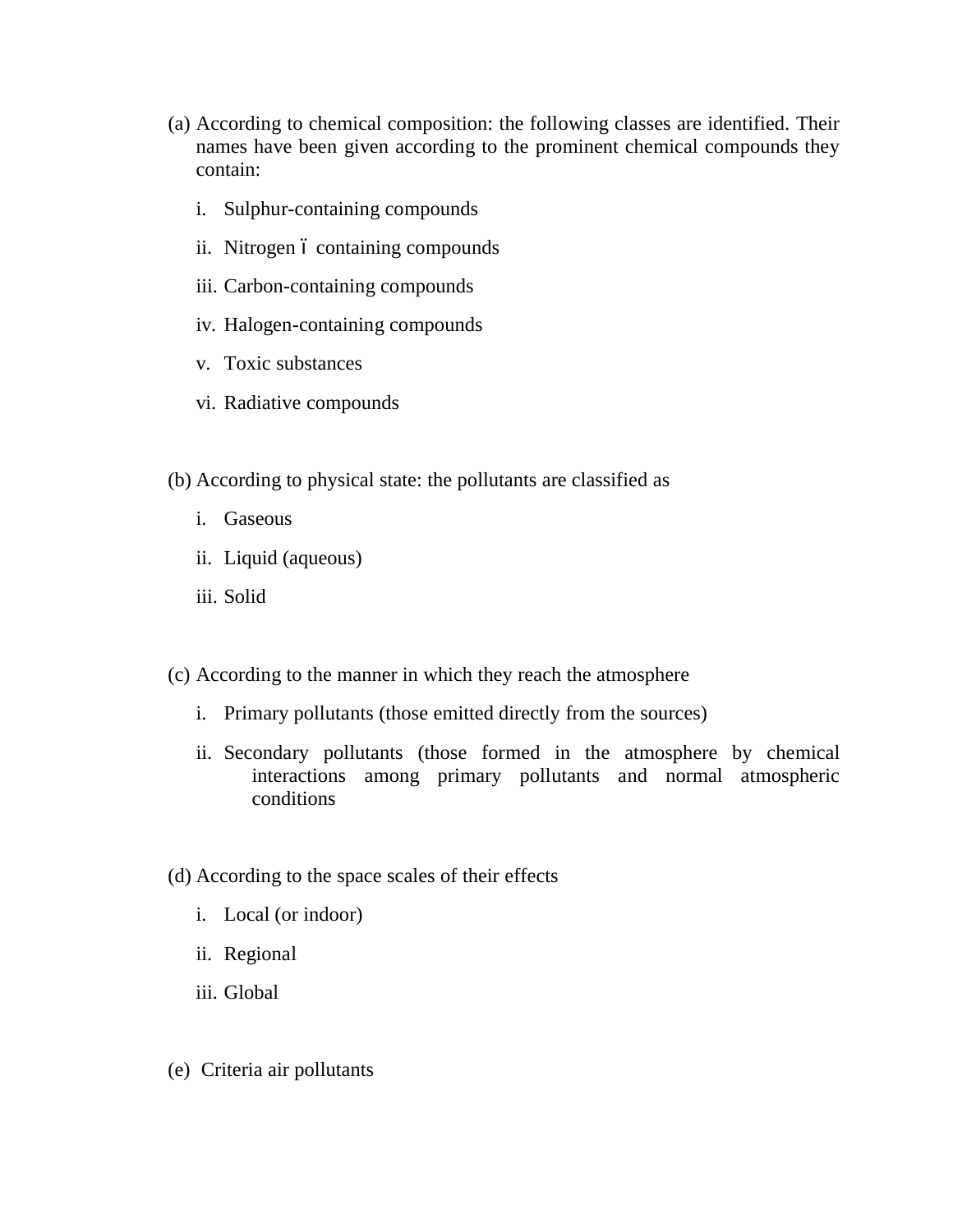(a) According to chemical composition: the following classes are identified. Their names have been given according to the prominent chemical compounds they contain:

   i. Sulphur-containing compounds

   ii. Nitrogen ï containing compounds

   iii. Carbon-containing compounds

   iv. Halogen-containing compounds

   v. Toxic substances

   vi. Radiative compounds

(b) According to physical state: the pollutants are classified as

   i. Gaseous

   ii. Liquid (aqueous)

   iii. Solid

(c) According to the manner in which they reach the atmosphere

   i. Primary pollutants (those emitted directly from the sources)

   ii. Secondary pollutants (those formed in the atmosphere by chemical interactions among primary pollutants and normal atmospheric conditions

(d) According to the space scales of their effects

   i. Local (or indoor)

   ii. Regional

   iii. Global

(e) Criteria air pollutants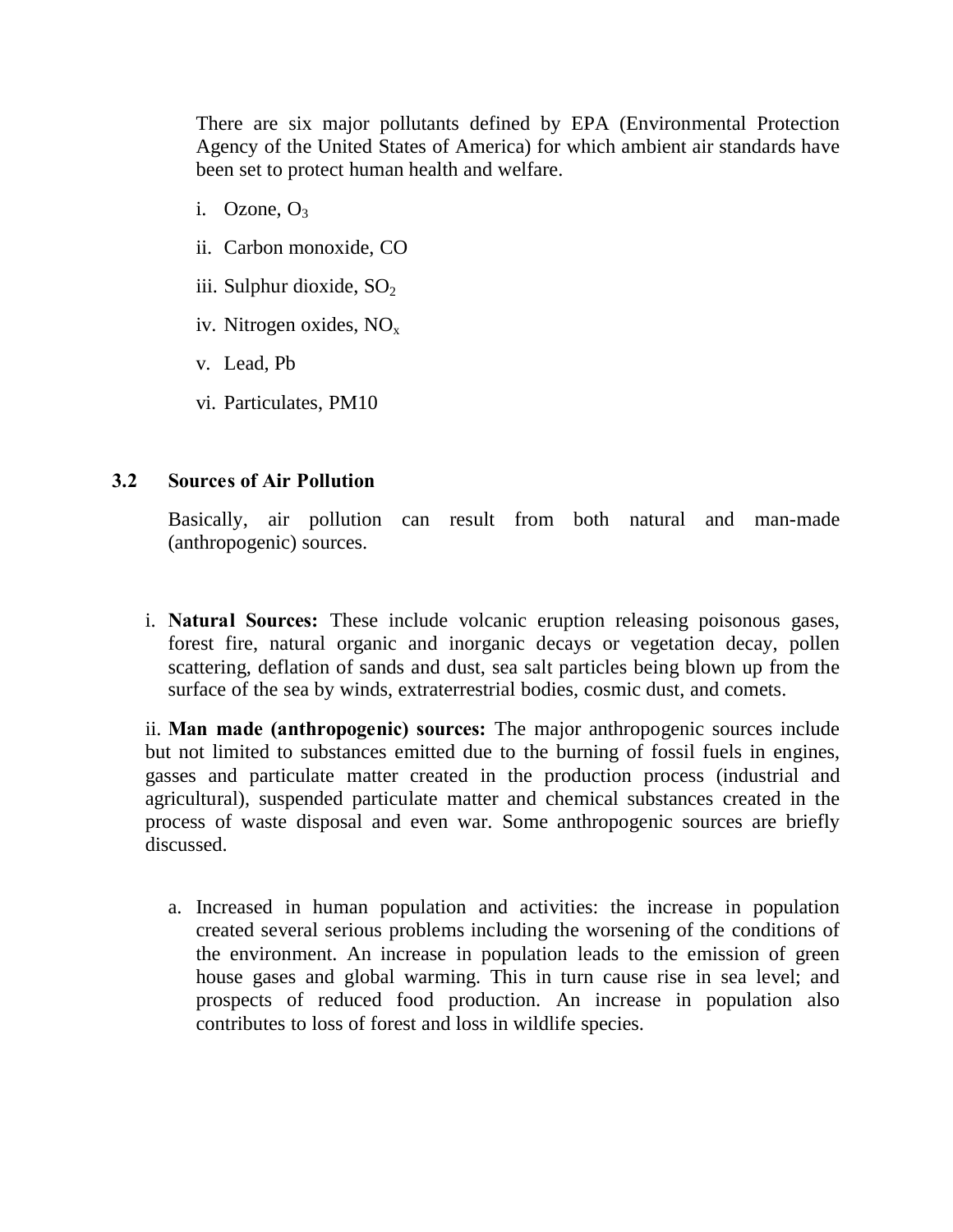There are six major pollutants defined by EPA (Environmental Protection Agency of the United States of America) for which ambient air standards have been set to protect human health and welfare.

i. Ozone, $O_3$

ii. Carbon monoxide, CO

iii. Sulphur dioxide, $SO_2$

iv. Nitrogen oxides, $NO_x$

v. Lead, Pb

vi. Particulates, PM10

### 3.2 Sources of Air Pollution

Basically, air pollution can result from both natural and man-made (anthropogenic) sources.

i. **Natural Sources:** These include volcanic eruption releasing poisonous gases, forest fire, natural organic and inorganic decays or vegetation decay, pollen scattering, deflation of sands and dust, sea salt particles being blown up from the surface of the sea by winds, extraterrestrial bodies, cosmic dust, and comets.

ii. **Man made (anthropogenic) sources:** The major anthropogenic sources include but not limited to substances emitted due to the burning of fossil fuels in engines, gasses and particulate matter created in the production process (industrial and agricultural), suspended particulate matter and chemical substances created in the process of waste disposal and even war. Some anthropogenic sources are briefly discussed.

a. Increased in human population and activities: the increase in population created several serious problems including the worsening of the conditions of the environment. An increase in population leads to the emission of green house gases and global warming. This in turn cause rise in sea level; and prospects of reduced food production. An increase in population also contributes to loss of forest and loss in wildlife species.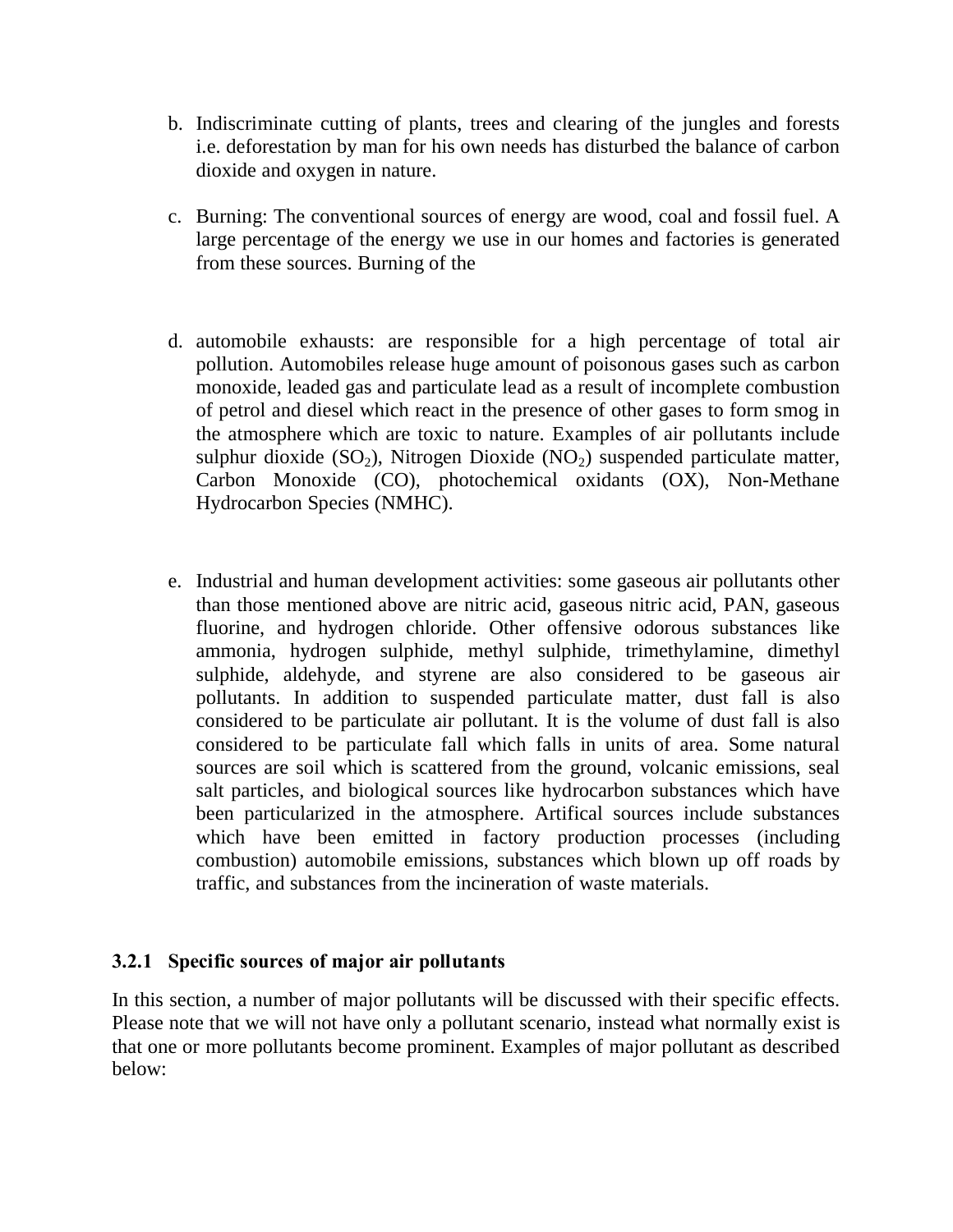b. Indiscriminate cutting of plants, trees and clearing of the jungles and forests i.e. deforestation by man for his own needs has disturbed the balance of carbon dioxide and oxygen in nature.

c. Burning: The conventional sources of energy are wood, coal and fossil fuel. A large percentage of the energy we use in our homes and factories is generated from these sources. Burning of the

d. automobile exhausts: are responsible for a high percentage of total air pollution. Automobiles release huge amount of poisonous gases such as carbon monoxide, leaded gas and particulate lead as a result of incomplete combustion of petrol and diesel which react in the presence of other gases to form smog in the atmosphere which are toxic to nature. Examples of air pollutants include sulphur dioxide ($SO_2$), Nitrogen Dioxide ($NO_2$) suspended particulate matter, Carbon Monoxide (CO), photochemical oxidants (OX), Non-Methane Hydrocarbon Species (NMHC).

e. Industrial and human development activities: some gaseous air pollutants other than those mentioned above are nitric acid, gaseous nitric acid, PAN, gaseous fluorine, and hydrogen chloride. Other offensive odorous substances like ammonia, hydrogen sulphide, methyl sulphide, trimethylamine, dimethyl sulphide, aldehyde, and styrene are also considered to be gaseous air pollutants. In addition to suspended particulate matter, dust fall is also considered to be particulate air pollutant. It is the volume of dust fall is also considered to be particulate fall which falls in units of area. Some natural sources are soil which is scattered from the ground, volcanic emissions, seal salt particles, and biological sources like hydrocarbon substances which have been particularized in the atmosphere. Artifical sources include substances which have been emitted in factory production processes (including combustion) automobile emissions, substances which blown up off roads by traffic, and substances from the incineration of waste materials.

### 3.2.1 Specific sources of major air pollutants

In this section, a number of major pollutants will be discussed with their specific effects. Please note that we will not have only a pollutant scenario, instead what normally exist is that one or more pollutants become prominent. Examples of major pollutant as described below: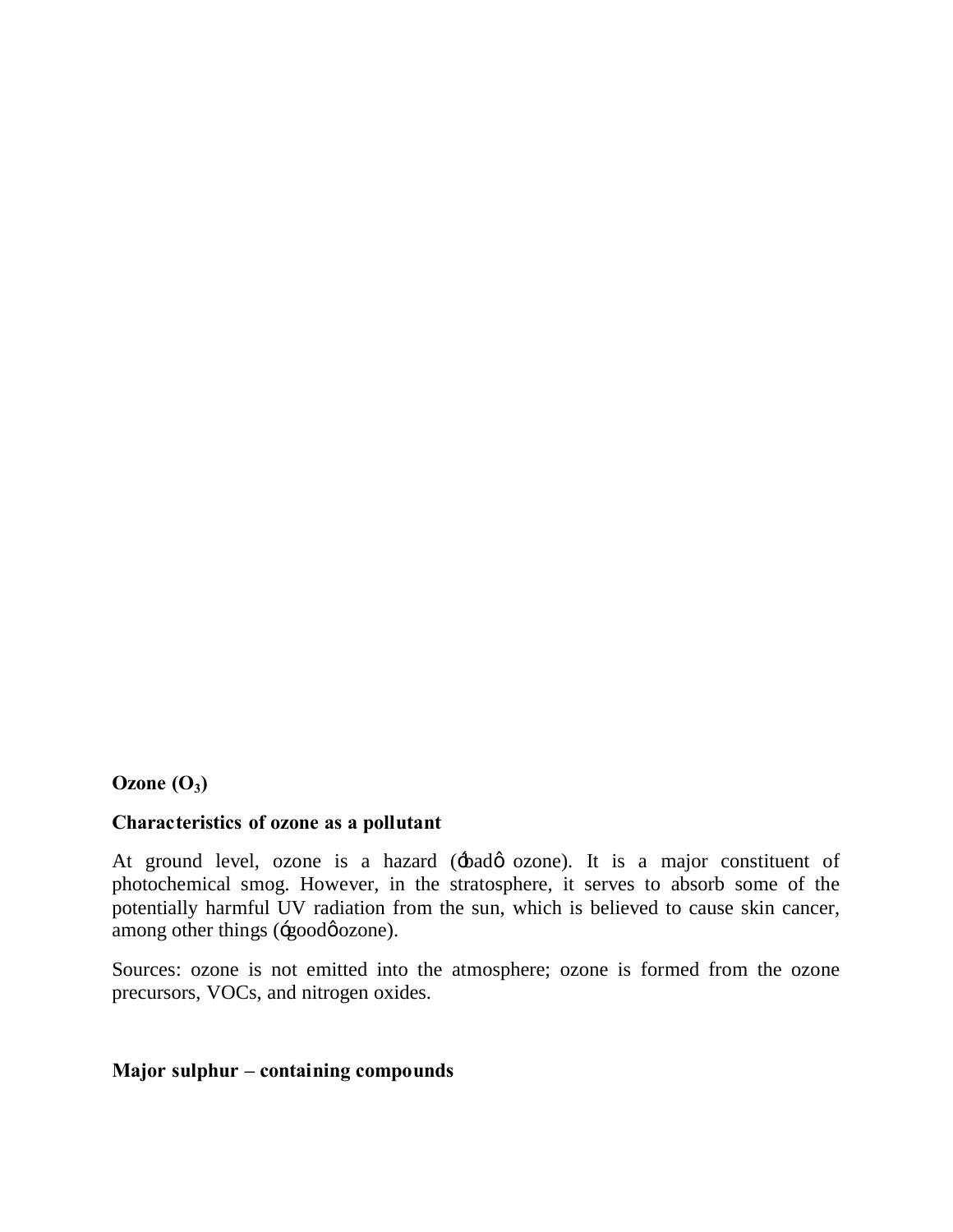**Ozone ($O_3$)**

**Characteristics of ozone as a pollutant**

At ground level, ozone is a hazard (óbadô ozone). It is a major constituent of photochemical smog. However, in the stratosphere, it serves to absorb some of the potentially harmful UV radiation from the sun, which is believed to cause skin cancer, among other things (ógoodô ozone).

Sources: ozone is not emitted into the atmosphere; ozone is formed from the ozone precursors, VOCs, and nitrogen oxides.

**Major sulphur – containing compounds**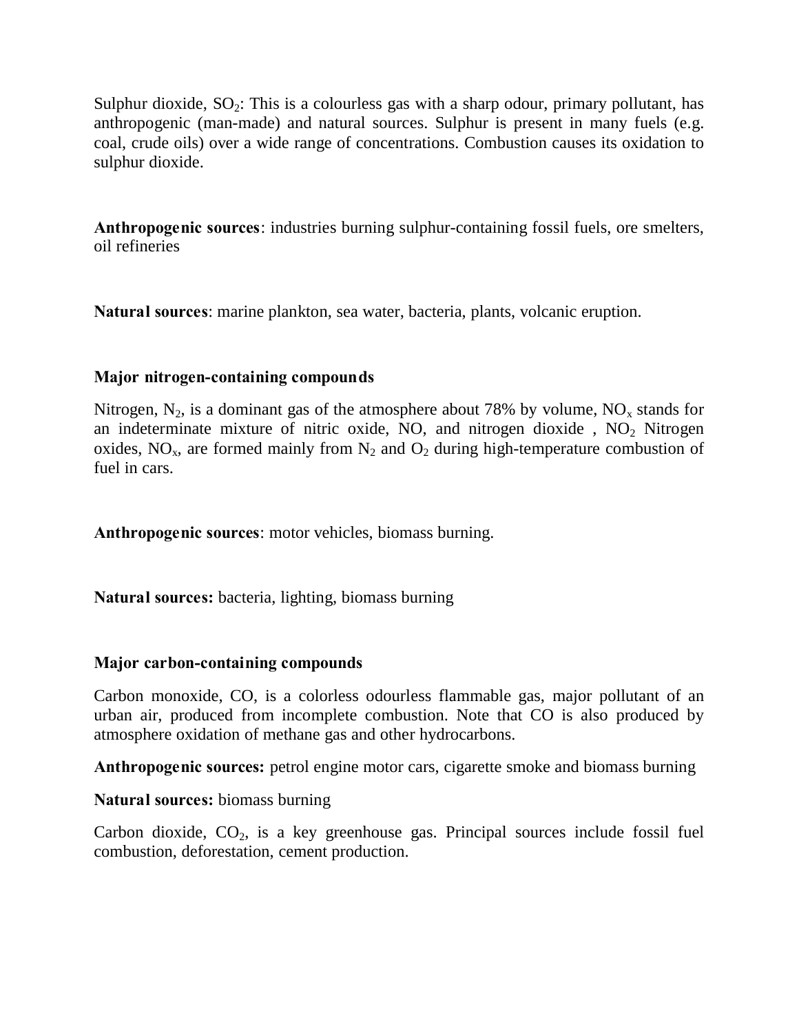Sulphur dioxide, $SO_2$: This is a colourless gas with a sharp odour, primary pollutant, has anthropogenic (man-made) and natural sources. Sulphur is present in many fuels (e.g. coal, crude oils) over a wide range of concentrations. Combustion causes its oxidation to sulphur dioxide.

**Anthropogenic sources**: industries burning sulphur-containing fossil fuels, ore smelters, oil refineries

**Natural sources**: marine plankton, sea water, bacteria, plants, volcanic eruption.

**Major nitrogen-containing compounds**

Nitrogen, $N_2$, is a dominant gas of the atmosphere about 78% by volume, $NO_x$ stands for an indeterminate mixture of nitric oxide, NO, and nitrogen dioxide , $NO_2$ Nitrogen oxides, $NO_x$, are formed mainly from $N_2$ and $O_2$ during high-temperature combustion of fuel in cars.

**Anthropogenic sources**: motor vehicles, biomass burning.

**Natural sources:** bacteria, lighting, biomass burning

**Major carbon-containing compounds**

Carbon monoxide, CO, is a colorless odourless flammable gas, major pollutant of an urban air, produced from incomplete combustion. Note that CO is also produced by atmosphere oxidation of methane gas and other hydrocarbons.

**Anthropogenic sources:** petrol engine motor cars, cigarette smoke and biomass burning

**Natural sources:** biomass burning

Carbon dioxide, $CO_2$, is a key greenhouse gas. Principal sources include fossil fuel combustion, deforestation, cement production.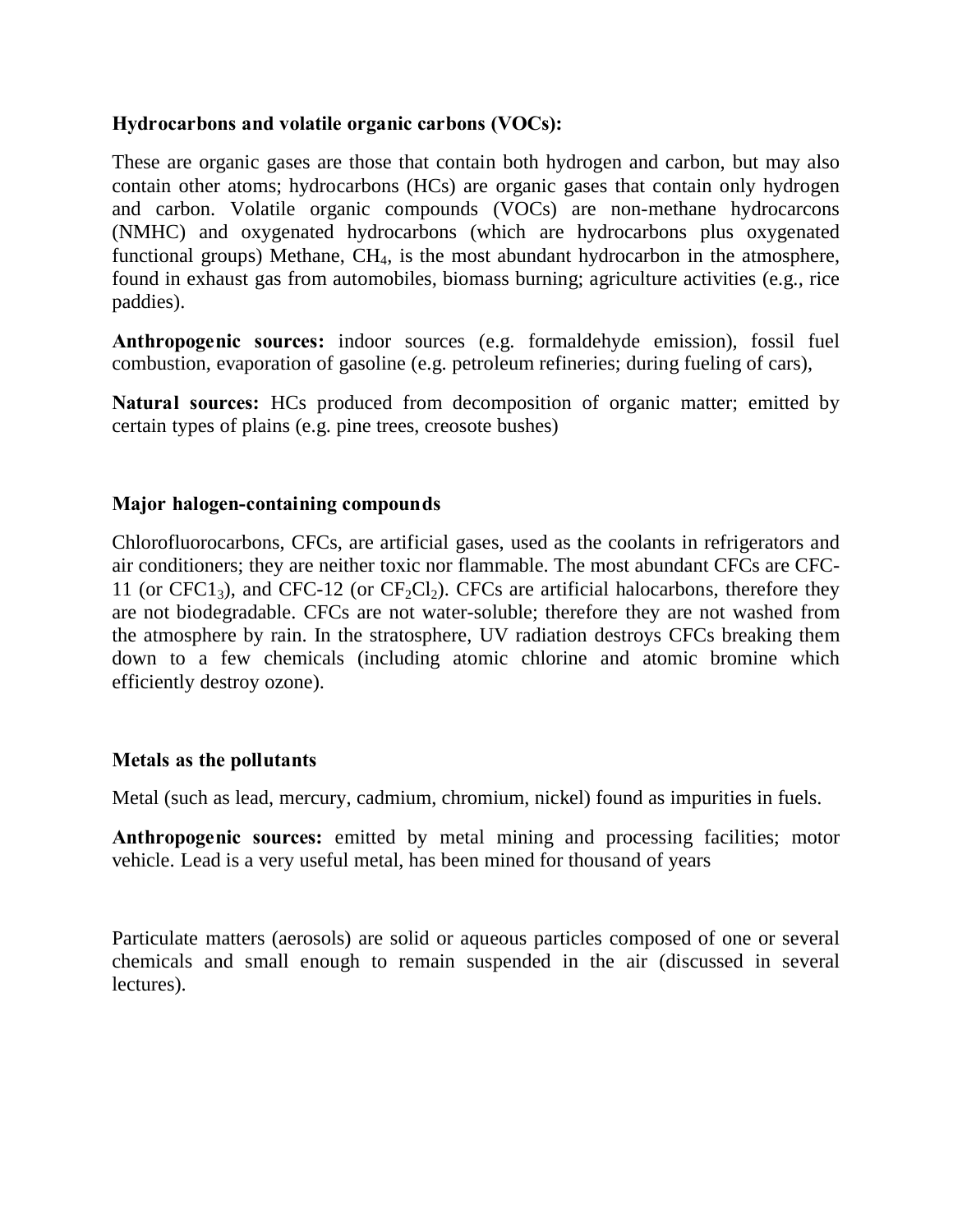**Hydrocarbons and volatile organic carbons (VOCs):**

These are organic gases are those that contain both hydrogen and carbon, but may also contain other atoms; hydrocarbons (HCs) are organic gases that contain only hydrogen and carbon. Volatile organic compounds (VOCs) are non-methane hydrocarcons (NMHC) and oxygenated hydrocarbons (which are hydrocarbons plus oxygenated functional groups) Methane, $CH_4$, is the most abundant hydrocarbon in the atmosphere, found in exhaust gas from automobiles, biomass burning; agriculture activities (e.g., rice paddies).

**Anthropogenic sources:** indoor sources (e.g. formaldehyde emission), fossil fuel combustion, evaporation of gasoline (e.g. petroleum refineries; during fueling of cars),

**Natural sources:** HCs produced from decomposition of organic matter; emitted by certain types of plains (e.g. pine trees, creosote bushes)

**Major halogen-containing compounds**

Chlorofluorocarbons, CFCs, are artificial gases, used as the coolants in refrigerators and air conditioners; they are neither toxic nor flammable. The most abundant CFCs are CFC-11 (or $CFC1_3$), and CFC-12 (or $CF_2Cl_2$). CFCs are artificial halocarbons, therefore they are not biodegradable. CFCs are not water-soluble; therefore they are not washed from the atmosphere by rain. In the stratosphere, UV radiation destroys CFCs breaking them down to a few chemicals (including atomic chlorine and atomic bromine which efficiently destroy ozone).

**Metals as the pollutants**

Metal (such as lead, mercury, cadmium, chromium, nickel) found as impurities in fuels.

**Anthropogenic sources:** emitted by metal mining and processing facilities; motor vehicle. Lead is a very useful metal, has been mined for thousand of years

Particulate matters (aerosols) are solid or aqueous particles composed of one or several chemicals and small enough to remain suspended in the air (discussed in several lectures).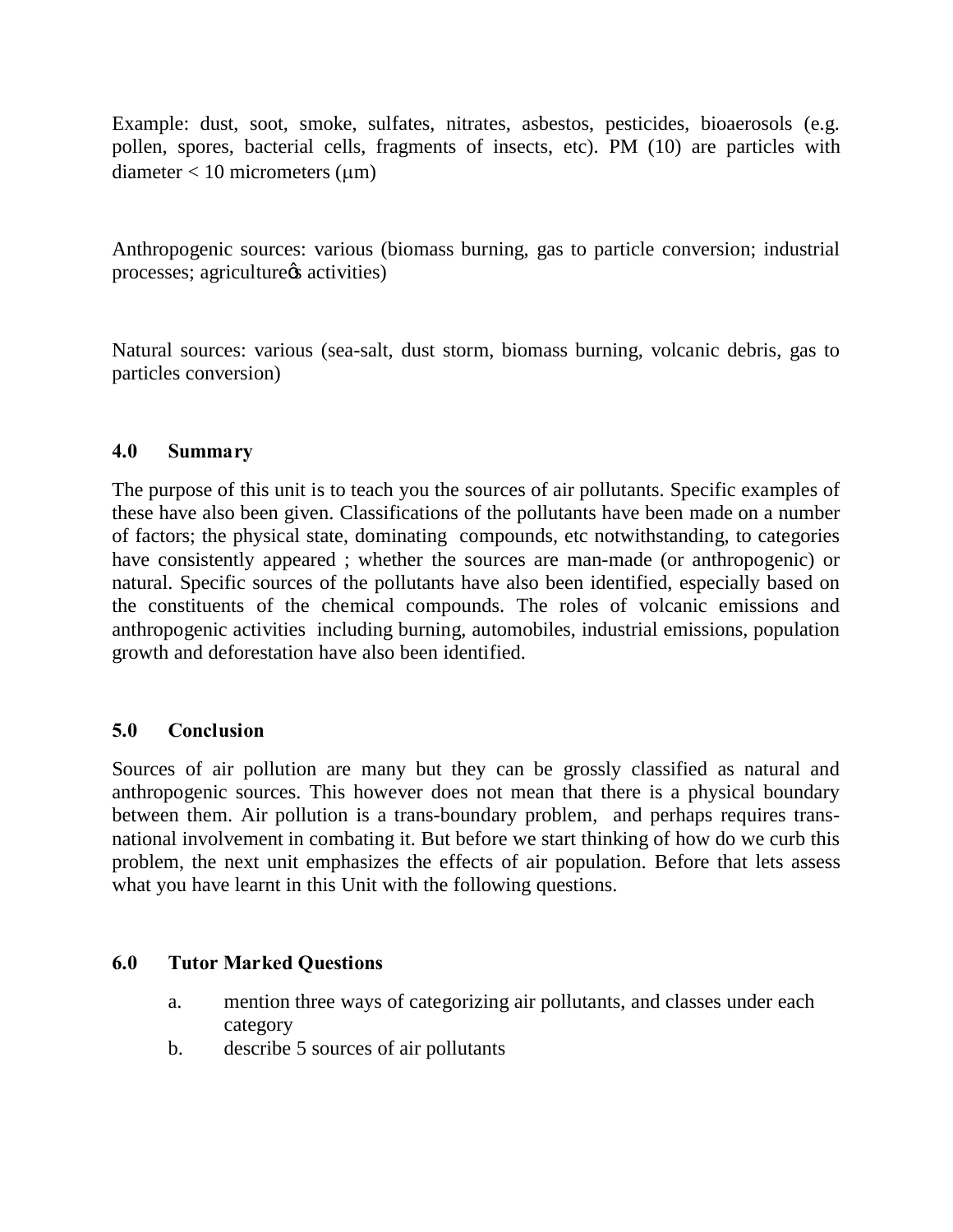Example: dust, soot, smoke, sulfates, nitrates, asbestos, pesticides, bioaerosols (e.g. pollen, spores, bacterial cells, fragments of insects, etc). PM (10) are particles with diameter < 10 micrometers ($\mu$m)

Anthropogenic sources: various (biomass burning, gas to particle conversion; industrial processes; agriculture's activities)

Natural sources: various (sea-salt, dust storm, biomass burning, volcanic debris, gas to particles conversion)

## 4.0 Summary

The purpose of this unit is to teach you the sources of air pollutants. Specific examples of these have also been given. Classifications of the pollutants have been made on a number of factors; the physical state, dominating compounds, etc notwithstanding, to categories have consistently appeared ; whether the sources are man-made (or anthropogenic) or natural. Specific sources of the pollutants have also been identified, especially based on the constituents of the chemical compounds. The roles of volcanic emissions and anthropogenic activities including burning, automobiles, industrial emissions, population growth and deforestation have also been identified.

## 5.0 Conclusion

Sources of air pollution are many but they can be grossly classified as natural and anthropogenic sources. This however does not mean that there is a physical boundary between them. Air pollution is a trans-boundary problem, and perhaps requires trans-national involvement in combating it. But before we start thinking of how do we curb this problem, the next unit emphasizes the effects of air population. Before that lets assess what you have learnt in this Unit with the following questions.

## 6.0 Tutor Marked Questions

a. mention three ways of categorizing air pollutants, and classes under each category
b. describe 5 sources of air pollutants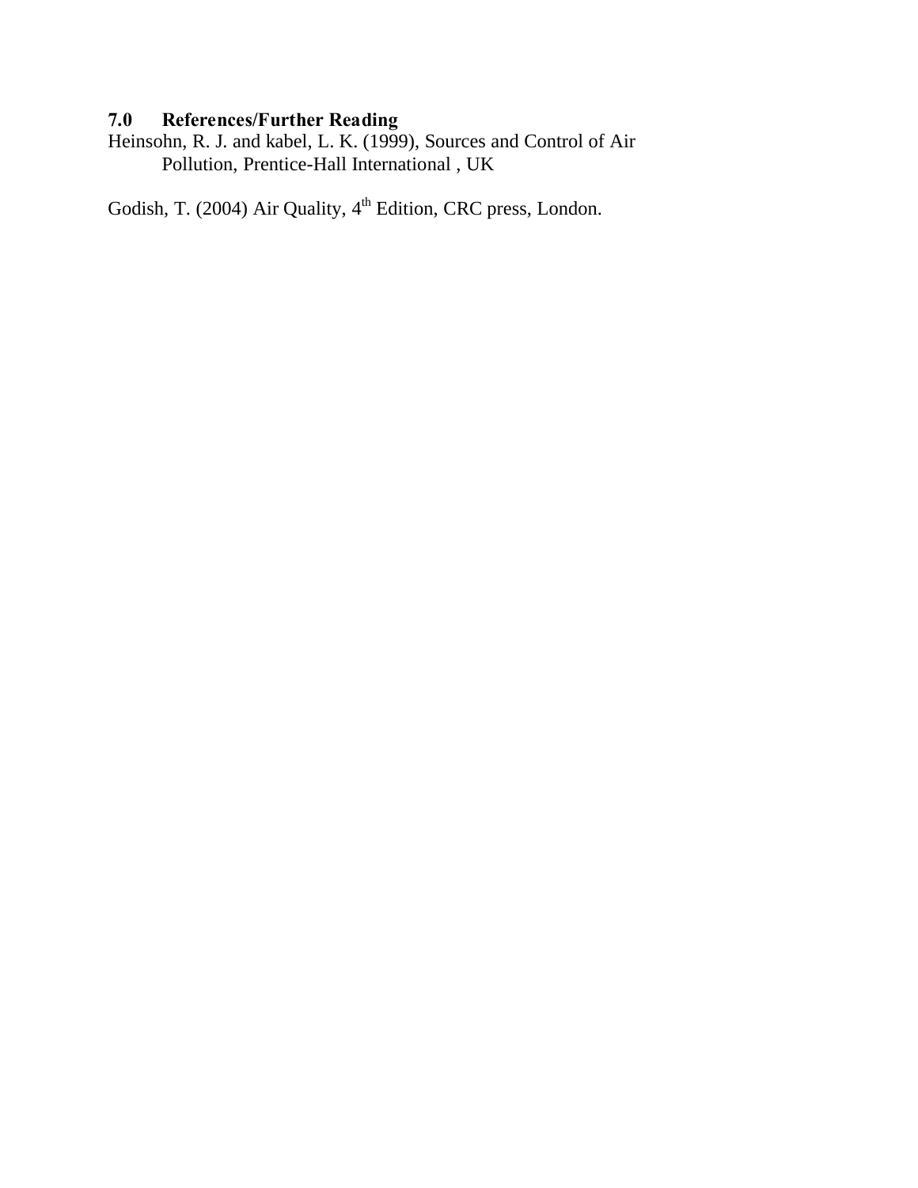## 7.0 References/Further Reading

Heinsohn, R. J. and kabel, L. K. (1999), Sources and Control of Air Pollution, Prentice-Hall International , UK

Godish, T. (2004) Air Quality, 4th Edition, CRC press, London.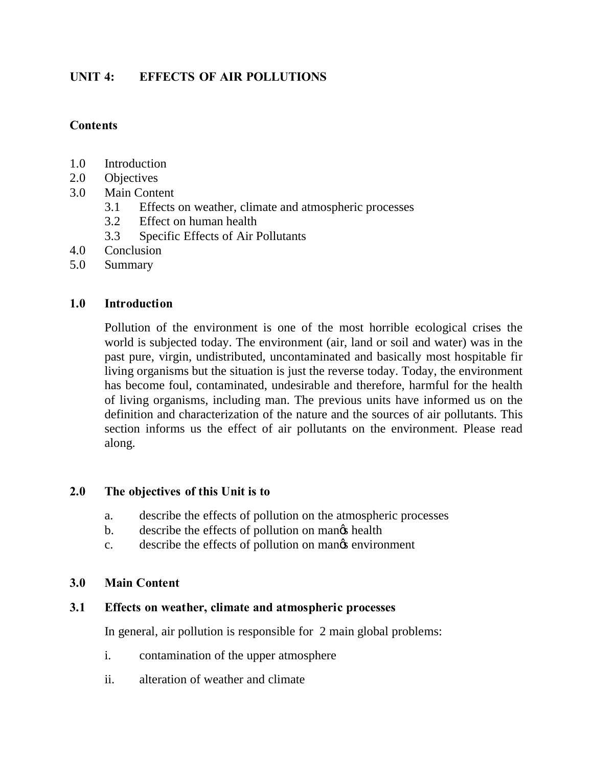# UNIT 4: EFFECTS OF AIR POLLUTIONS

**Contents**

1.0 Introduction
2.0 Objectives
3.0 Main Content
   3.1 Effects on weather, climate and atmospheric processes
   3.2 Effect on human health
   3.3 Specific Effects of Air Pollutants
4.0 Conclusion
5.0 Summary

## 1.0 Introduction

Pollution of the environment is one of the most horrible ecological crises the world is subjected today. The environment (air, land or soil and water) was in the past pure, virgin, undistributed, uncontaminated and basically most hospitable fir living organisms but the situation is just the reverse today. Today, the environment has become foul, contaminated, undesirable and therefore, harmful for the health of living organisms, including man. The previous units have informed us on the definition and characterization of the nature and the sources of air pollutants. This section informs us the effect of air pollutants on the environment. Please read along.

## 2.0 The objectives of this Unit is to

a. describe the effects of pollution on the atmospheric processes
b. describe the effects of pollution on man's health
c. describe the effects of pollution on man's environment

## 3.0 Main Content

### 3.1 Effects on weather, climate and atmospheric processes

In general, air pollution is responsible for 2 main global problems:

i. contamination of the upper atmosphere

ii. alteration of weather and climate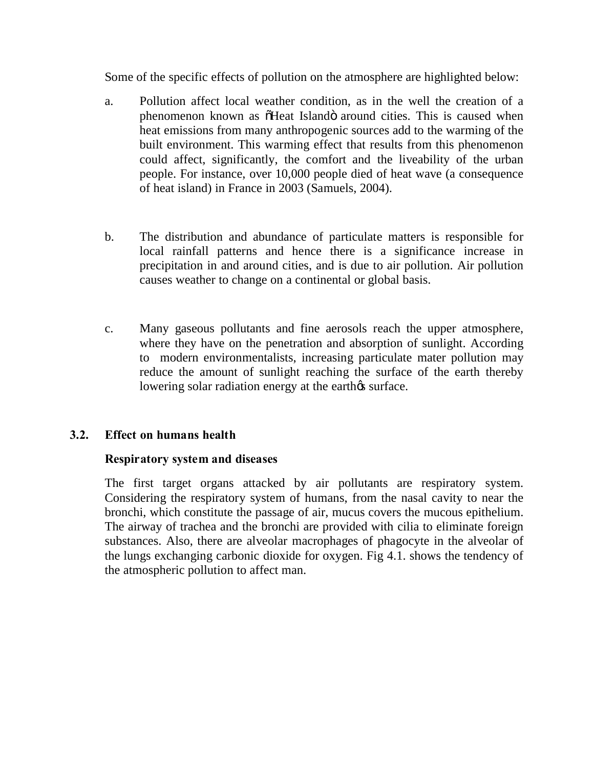Some of the specific effects of pollution on the atmosphere are highlighted below:

a. Pollution affect local weather condition, as in the well the creation of a phenomenon known as "Heat Island" around cities. This is caused when heat emissions from many anthropogenic sources add to the warming of the built environment. This warming effect that results from this phenomenon could affect, significantly, the comfort and the liveability of the urban people. For instance, over 10,000 people died of heat wave (a consequence of heat island) in France in 2003 (Samuels, 2004).

b. The distribution and abundance of particulate matters is responsible for local rainfall patterns and hence there is a significance increase in precipitation in and around cities, and is due to air pollution. Air pollution causes weather to change on a continental or global basis.

c. Many gaseous pollutants and fine aerosols reach the upper atmosphere, where they have on the penetration and absorption of sunlight. According to modern environmentalists, increasing particulate mater pollution may reduce the amount of sunlight reaching the surface of the earth thereby lowering solar radiation energy at the earth's surface.

## 3.2. Effect on humans health

**Respiratory system and diseases**

The first target organs attacked by air pollutants are respiratory system. Considering the respiratory system of humans, from the nasal cavity to near the bronchi, which constitute the passage of air, mucus covers the mucous epithelium. The airway of trachea and the bronchi are provided with cilia to eliminate foreign substances. Also, there are alveolar macrophages of phagocyte in the alveolar of the lungs exchanging carbonic dioxide for oxygen. Fig 4.1. shows the tendency of the atmospheric pollution to affect man.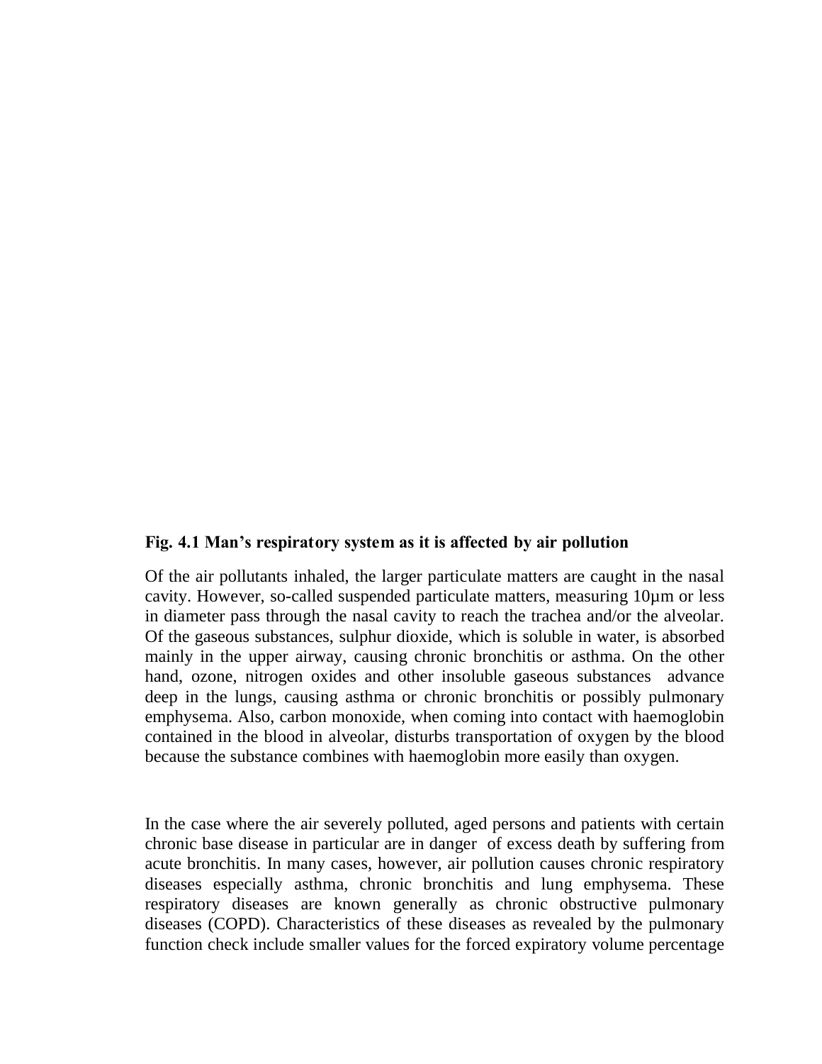**Fig. 4.1 Man's respiratory system as it is affected by air pollution**

Of the air pollutants inhaled, the larger particulate matters are caught in the nasal cavity. However, so-called suspended particulate matters, measuring 10µm or less in diameter pass through the nasal cavity to reach the trachea and/or the alveolar. Of the gaseous substances, sulphur dioxide, which is soluble in water, is absorbed mainly in the upper airway, causing chronic bronchitis or asthma. On the other hand, ozone, nitrogen oxides and other insoluble gaseous substances advance deep in the lungs, causing asthma or chronic bronchitis or possibly pulmonary emphysema. Also, carbon monoxide, when coming into contact with haemoglobin contained in the blood in alveolar, disturbs transportation of oxygen by the blood because the substance combines with haemoglobin more easily than oxygen.

In the case where the air severely polluted, aged persons and patients with certain chronic base disease in particular are in danger of excess death by suffering from acute bronchitis. In many cases, however, air pollution causes chronic respiratory diseases especially asthma, chronic bronchitis and lung emphysema. These respiratory diseases are known generally as chronic obstructive pulmonary diseases (COPD). Characteristics of these diseases as revealed by the pulmonary function check include smaller values for the forced expiratory volume percentage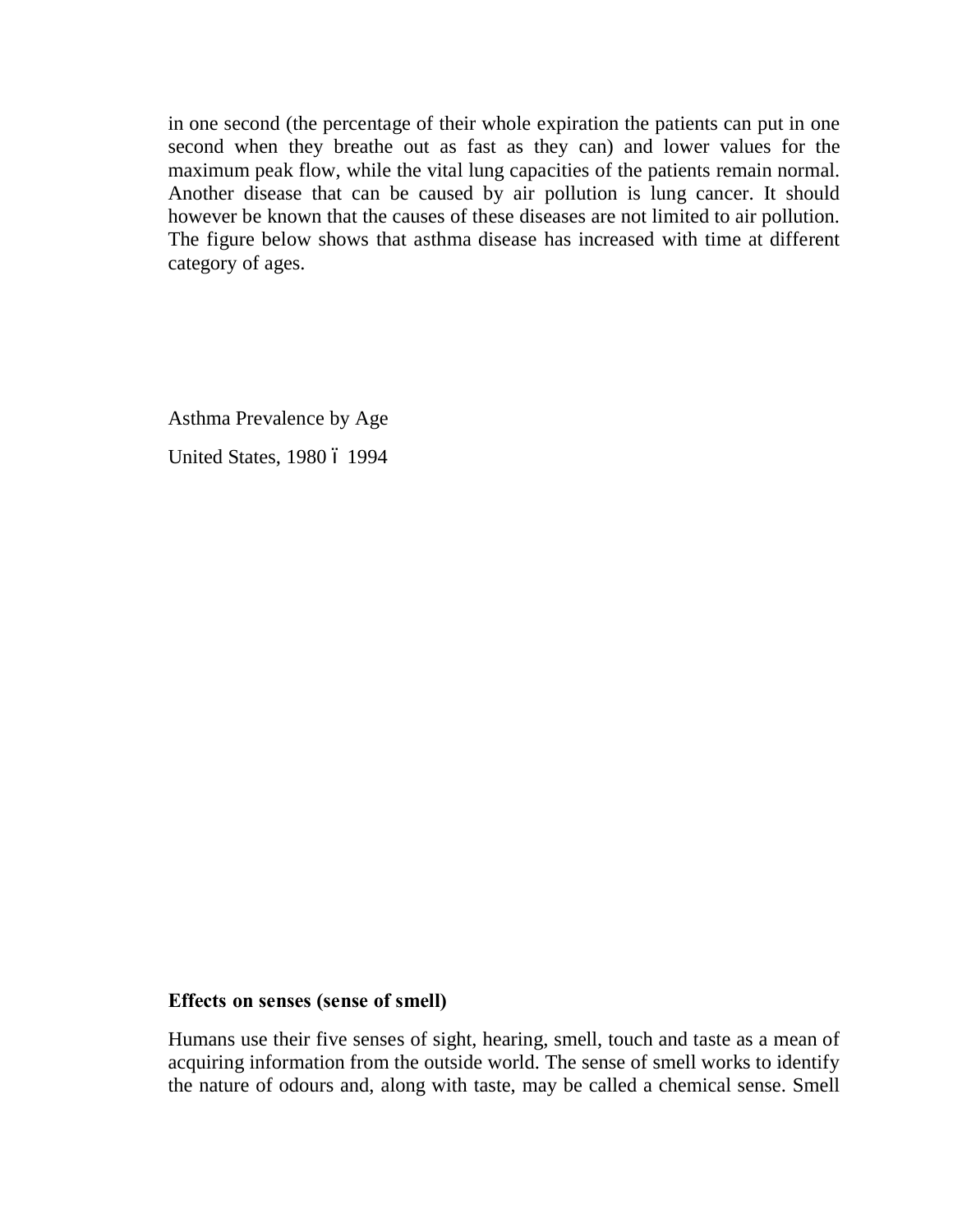in one second (the percentage of their whole expiration the patients can put in one second when they breathe out as fast as they can) and lower values for the maximum peak flow, while the vital lung capacities of the patients remain normal. Another disease that can be caused by air pollution is lung cancer. It should however be known that the causes of these diseases are not limited to air pollution. The figure below shows that asthma disease has increased with time at different category of ages.

Asthma Prevalence by Age

United States, 1980 – 1994

**Effects on senses (sense of smell)**

Humans use their five senses of sight, hearing, smell, touch and taste as a mean of acquiring information from the outside world. The sense of smell works to identify the nature of odours and, along with taste, may be called a chemical sense. Smell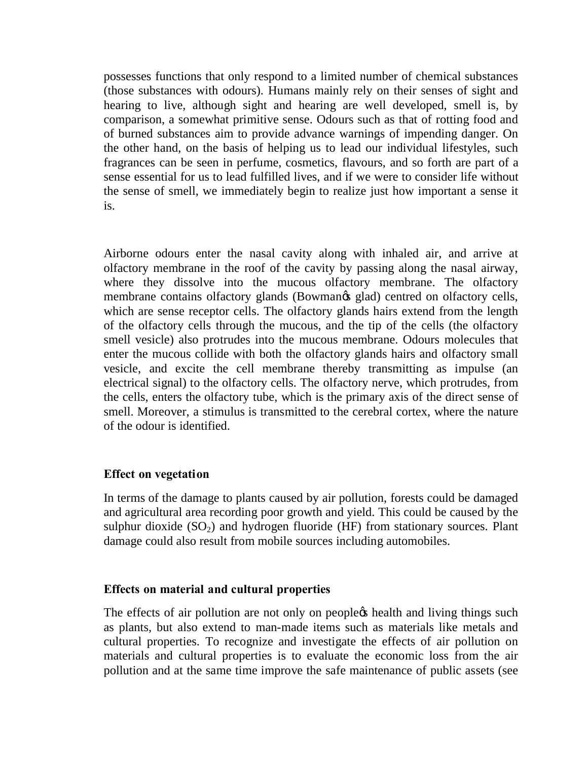possesses functions that only respond to a limited number of chemical substances (those substances with odours). Humans mainly rely on their senses of sight and hearing to live, although sight and hearing are well developed, smell is, by comparison, a somewhat primitive sense. Odours such as that of rotting food and of burned substances aim to provide advance warnings of impending danger. On the other hand, on the basis of helping us to lead our individual lifestyles, such fragrances can be seen in perfume, cosmetics, flavours, and so forth are part of a sense essential for us to lead fulfilled lives, and if we were to consider life without the sense of smell, we immediately begin to realize just how important a sense it is.

Airborne odours enter the nasal cavity along with inhaled air, and arrive at olfactory membrane in the roof of the cavity by passing along the nasal airway, where they dissolve into the mucous olfactory membrane. The olfactory membrane contains olfactory glands (Bowman's glad) centred on olfactory cells, which are sense receptor cells. The olfactory glands hairs extend from the length of the olfactory cells through the mucous, and the tip of the cells (the olfactory smell vesicle) also protrudes into the mucous membrane. Odours molecules that enter the mucous collide with both the olfactory glands hairs and olfactory small vesicle, and excite the cell membrane thereby transmitting as impulse (an electrical signal) to the olfactory cells. The olfactory nerve, which protrudes, from the cells, enters the olfactory tube, which is the primary axis of the direct sense of smell. Moreover, a stimulus is transmitted to the cerebral cortex, where the nature of the odour is identified.

**Effect on vegetation**

In terms of the damage to plants caused by air pollution, forests could be damaged and agricultural area recording poor growth and yield. This could be caused by the sulphur dioxide ($SO_2$) and hydrogen fluoride (HF) from stationary sources. Plant damage could also result from mobile sources including automobiles.

**Effects on material and cultural properties**

The effects of air pollution are not only on people's health and living things such as plants, but also extend to man-made items such as materials like metals and cultural properties. To recognize and investigate the effects of air pollution on materials and cultural properties is to evaluate the economic loss from the air pollution and at the same time improve the safe maintenance of public assets (see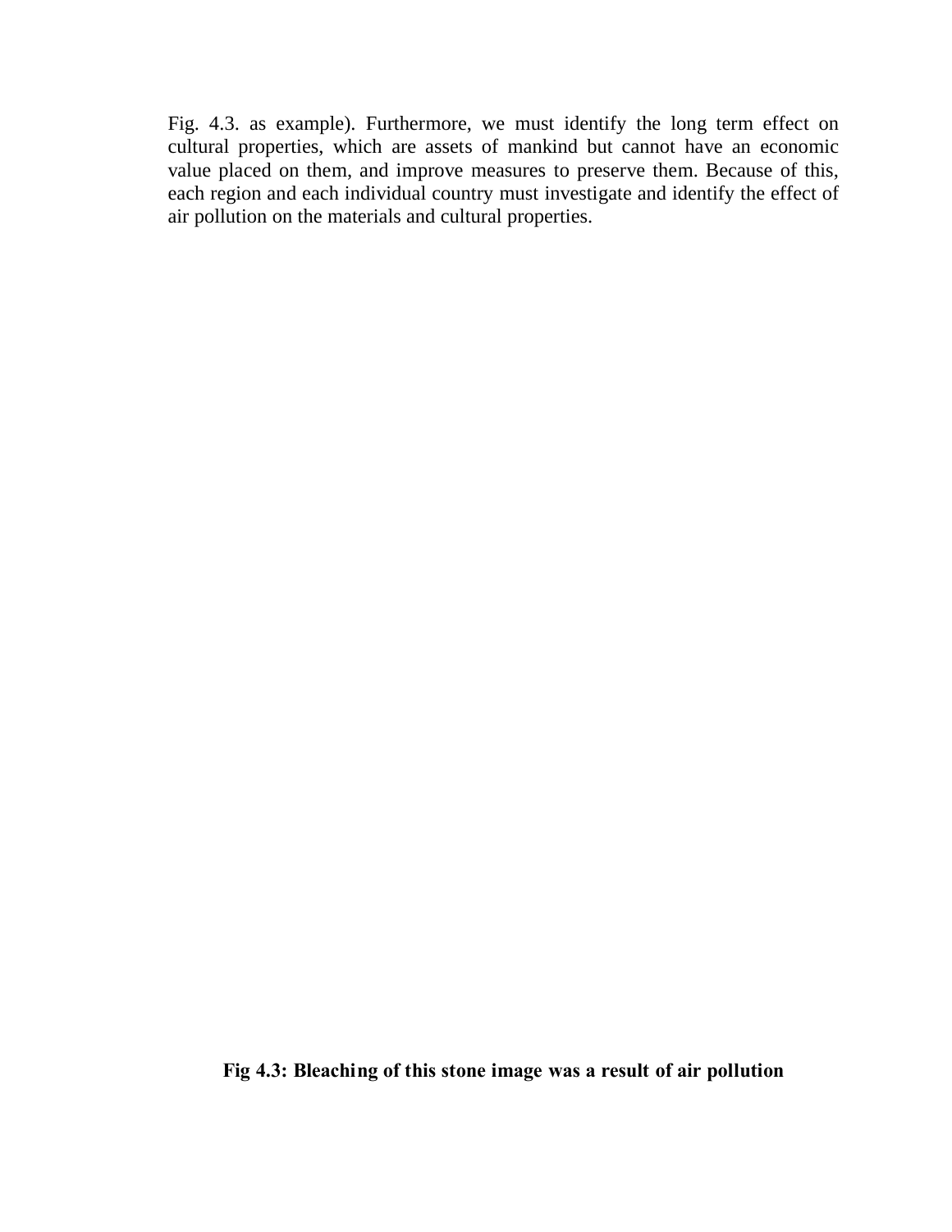Fig. 4.3. as example). Furthermore, we must identify the long term effect on cultural properties, which are assets of mankind but cannot have an economic value placed on them, and improve measures to preserve them. Because of this, each region and each individual country must investigate and identify the effect of air pollution on the materials and cultural properties.

**Fig 4.3: Bleaching of this stone image was a result of air pollution**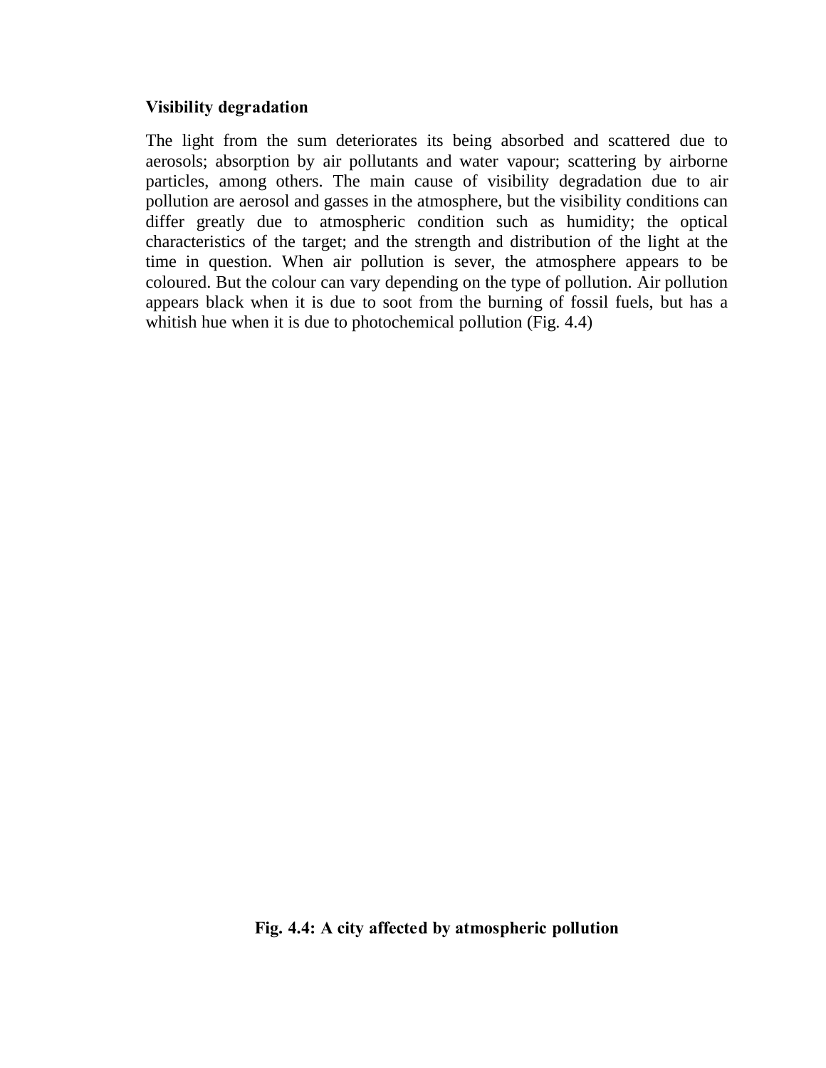**Visibility degradation**

The light from the sum deteriorates its being absorbed and scattered due to aerosols; absorption by air pollutants and water vapour; scattering by airborne particles, among others. The main cause of visibility degradation due to air pollution are aerosol and gasses in the atmosphere, but the visibility conditions can differ greatly due to atmospheric condition such as humidity; the optical characteristics of the target; and the strength and distribution of the light at the time in question. When air pollution is sever, the atmosphere appears to be coloured. But the colour can vary depending on the type of pollution. Air pollution appears black when it is due to soot from the burning of fossil fuels, but has a whitish hue when it is due to photochemical pollution (Fig. 4.4)

**Fig. 4.4: A city affected by atmospheric pollution**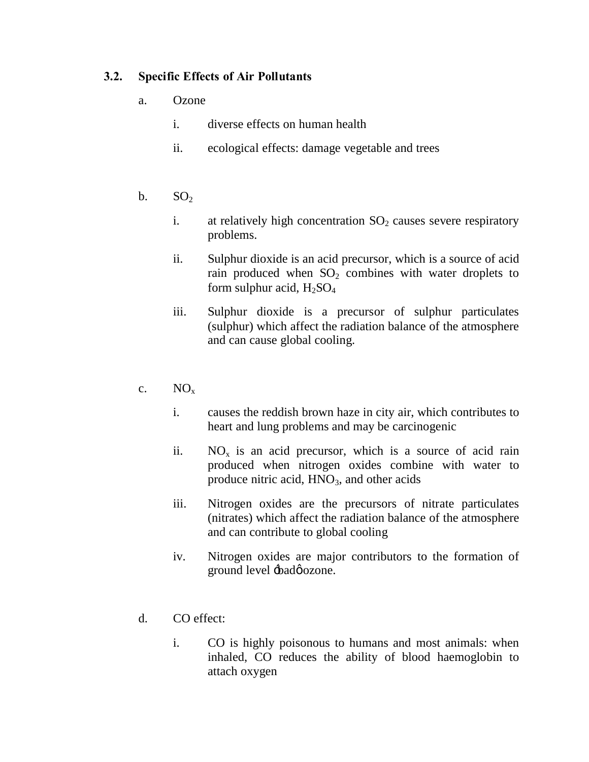### 3.2. Specific Effects of Air Pollutants

a. Ozone

   i. diverse effects on human health

   ii. ecological effects: damage vegetable and trees

b. $SO_2$

   i. at relatively high concentration $SO_2$ causes severe respiratory problems.

   ii. Sulphur dioxide is an acid precursor, which is a source of acid rain produced when $SO_2$ combines with water droplets to form sulphur acid, $H_2SO_4$

   iii. Sulphur dioxide is a precursor of sulphur particulates (sulphur) which affect the radiation balance of the atmosphere and can cause global cooling.

c. $NO_x$

   i. causes the reddish brown haze in city air, which contributes to heart and lung problems and may be carcinogenic

   ii. $NO_x$ is an acid precursor, which is a source of acid rain produced when nitrogen oxides combine with water to produce nitric acid, $HNO_3$, and other acids

   iii. Nitrogen oxides are the precursors of nitrate particulates (nitrates) which affect the radiation balance of the atmosphere and can contribute to global cooling

   iv. Nitrogen oxides are major contributors to the formation of ground level ‘bad’ ozone.

d. CO effect:

   i. CO is highly poisonous to humans and most animals: when inhaled, CO reduces the ability of blood haemoglobin to attach oxygen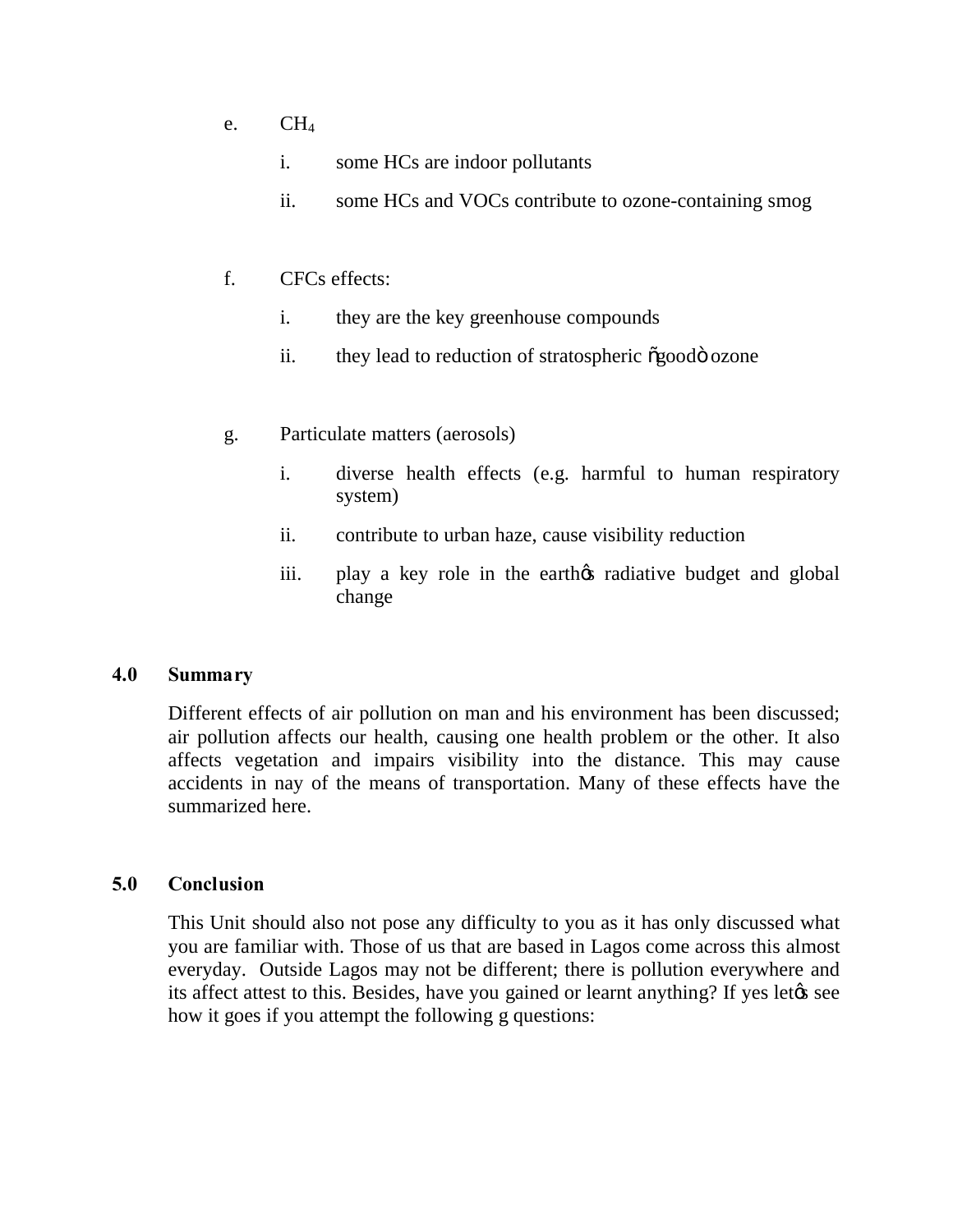e. $CH_4$

   i. some HCs are indoor pollutants

   ii. some HCs and VOCs contribute to ozone-containing smog

f. CFCs effects:

   i. they are the key greenhouse compounds

   ii. they lead to reduction of stratospheric "good" ozone

g. Particulate matters (aerosols)

   i. diverse health effects (e.g. harmful to human respiratory system)

   ii. contribute to urban haze, cause visibility reduction

   iii. play a key role in the earth's radiative budget and global change

## 4.0 Summary

Different effects of air pollution on man and his environment has been discussed; air pollution affects our health, causing one health problem or the other. It also affects vegetation and impairs visibility into the distance. This may cause accidents in nay of the means of transportation. Many of these effects have the summarized here.

## 5.0 Conclusion

This Unit should also not pose any difficulty to you as it has only discussed what you are familiar with. Those of us that are based in Lagos come across this almost everyday. Outside Lagos may not be different; there is pollution everywhere and its affect attest to this. Besides, have you gained or learnt anything? If yes let's see how it goes if you attempt the following g questions: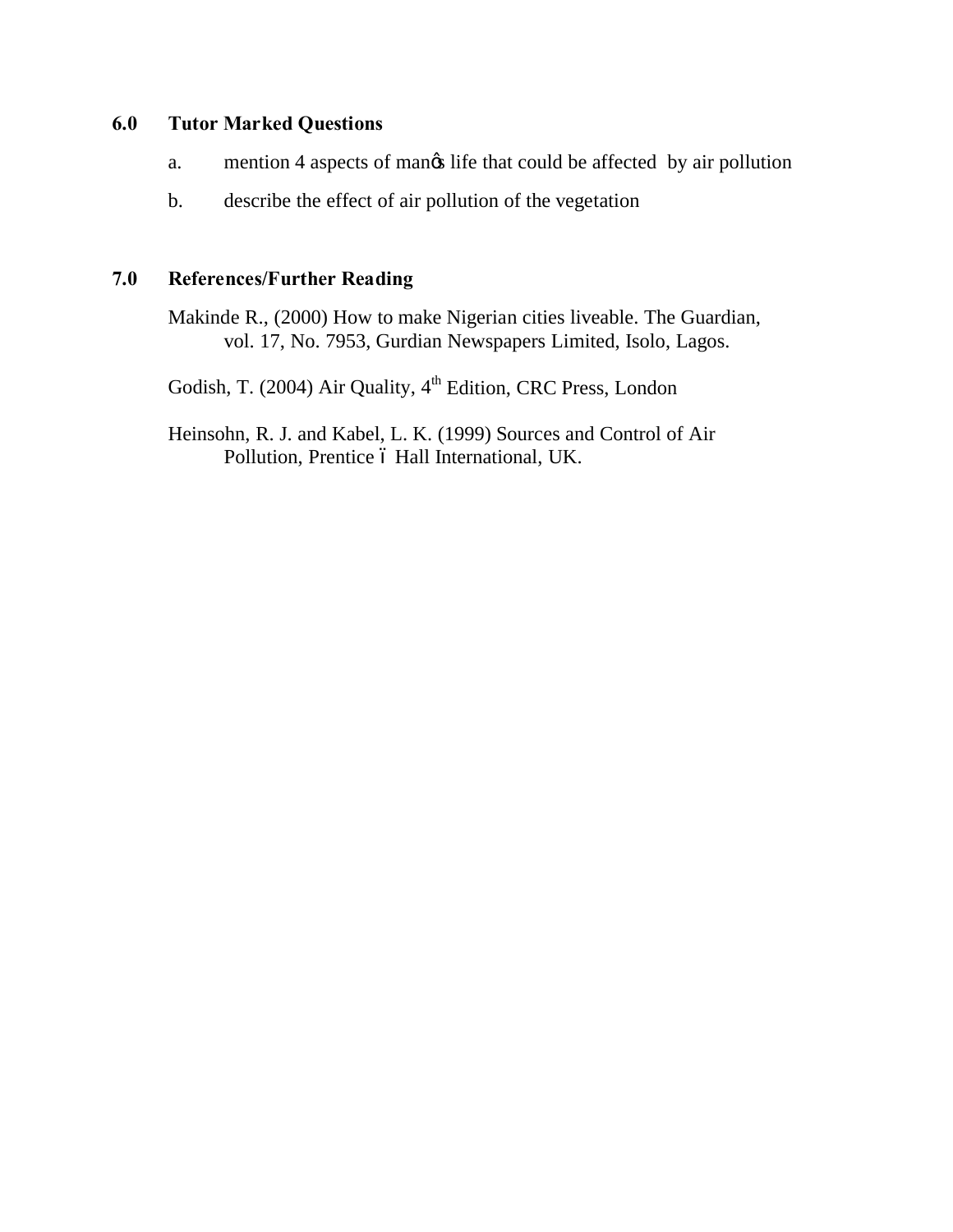## 6.0 Tutor Marked Questions

a. mention 4 aspects of man's life that could be affected by air pollution

b. describe the effect of air pollution of the vegetation

## 7.0 References/Further Reading

Makinde R., (2000) How to make Nigerian cities liveable. The Guardian, vol. 17, No. 7953, Gurdian Newspapers Limited, Isolo, Lagos.

Godish, T. (2004) Air Quality, 4th Edition, CRC Press, London

Heinsohn, R. J. and Kabel, L. K. (1999) Sources and Control of Air Pollution, Prentice – Hall International, UK.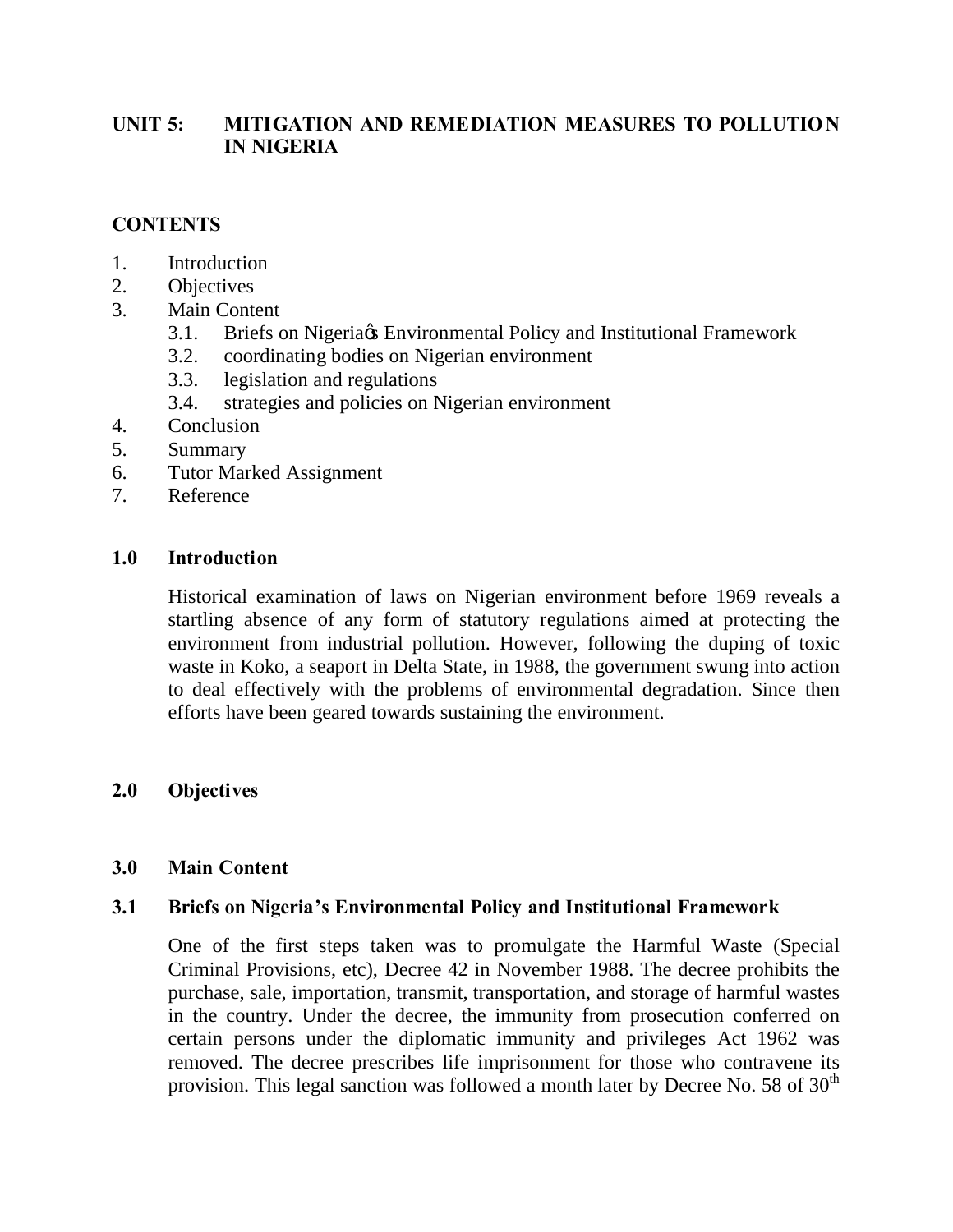## UNIT 5: MITIGATION AND REMEDIATION MEASURES TO POLLUTION IN NIGERIA

### CONTENTS

1. Introduction
2. Objectives
3. Main Content
   - 3.1. Briefs on Nigeriaœs Environmental Policy and Institutional Framework
   - 3.2. coordinating bodies on Nigerian environment
   - 3.3. legislation and regulations
   - 3.4. strategies and policies on Nigerian environment
4. Conclusion
5. Summary
6. Tutor Marked Assignment
7. Reference

### 1.0 Introduction

Historical examination of laws on Nigerian environment before 1969 reveals a startling absence of any form of statutory regulations aimed at protecting the environment from industrial pollution. However, following the duping of toxic waste in Koko, a seaport in Delta State, in 1988, the government swung into action to deal effectively with the problems of environmental degradation. Since then efforts have been geared towards sustaining the environment.

### 2.0 Objectives

### 3.0 Main Content

### 3.1 Briefs on Nigeria's Environmental Policy and Institutional Framework

One of the first steps taken was to promulgate the Harmful Waste (Special Criminal Provisions, etc), Decree 42 in November 1988. The decree prohibits the purchase, sale, importation, transmit, transportation, and storage of harmful wastes in the country. Under the decree, the immunity from prosecution conferred on certain persons under the diplomatic immunity and privileges Act 1962 was removed. The decree prescribes life imprisonment for those who contravene its provision. This legal sanction was followed a month later by Decree No. 58 of 30th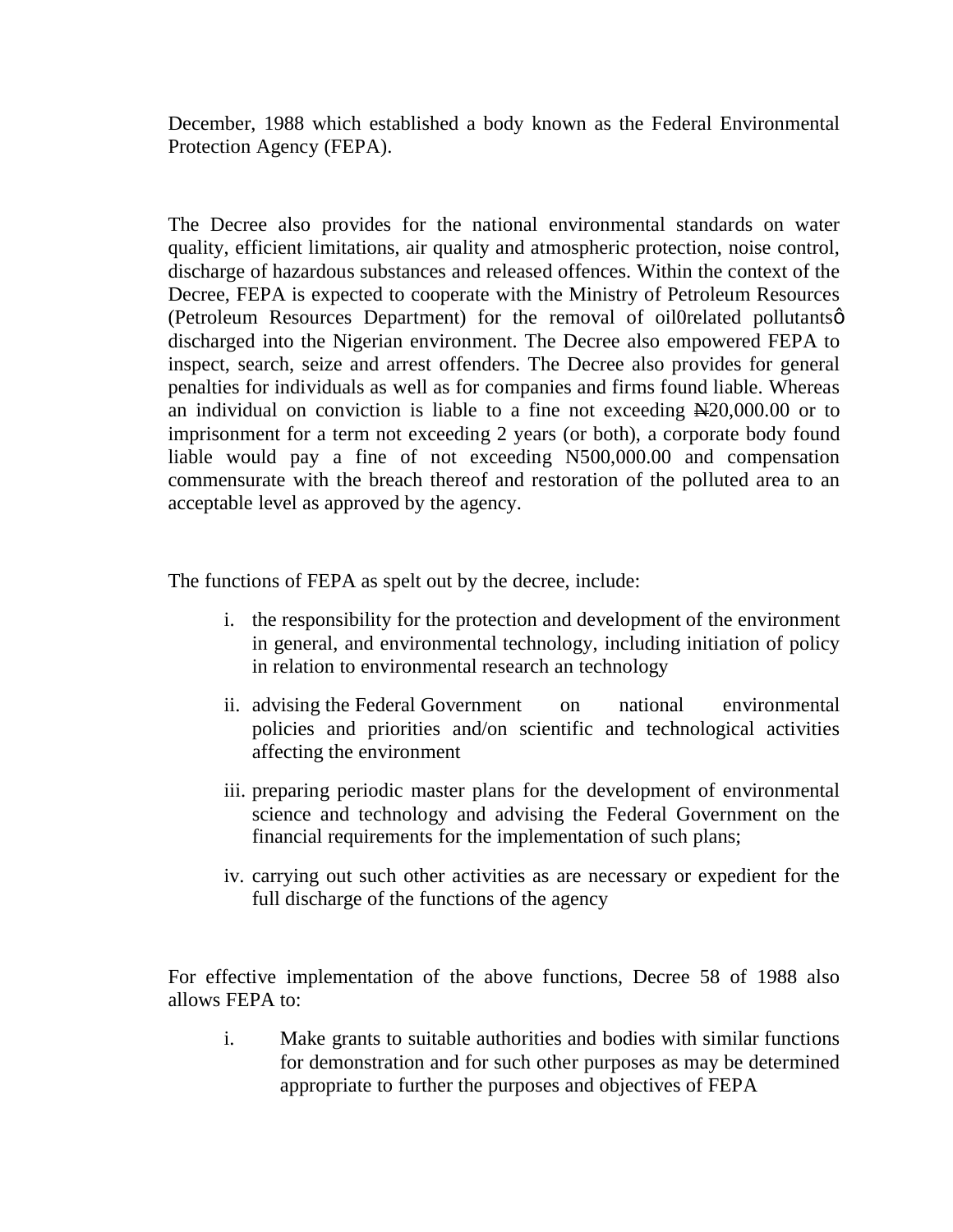December, 1988 which established a body known as the Federal Environmental Protection Agency (FEPA).

The Decree also provides for the national environmental standards on water quality, efficient limitations, air quality and atmospheric protection, noise control, discharge of hazardous substances and released offences. Within the context of the Decree, FEPA is expected to cooperate with the Ministry of Petroleum Resources (Petroleum Resources Department) for the removal of oil0related pollutantsô discharged into the Nigerian environment. The Decree also empowered FEPA to inspect, search, seize and arrest offenders. The Decree also provides for general penalties for individuals as well as for companies and firms found liable. Whereas an individual on conviction is liable to a fine not exceeding ₦20,000.00 or to imprisonment for a term not exceeding 2 years (or both), a corporate body found liable would pay a fine of not exceeding N500,000.00 and compensation commensurate with the breach thereof and restoration of the polluted area to an acceptable level as approved by the agency.

The functions of FEPA as spelt out by the decree, include:

i. the responsibility for the protection and development of the environment in general, and environmental technology, including initiation of policy in relation to environmental research an technology

ii. advising the Federal Government on national environmental policies and priorities and/on scientific and technological activities affecting the environment

iii. preparing periodic master plans for the development of environmental science and technology and advising the Federal Government on the financial requirements for the implementation of such plans;

iv. carrying out such other activities as are necessary or expedient for the full discharge of the functions of the agency

For effective implementation of the above functions, Decree 58 of 1988 also allows FEPA to:

i. Make grants to suitable authorities and bodies with similar functions for demonstration and for such other purposes as may be determined appropriate to further the purposes and objectives of FEPA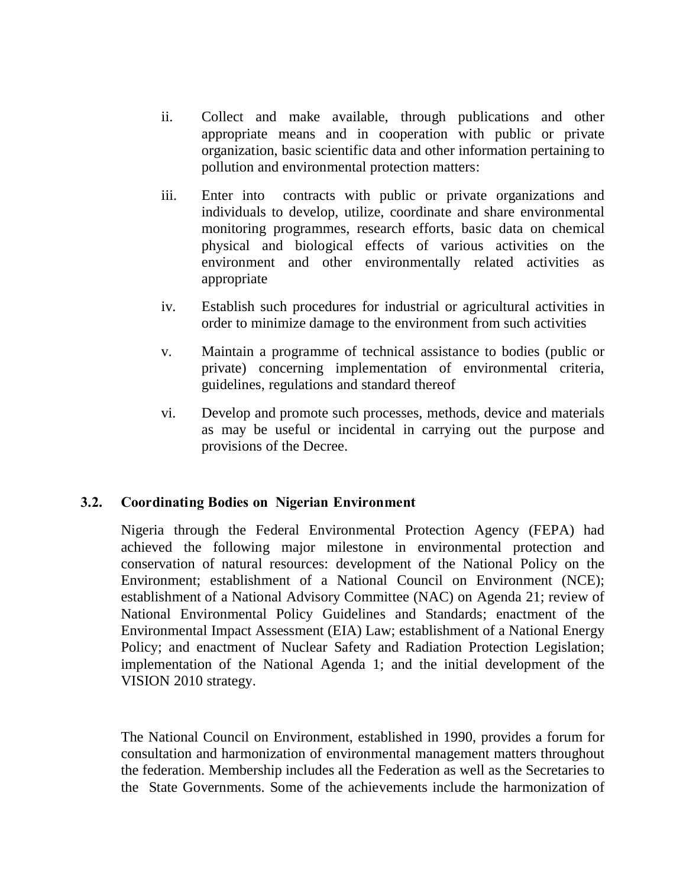ii. Collect and make available, through publications and other appropriate means and in cooperation with public or private organization, basic scientific data and other information pertaining to pollution and environmental protection matters:

iii. Enter into contracts with public or private organizations and individuals to develop, utilize, coordinate and share environmental monitoring programmes, research efforts, basic data on chemical physical and biological effects of various activities on the environment and other environmentally related activities as appropriate

iv. Establish such procedures for industrial or agricultural activities in order to minimize damage to the environment from such activities

v. Maintain a programme of technical assistance to bodies (public or private) concerning implementation of environmental criteria, guidelines, regulations and standard thereof

vi. Develop and promote such processes, methods, device and materials as may be useful or incidental in carrying out the purpose and provisions of the Decree.

### 3.2. Coordinating Bodies on Nigerian Environment

Nigeria through the Federal Environmental Protection Agency (FEPA) had achieved the following major milestone in environmental protection and conservation of natural resources: development of the National Policy on the Environment; establishment of a National Council on Environment (NCE); establishment of a National Advisory Committee (NAC) on Agenda 21; review of National Environmental Policy Guidelines and Standards; enactment of the Environmental Impact Assessment (EIA) Law; establishment of a National Energy Policy; and enactment of Nuclear Safety and Radiation Protection Legislation; implementation of the National Agenda 1; and the initial development of the VISION 2010 strategy.

The National Council on Environment, established in 1990, provides a forum for consultation and harmonization of environmental management matters throughout the federation. Membership includes all the Federation as well as the Secretaries to the State Governments. Some of the achievements include the harmonization of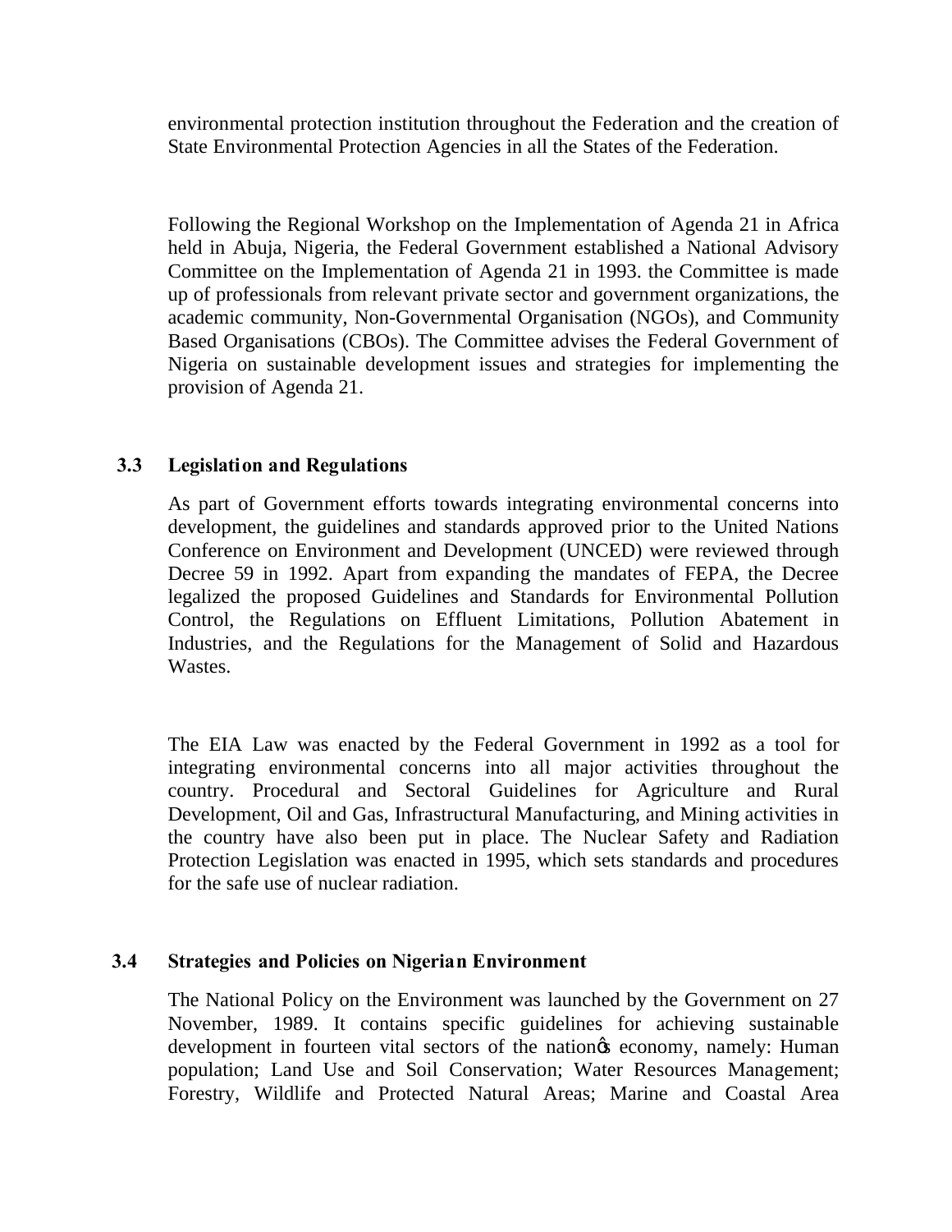environmental protection institution throughout the Federation and the creation of State Environmental Protection Agencies in all the States of the Federation.

Following the Regional Workshop on the Implementation of Agenda 21 in Africa held in Abuja, Nigeria, the Federal Government established a National Advisory Committee on the Implementation of Agenda 21 in 1993. the Committee is made up of professionals from relevant private sector and government organizations, the academic community, Non-Governmental Organisation (NGOs), and Community Based Organisations (CBOs). The Committee advises the Federal Government of Nigeria on sustainable development issues and strategies for implementing the provision of Agenda 21.

### 3.3 Legislation and Regulations

As part of Government efforts towards integrating environmental concerns into development, the guidelines and standards approved prior to the United Nations Conference on Environment and Development (UNCED) were reviewed through Decree 59 in 1992. Apart from expanding the mandates of FEPA, the Decree legalized the proposed Guidelines and Standards for Environmental Pollution Control, the Regulations on Effluent Limitations, Pollution Abatement in Industries, and the Regulations for the Management of Solid and Hazardous Wastes.

The EIA Law was enacted by the Federal Government in 1992 as a tool for integrating environmental concerns into all major activities throughout the country. Procedural and Sectoral Guidelines for Agriculture and Rural Development, Oil and Gas, Infrastructural Manufacturing, and Mining activities in the country have also been put in place. The Nuclear Safety and Radiation Protection Legislation was enacted in 1995, which sets standards and procedures for the safe use of nuclear radiation.

### 3.4 Strategies and Policies on Nigerian Environment

The National Policy on the Environment was launched by the Government on 27 November, 1989. It contains specific guidelines for achieving sustainable development in fourteen vital sectors of the nation's economy, namely: Human population; Land Use and Soil Conservation; Water Resources Management; Forestry, Wildlife and Protected Natural Areas; Marine and Coastal Area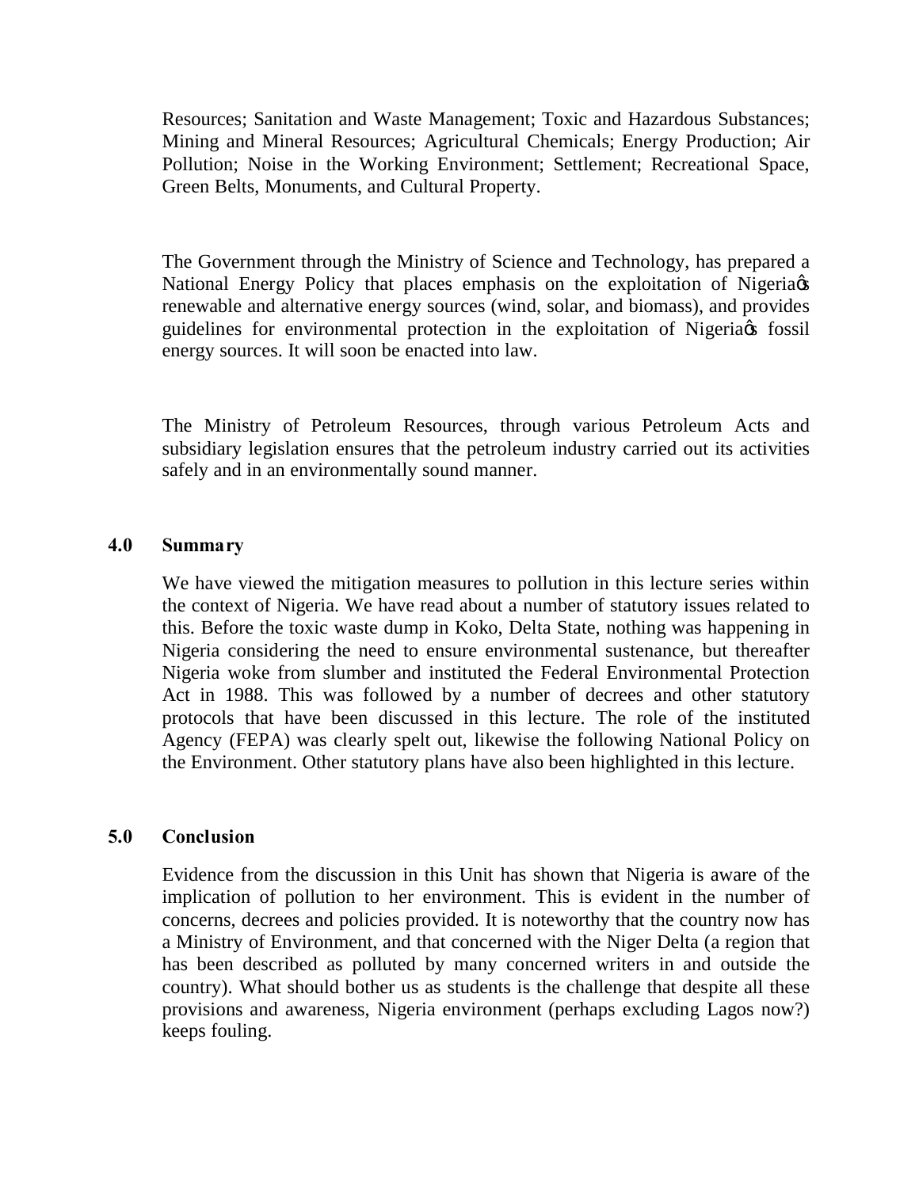Resources; Sanitation and Waste Management; Toxic and Hazardous Substances; Mining and Mineral Resources; Agricultural Chemicals; Energy Production; Air Pollution; Noise in the Working Environment; Settlement; Recreational Space, Green Belts, Monuments, and Cultural Property.

The Government through the Ministry of Science and Technology, has prepared a National Energy Policy that places emphasis on the exploitation of Nigeria's renewable and alternative energy sources (wind, solar, and biomass), and provides guidelines for environmental protection in the exploitation of Nigeria's fossil energy sources. It will soon be enacted into law.

The Ministry of Petroleum Resources, through various Petroleum Acts and subsidiary legislation ensures that the petroleum industry carried out its activities safely and in an environmentally sound manner.

## 4.0 Summary

We have viewed the mitigation measures to pollution in this lecture series within the context of Nigeria. We have read about a number of statutory issues related to this. Before the toxic waste dump in Koko, Delta State, nothing was happening in Nigeria considering the need to ensure environmental sustenance, but thereafter Nigeria woke from slumber and instituted the Federal Environmental Protection Act in 1988. This was followed by a number of decrees and other statutory protocols that have been discussed in this lecture. The role of the instituted Agency (FEPA) was clearly spelt out, likewise the following National Policy on the Environment. Other statutory plans have also been highlighted in this lecture.

## 5.0 Conclusion

Evidence from the discussion in this Unit has shown that Nigeria is aware of the implication of pollution to her environment. This is evident in the number of concerns, decrees and policies provided. It is noteworthy that the country now has a Ministry of Environment, and that concerned with the Niger Delta (a region that has been described as polluted by many concerned writers in and outside the country). What should bother us as students is the challenge that despite all these provisions and awareness, Nigeria environment (perhaps excluding Lagos now?) keeps fouling.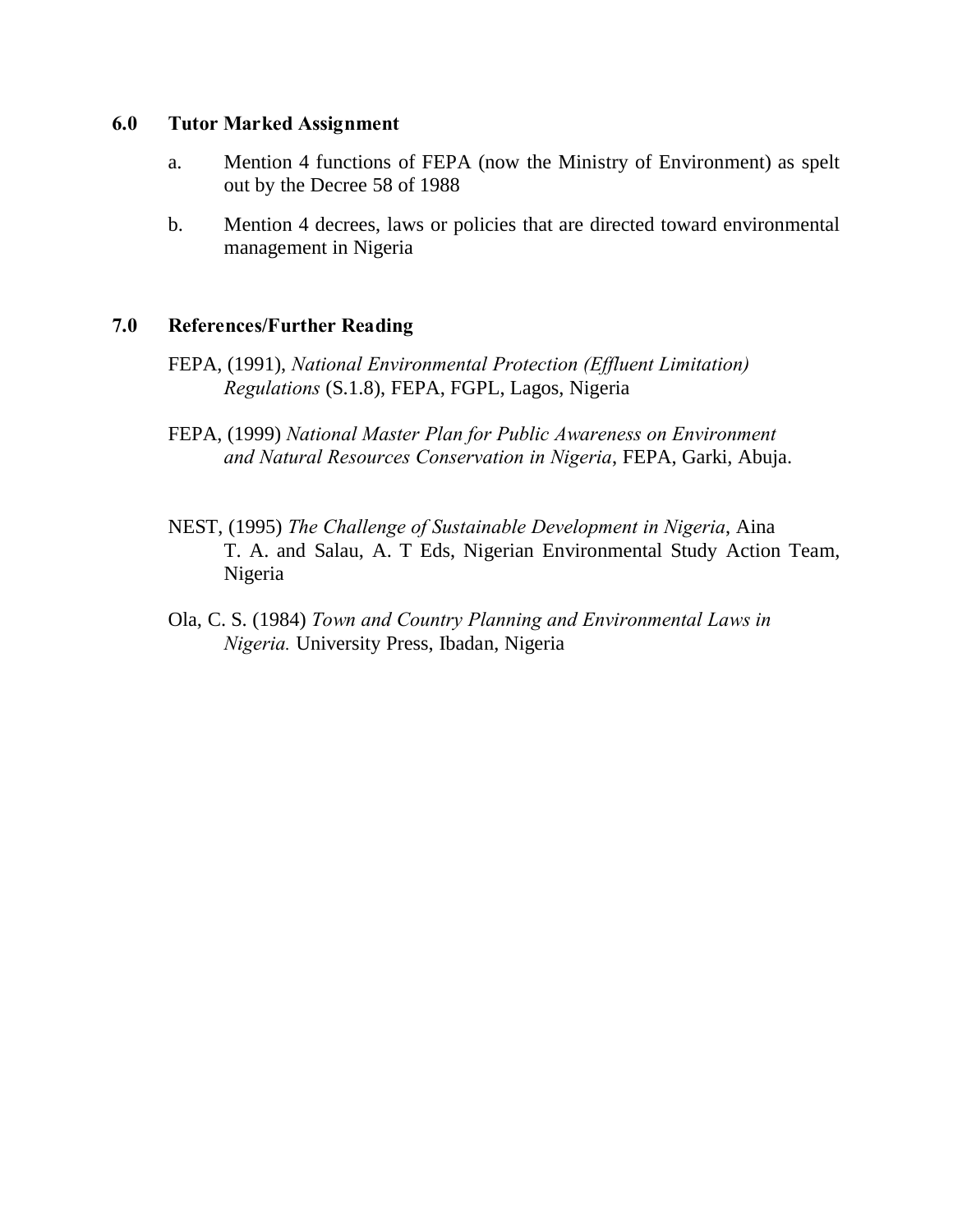## 6.0 Tutor Marked Assignment

a. Mention 4 functions of FEPA (now the Ministry of Environment) as spelt out by the Decree 58 of 1988

b. Mention 4 decrees, laws or policies that are directed toward environmental management in Nigeria

## 7.0 References/Further Reading

FEPA, (1991), *National Environmental Protection (Effluent Limitation) Regulations* (S.1.8), FEPA, FGPL, Lagos, Nigeria

FEPA, (1999) *National Master Plan for Public Awareness on Environment and Natural Resources Conservation in Nigeria*, FEPA, Garki, Abuja.

NEST, (1995) *The Challenge of Sustainable Development in Nigeria*, Aina T. A. and Salau, A. T Eds, Nigerian Environmental Study Action Team, Nigeria

Ola, C. S. (1984) *Town and Country Planning and Environmental Laws in Nigeria.* University Press, Ibadan, Nigeria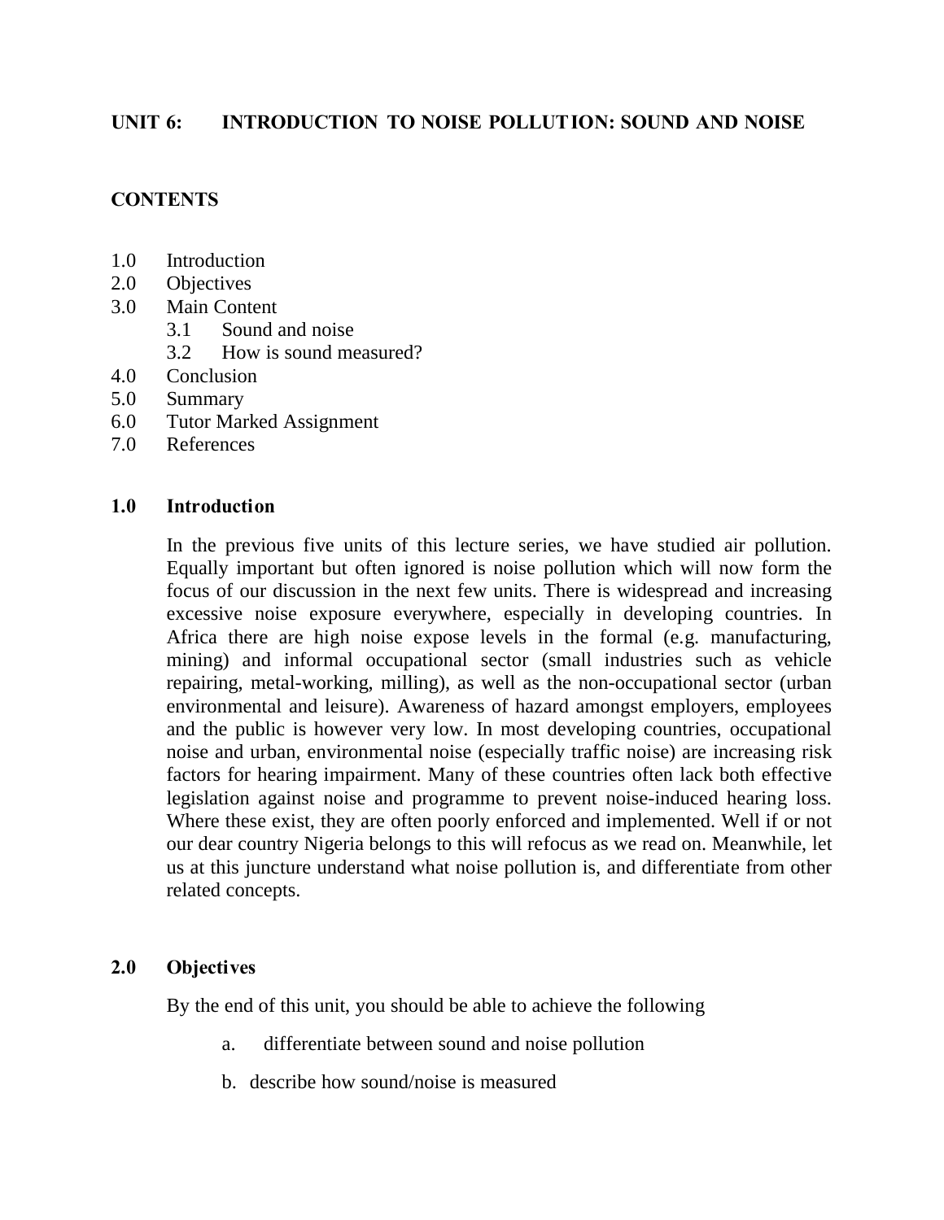## UNIT 6: INTRODUCTION TO NOISE POLLUTION: SOUND AND NOISE

**CONTENTS**

1.0 Introduction
2.0 Objectives
3.0 Main Content
  3.1 Sound and noise
  3.2 How is sound measured?
4.0 Conclusion
5.0 Summary
6.0 Tutor Marked Assignment
7.0 References

### 1.0 Introduction

In the previous five units of this lecture series, we have studied air pollution. Equally important but often ignored is noise pollution which will now form the focus of our discussion in the next few units. There is widespread and increasing excessive noise exposure everywhere, especially in developing countries. In Africa there are high noise expose levels in the formal (e.g. manufacturing, mining) and informal occupational sector (small industries such as vehicle repairing, metal-working, milling), as well as the non-occupational sector (urban environmental and leisure). Awareness of hazard amongst employers, employees and the public is however very low. In most developing countries, occupational noise and urban, environmental noise (especially traffic noise) are increasing risk factors for hearing impairment. Many of these countries often lack both effective legislation against noise and programme to prevent noise-induced hearing loss. Where these exist, they are often poorly enforced and implemented. Well if or not our dear country Nigeria belongs to this will refocus as we read on. Meanwhile, let us at this juncture understand what noise pollution is, and differentiate from other related concepts.

### 2.0 Objectives

By the end of this unit, you should be able to achieve the following

a. differentiate between sound and noise pollution

b. describe how sound/noise is measured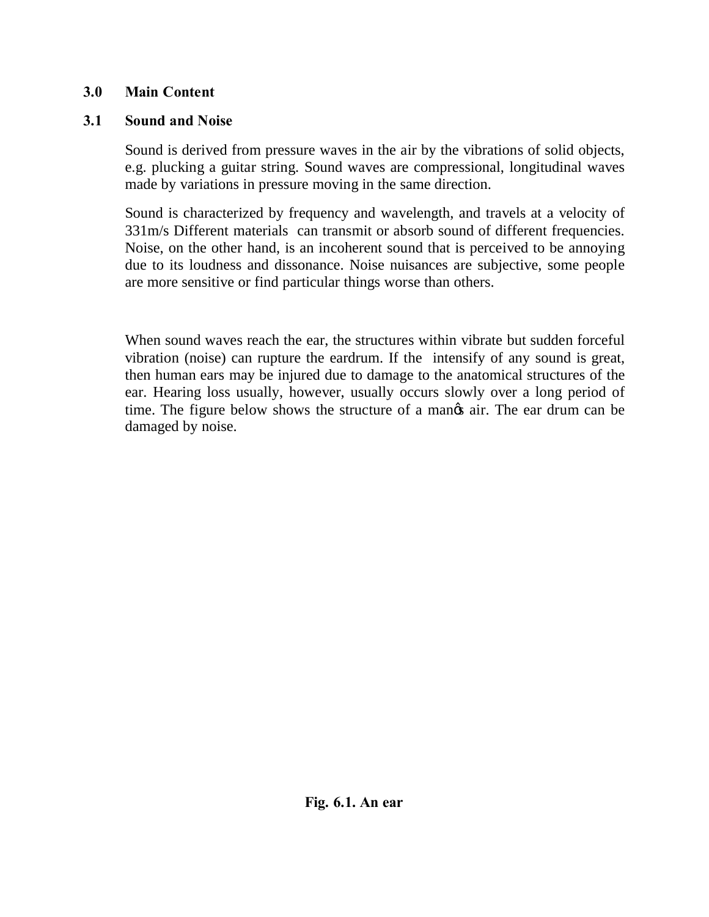## 3.0 Main Content

### 3.1 Sound and Noise

Sound is derived from pressure waves in the air by the vibrations of solid objects, e.g. plucking a guitar string. Sound waves are compressional, longitudinal waves made by variations in pressure moving in the same direction.

Sound is characterized by frequency and wavelength, and travels at a velocity of 331m/s Different materials can transmit or absorb sound of different frequencies. Noise, on the other hand, is an incoherent sound that is perceived to be annoying due to its loudness and dissonance. Noise nuisances are subjective, some people are more sensitive or find particular things worse than others.

When sound waves reach the ear, the structures within vibrate but sudden forceful vibration (noise) can rupture the eardrum. If the intensify of any sound is great, then human ears may be injured due to damage to the anatomical structures of the ear. Hearing loss usually, however, usually occurs slowly over a long period of time. The figure below shows the structure of a man�s air. The ear drum can be damaged by noise.

**Fig. 6.1. An ear**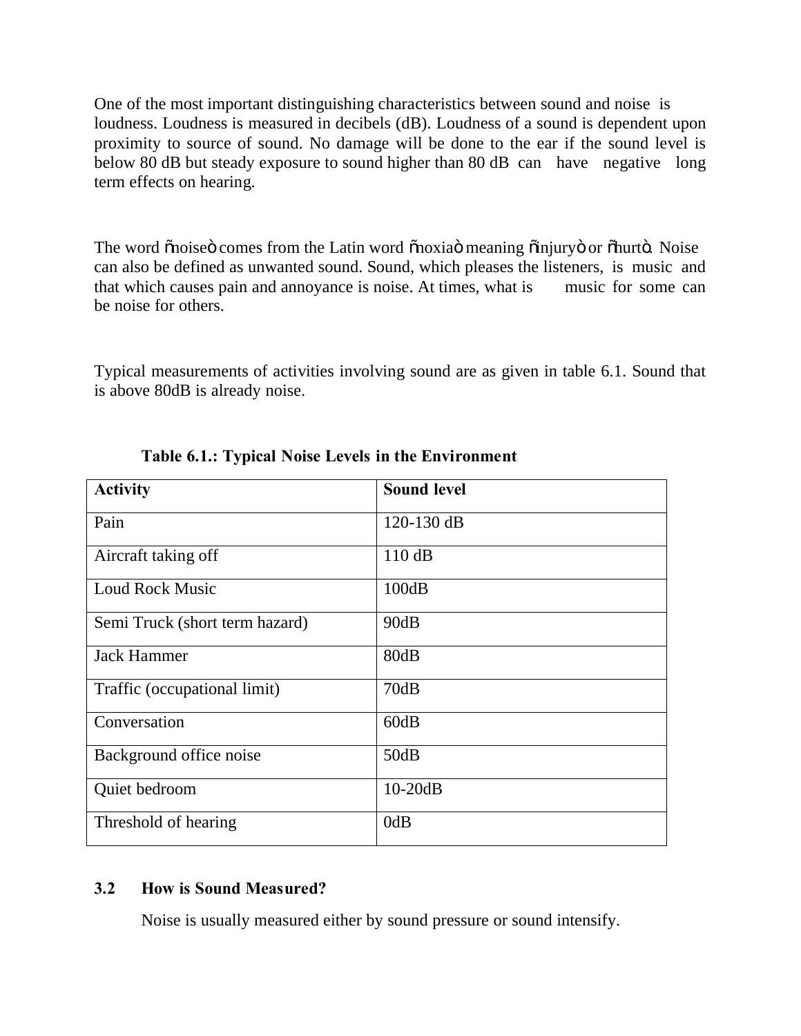One of the most important distinguishing characteristics between sound and noise is loudness. Loudness is measured in decibels (dB). Loudness of a sound is dependent upon proximity to source of sound. No damage will be done to the ear if the sound level is below 80 dB but steady exposure to sound higher than 80 dB can have negative long term effects on hearing.

The word "noise" comes from the Latin word "noxia" meaning "injury" or "hurt". Noise can also be defined as unwanted sound. Sound, which pleases the listeners, is music and that which causes pain and annoyance is noise. At times, what is music for some can be noise for others.

Typical measurements of activities involving sound are as given in table 6.1. Sound that is above 80dB is already noise.

**Table 6.1.: Typical Noise Levels in the Environment**

| Activity | Sound level |
|---|---|
| Pain | 120-130 dB |
| Aircraft taking off | 110 dB |
| Loud Rock Music | 100dB |
| Semi Truck (short term hazard) | 90dB |
| Jack Hammer | 80dB |
| Traffic (occupational limit) | 70dB |
| Conversation | 60dB |
| Background office noise | 50dB |
| Quiet bedroom | 10-20dB |
| Threshold of hearing | 0dB |

### 3.2 How is Sound Measured?

Noise is usually measured either by sound pressure or sound intensify.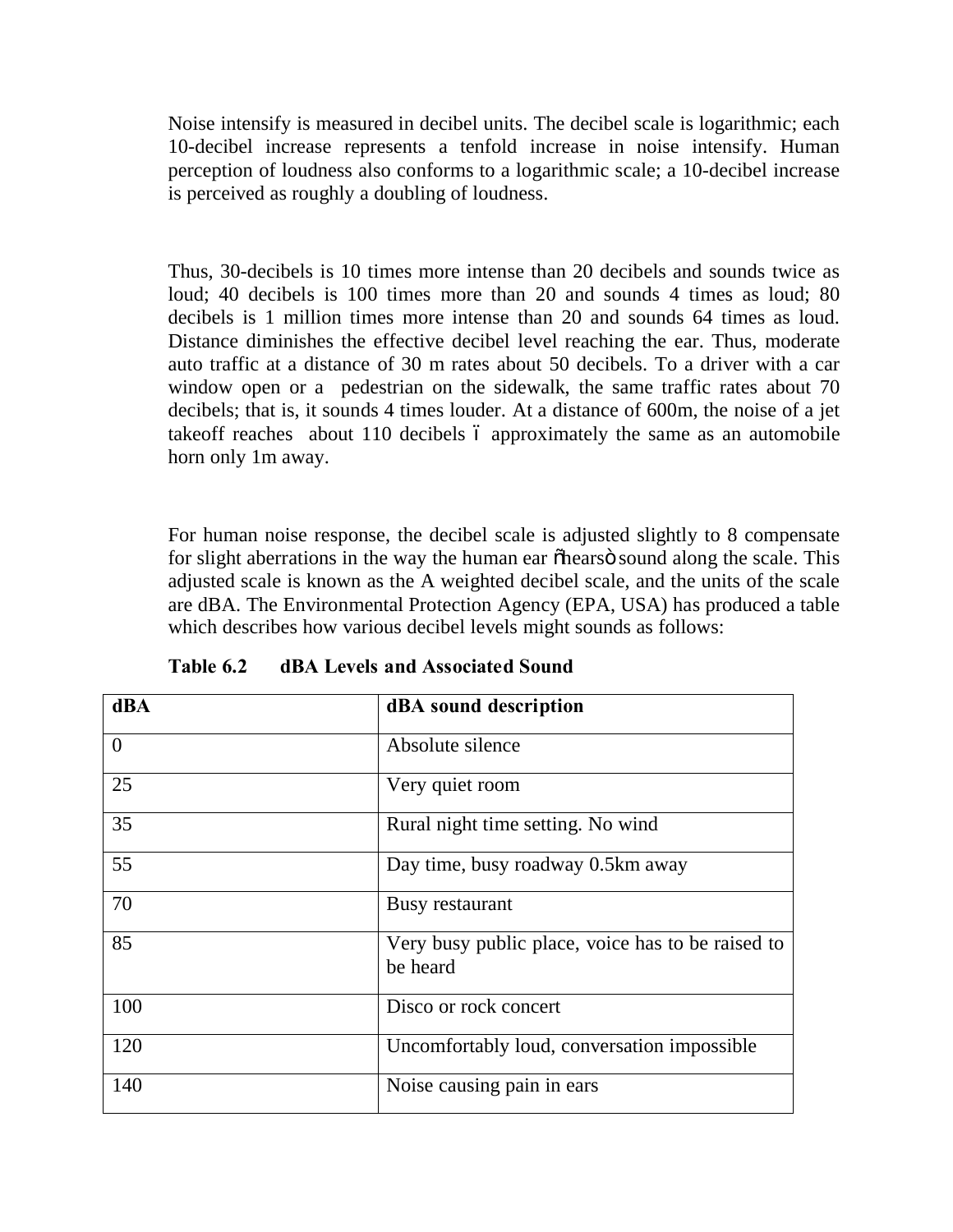Noise intensify is measured in decibel units. The decibel scale is logarithmic; each 10-decibel increase represents a tenfold increase in noise intensify. Human perception of loudness also conforms to a logarithmic scale; a 10-decibel increase is perceived as roughly a doubling of loudness.

Thus, 30-decibels is 10 times more intense than 20 decibels and sounds twice as loud; 40 decibels is 100 times more than 20 and sounds 4 times as loud; 80 decibels is 1 million times more intense than 20 and sounds 64 times as loud. Distance diminishes the effective decibel level reaching the ear. Thus, moderate auto traffic at a distance of 30 m rates about 50 decibels. To a driver with a car window open or a pedestrian on the sidewalk, the same traffic rates about 70 decibels; that is, it sounds 4 times louder. At a distance of 600m, the noise of a jet takeoff reaches about 110 decibels – approximately the same as an automobile horn only 1m away.

For human noise response, the decibel scale is adjusted slightly to 8 compensate for slight aberrations in the way the human ear "hears" sound along the scale. This adjusted scale is known as the A weighted decibel scale, and the units of the scale are dBA. The Environmental Protection Agency (EPA, USA) has produced a table which describes how various decibel levels might sounds as follows:

**Table 6.2 dBA Levels and Associated Sound**

| dBA | dBA sound description |
|---|---|
| 0 | Absolute silence |
| 25 | Very quiet room |
| 35 | Rural night time setting. No wind |
| 55 | Day time, busy roadway 0.5km away |
| 70 | Busy restaurant |
| 85 | Very busy public place, voice has to be raised to be heard |
| 100 | Disco or rock concert |
| 120 | Uncomfortably loud, conversation impossible |
| 140 | Noise causing pain in ears |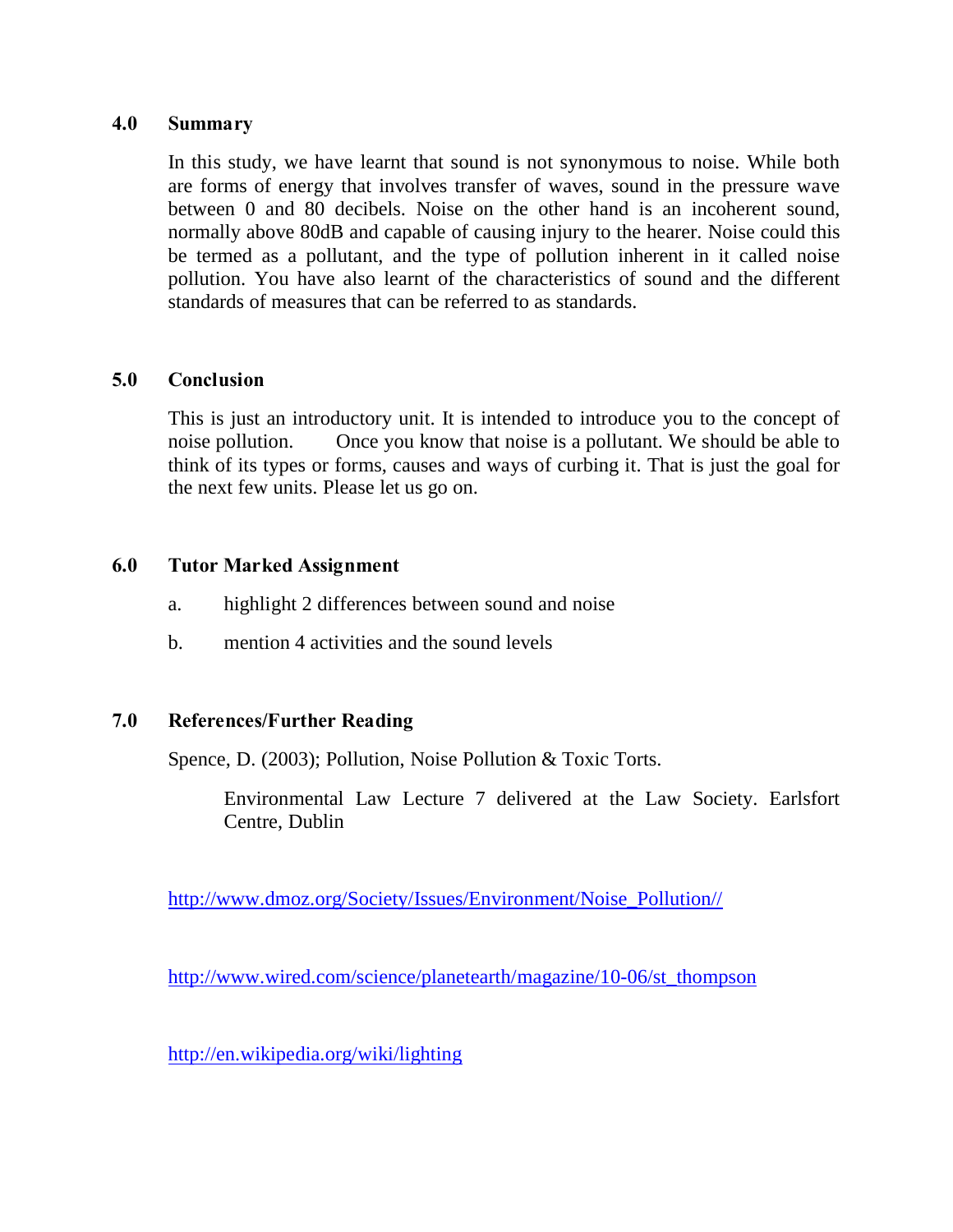## 4.0 Summary

In this study, we have learnt that sound is not synonymous to noise. While both are forms of energy that involves transfer of waves, sound in the pressure wave between 0 and 80 decibels. Noise on the other hand is an incoherent sound, normally above 80dB and capable of causing injury to the hearer. Noise could this be termed as a pollutant, and the type of pollution inherent in it called noise pollution. You have also learnt of the characteristics of sound and the different standards of measures that can be referred to as standards.

## 5.0 Conclusion

This is just an introductory unit. It is intended to introduce you to the concept of noise pollution. Once you know that noise is a pollutant. We should be able to think of its types or forms, causes and ways of curbing it. That is just the goal for the next few units. Please let us go on.

## 6.0 Tutor Marked Assignment

a. highlight 2 differences between sound and noise

b. mention 4 activities and the sound levels

## 7.0 References/Further Reading

Spence, D. (2003); Pollution, Noise Pollution & Toxic Torts.

Environmental Law Lecture 7 delivered at the Law Society. Earlsfort Centre, Dublin

http://www.dmoz.org/Society/Issues/Environment/Noise_Pollution//

http://www.wired.com/science/planetearth/magazine/10-06/st_thompson

http://en.wikipedia.org/wiki/lighting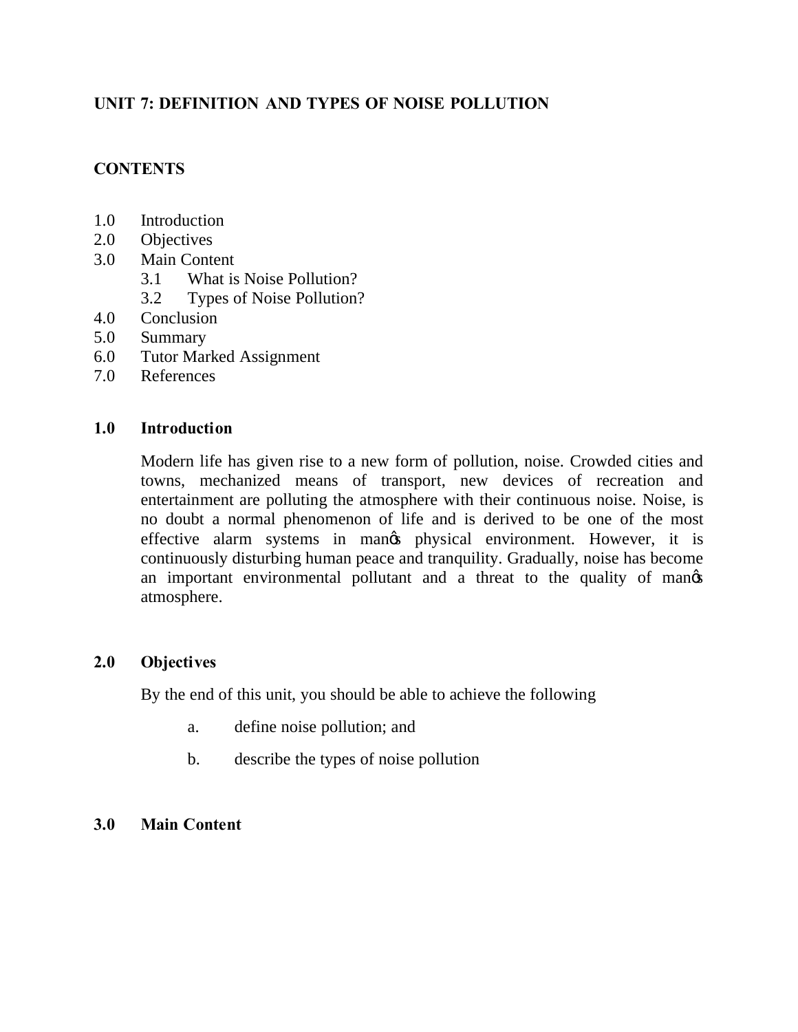# UNIT 7: DEFINITION AND TYPES OF NOISE POLLUTION

## CONTENTS

1.0 Introduction
2.0 Objectives
3.0 Main Content
  3.1 What is Noise Pollution?
  3.2 Types of Noise Pollution?
4.0 Conclusion
5.0 Summary
6.0 Tutor Marked Assignment
7.0 References

## 1.0 Introduction

Modern life has given rise to a new form of pollution, noise. Crowded cities and towns, mechanized means of transport, new devices of recreation and entertainment are polluting the atmosphere with their continuous noise. Noise, is no doubt a normal phenomenon of life and is derived to be one of the most effective alarm systems in man's physical environment. However, it is continuously disturbing human peace and tranquility. Gradually, noise has become an important environmental pollutant and a threat to the quality of man's atmosphere.

## 2.0 Objectives

By the end of this unit, you should be able to achieve the following

a. define noise pollution; and

b. describe the types of noise pollution

## 3.0 Main Content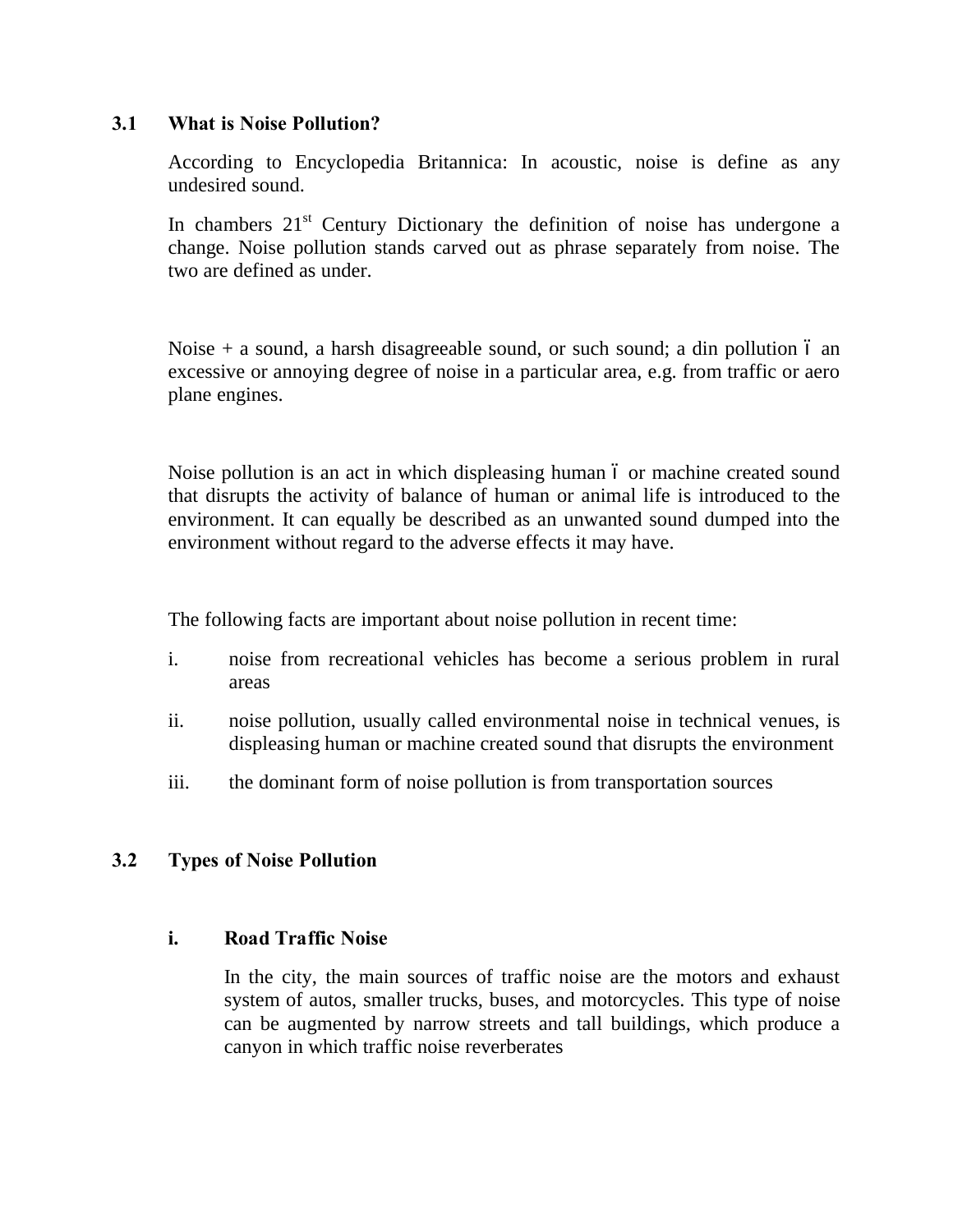## 3.1 What is Noise Pollution?

According to Encyclopedia Britannica: In acoustic, noise is define as any undesired sound.

In chambers 21st Century Dictionary the definition of noise has undergone a change. Noise pollution stands carved out as phrase separately from noise. The two are defined as under.

Noise + a sound, a harsh disagreeable sound, or such sound; a din pollution ó an excessive or annoying degree of noise in a particular area, e.g. from traffic or aero plane engines.

Noise pollution is an act in which displeasing human ó or machine created sound that disrupts the activity of balance of human or animal life is introduced to the environment. It can equally be described as an unwanted sound dumped into the environment without regard to the adverse effects it may have.

The following facts are important about noise pollution in recent time:

i. noise from recreational vehicles has become a serious problem in rural areas

ii. noise pollution, usually called environmental noise in technical venues, is displeasing human or machine created sound that disrupts the environment

iii. the dominant form of noise pollution is from transportation sources

## 3.2 Types of Noise Pollution

### i. Road Traffic Noise

In the city, the main sources of traffic noise are the motors and exhaust system of autos, smaller trucks, buses, and motorcycles. This type of noise can be augmented by narrow streets and tall buildings, which produce a canyon in which traffic noise reverberates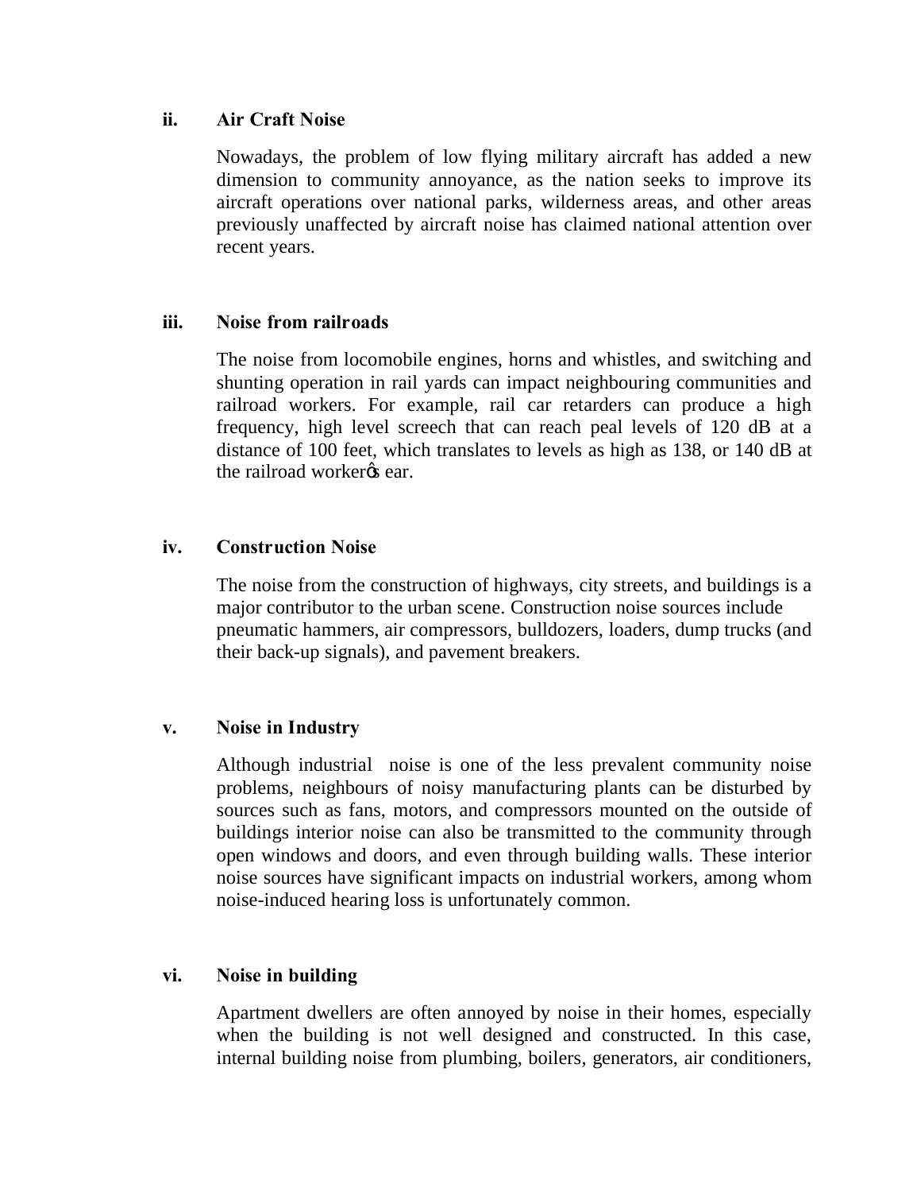### ii. Air Craft Noise

Nowadays, the problem of low flying military aircraft has added a new dimension to community annoyance, as the nation seeks to improve its aircraft operations over national parks, wilderness areas, and other areas previously unaffected by aircraft noise has claimed national attention over recent years.

### iii. Noise from railroads

The noise from locomobile engines, horns and whistles, and switching and shunting operation in rail yards can impact neighbouring communities and railroad workers. For example, rail car retarders can produce a high frequency, high level screech that can reach peal levels of 120 dB at a distance of 100 feet, which translates to levels as high as 138, or 140 dB at the railroad worker�s ear.

### iv. Construction Noise

The noise from the construction of highways, city streets, and buildings is a major contributor to the urban scene. Construction noise sources include pneumatic hammers, air compressors, bulldozers, loaders, dump trucks (and their back-up signals), and pavement breakers.

### v. Noise in Industry

Although industrial noise is one of the less prevalent community noise problems, neighbours of noisy manufacturing plants can be disturbed by sources such as fans, motors, and compressors mounted on the outside of buildings interior noise can also be transmitted to the community through open windows and doors, and even through building walls. These interior noise sources have significant impacts on industrial workers, among whom noise-induced hearing loss is unfortunately common.

### vi. Noise in building

Apartment dwellers are often annoyed by noise in their homes, especially when the building is not well designed and constructed. In this case, internal building noise from plumbing, boilers, generators, air conditioners,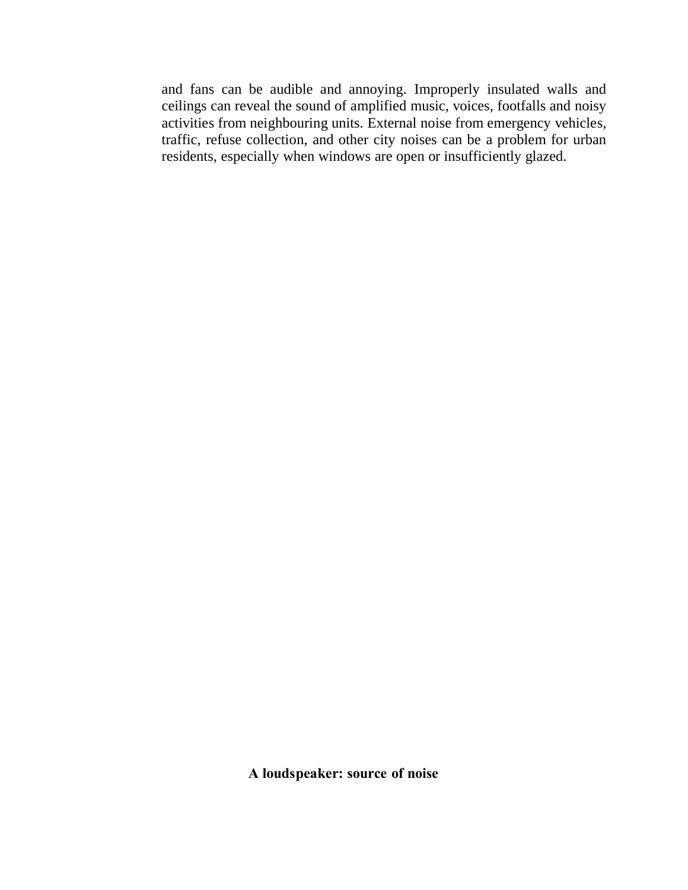and fans can be audible and annoying. Improperly insulated walls and ceilings can reveal the sound of amplified music, voices, footfalls and noisy activities from neighbouring units. External noise from emergency vehicles, traffic, refuse collection, and other city noises can be a problem for urban residents, especially when windows are open or insufficiently glazed.

**A loudspeaker: source of noise**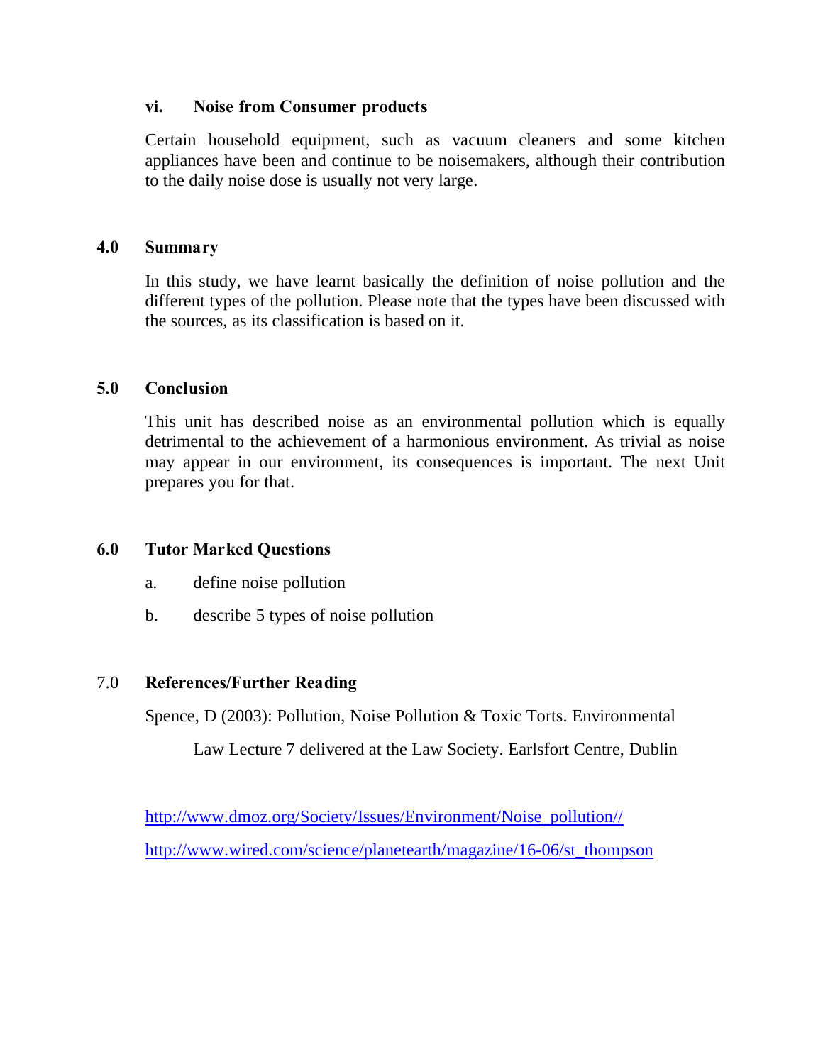### vi. Noise from Consumer products

Certain household equipment, such as vacuum cleaners and some kitchen appliances have been and continue to be noisemakers, although their contribution to the daily noise dose is usually not very large.

## 4.0 Summary

In this study, we have learnt basically the definition of noise pollution and the different types of the pollution. Please note that the types have been discussed with the sources, as its classification is based on it.

## 5.0 Conclusion

This unit has described noise as an environmental pollution which is equally detrimental to the achievement of a harmonious environment. As trivial as noise may appear in our environment, its consequences is important. The next Unit prepares you for that.

## 6.0 Tutor Marked Questions

a. define noise pollution

b. describe 5 types of noise pollution

## 7.0 References/Further Reading

Spence, D (2003): Pollution, Noise Pollution & Toxic Torts. Environmental Law Lecture 7 delivered at the Law Society. Earlsfort Centre, Dublin

http://www.dmoz.org/Society/Issues/Environment/Noise_pollution//

http://www.wired.com/science/planetearth/magazine/16-06/st_thompson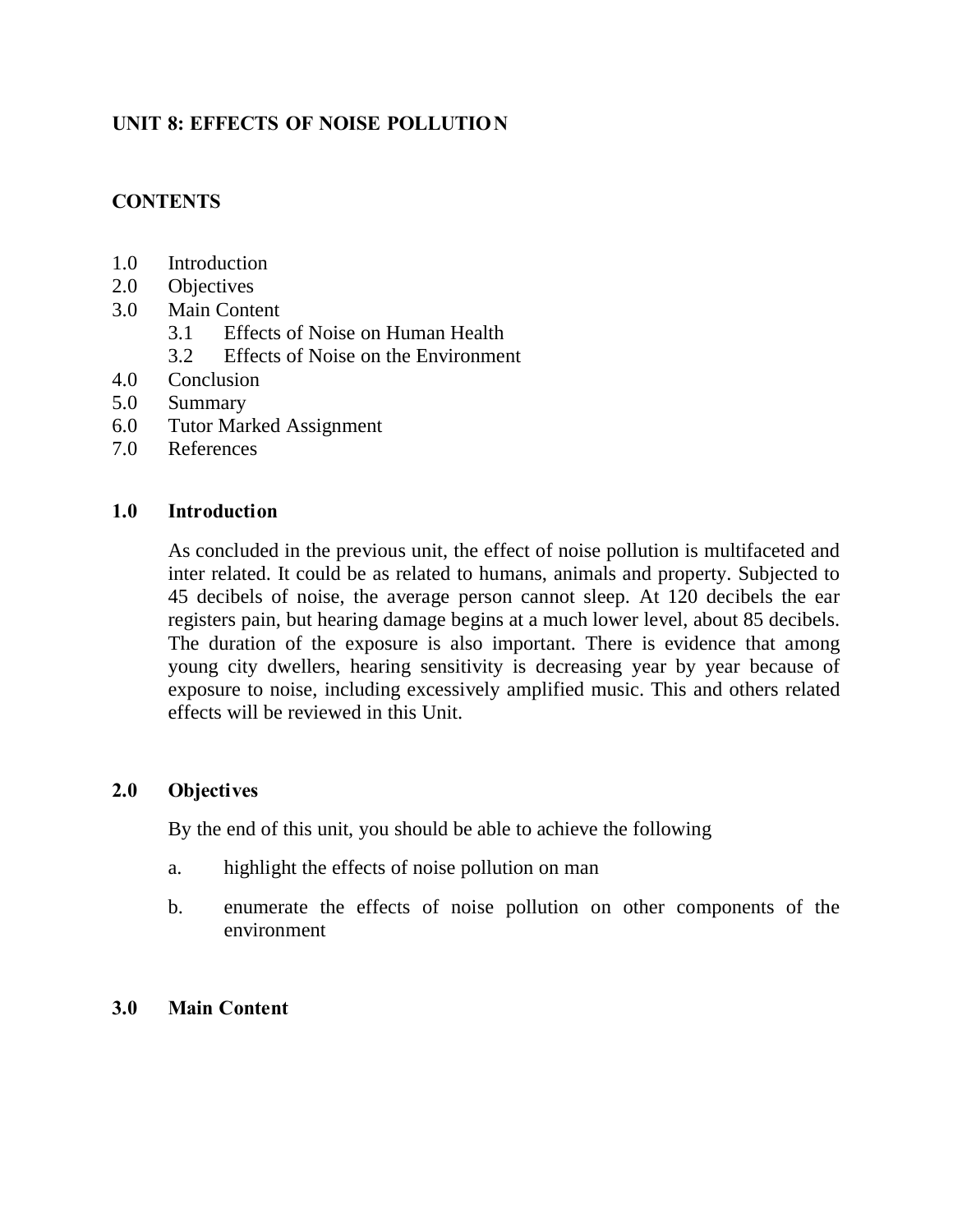## UNIT 8: EFFECTS OF NOISE POLLUTION

### CONTENTS

1.0 Introduction
2.0 Objectives
3.0 Main Content
  3.1 Effects of Noise on Human Health
  3.2 Effects of Noise on the Environment
4.0 Conclusion
5.0 Summary
6.0 Tutor Marked Assignment
7.0 References

### 1.0 Introduction

As concluded in the previous unit, the effect of noise pollution is multifaceted and inter related. It could be as related to humans, animals and property. Subjected to 45 decibels of noise, the average person cannot sleep. At 120 decibels the ear registers pain, but hearing damage begins at a much lower level, about 85 decibels. The duration of the exposure is also important. There is evidence that among young city dwellers, hearing sensitivity is decreasing year by year because of exposure to noise, including excessively amplified music. This and others related effects will be reviewed in this Unit.

### 2.0 Objectives

By the end of this unit, you should be able to achieve the following

a. highlight the effects of noise pollution on man

b. enumerate the effects of noise pollution on other components of the environment

### 3.0 Main Content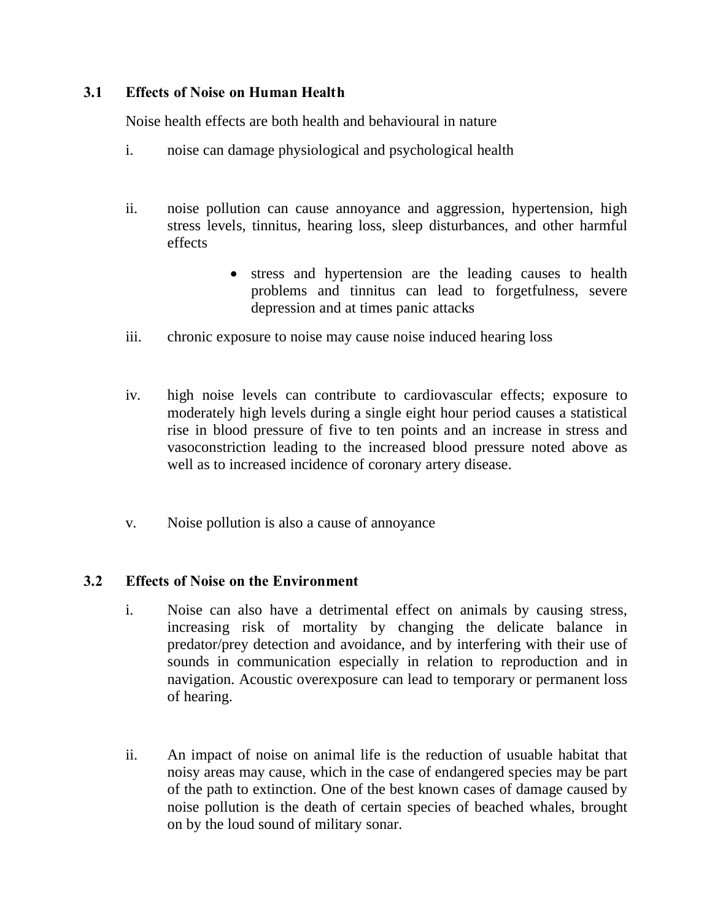### 3.1 Effects of Noise on Human Health

Noise health effects are both health and behavioural in nature

i. noise can damage physiological and psychological health

ii. noise pollution can cause annoyance and aggression, hypertension, high stress levels, tinnitus, hearing loss, sleep disturbances, and other harmful effects

- stress and hypertension are the leading causes to health problems and tinnitus can lead to forgetfulness, severe depression and at times panic attacks

iii. chronic exposure to noise may cause noise induced hearing loss

iv. high noise levels can contribute to cardiovascular effects; exposure to moderately high levels during a single eight hour period causes a statistical rise in blood pressure of five to ten points and an increase in stress and vasoconstriction leading to the increased blood pressure noted above as well as to increased incidence of coronary artery disease.

v. Noise pollution is also a cause of annoyance

### 3.2 Effects of Noise on the Environment

i. Noise can also have a detrimental effect on animals by causing stress, increasing risk of mortality by changing the delicate balance in predator/prey detection and avoidance, and by interfering with their use of sounds in communication especially in relation to reproduction and in navigation. Acoustic overexposure can lead to temporary or permanent loss of hearing.

ii. An impact of noise on animal life is the reduction of usuable habitat that noisy areas may cause, which in the case of endangered species may be part of the path to extinction. One of the best known cases of damage caused by noise pollution is the death of certain species of beached whales, brought on by the loud sound of military sonar.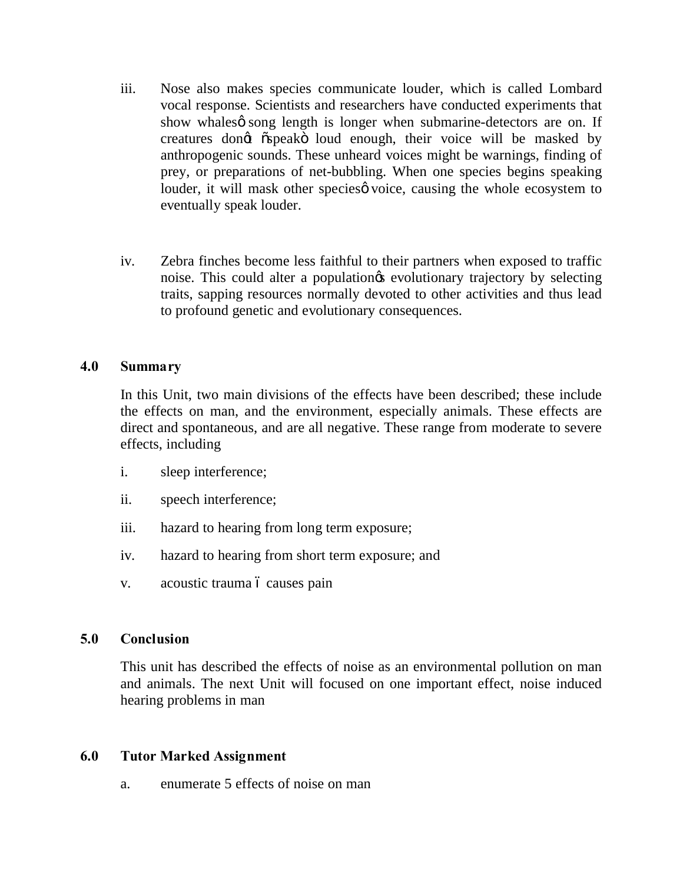iii. Nose also makes species communicate louder, which is called Lombard vocal response. Scientists and researchers have conducted experiments that show whales' song length is longer when submarine-detectors are on. If creatures don't "speak" loud enough, their voice will be masked by anthropogenic sounds. These unheard voices might be warnings, finding of prey, or preparations of net-bubbling. When one species begins speaking louder, it will mask other species' voice, causing the whole ecosystem to eventually speak louder.

iv. Zebra finches become less faithful to their partners when exposed to traffic noise. This could alter a population's evolutionary trajectory by selecting traits, sapping resources normally devoted to other activities and thus lead to profound genetic and evolutionary consequences.

## 4.0 Summary

In this Unit, two main divisions of the effects have been described; these include the effects on man, and the environment, especially animals. These effects are direct and spontaneous, and are all negative. These range from moderate to severe effects, including

i. sleep interference;

ii. speech interference;

iii. hazard to hearing from long term exposure;

iv. hazard to hearing from short term exposure; and

v. acoustic trauma – causes pain

## 5.0 Conclusion

This unit has described the effects of noise as an environmental pollution on man and animals. The next Unit will focused on one important effect, noise induced hearing problems in man

## 6.0 Tutor Marked Assignment

a. enumerate 5 effects of noise on man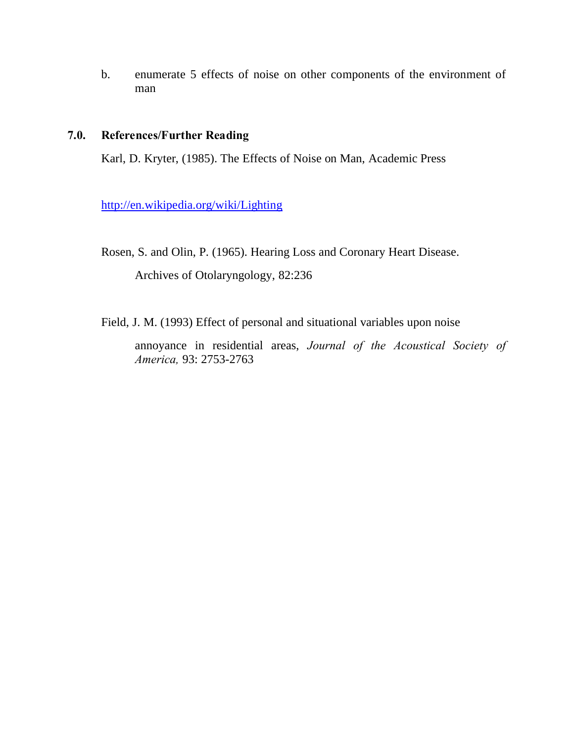b. enumerate 5 effects of noise on other components of the environment of man

## 7.0. References/Further Reading

Karl, D. Kryter, (1985). The Effects of Noise on Man, Academic Press

http://en.wikipedia.org/wiki/Lighting

Rosen, S. and Olin, P. (1965). Hearing Loss and Coronary Heart Disease. Archives of Otolaryngology, 82:236

Field, J. M. (1993) Effect of personal and situational variables upon noise annoyance in residential areas, *Journal of the Acoustical Society of America,* 93: 2753-2763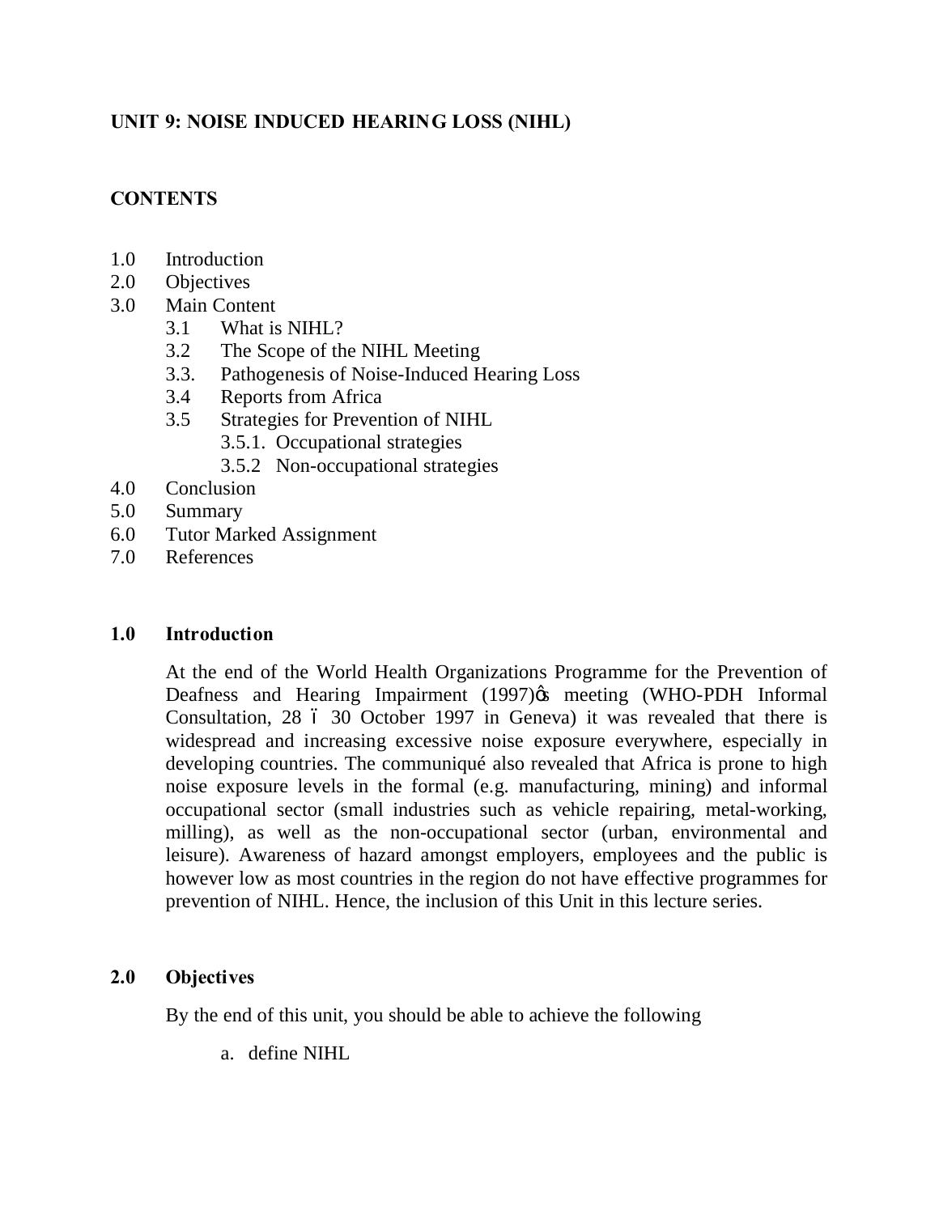# UNIT 9: NOISE INDUCED HEARING LOSS (NIHL)

## CONTENTS

1.0 Introduction
2.0 Objectives
3.0 Main Content
   3.1 What is NIHL?
   3.2 The Scope of the NIHL Meeting
   3.3. Pathogenesis of Noise-Induced Hearing Loss
   3.4 Reports from Africa
   3.5 Strategies for Prevention of NIHL
      3.5.1. Occupational strategies
      3.5.2 Non-occupational strategies
4.0 Conclusion
5.0 Summary
6.0 Tutor Marked Assignment
7.0 References

## 1.0 Introduction

At the end of the World Health Organizations Programme for the Prevention of Deafness and Hearing Impairment (1997)ōs meeting (WHO-PDH Informal Consultation, 28 ó 30 October 1997 in Geneva) it was revealed that there is widespread and increasing excessive noise exposure everywhere, especially in developing countries. The communiqué also revealed that Africa is prone to high noise exposure levels in the formal (e.g. manufacturing, mining) and informal occupational sector (small industries such as vehicle repairing, metal-working, milling), as well as the non-occupational sector (urban, environmental and leisure). Awareness of hazard amongst employers, employees and the public is however low as most countries in the region do not have effective programmes for prevention of NIHL. Hence, the inclusion of this Unit in this lecture series.

## 2.0 Objectives

By the end of this unit, you should be able to achieve the following

a. define NIHL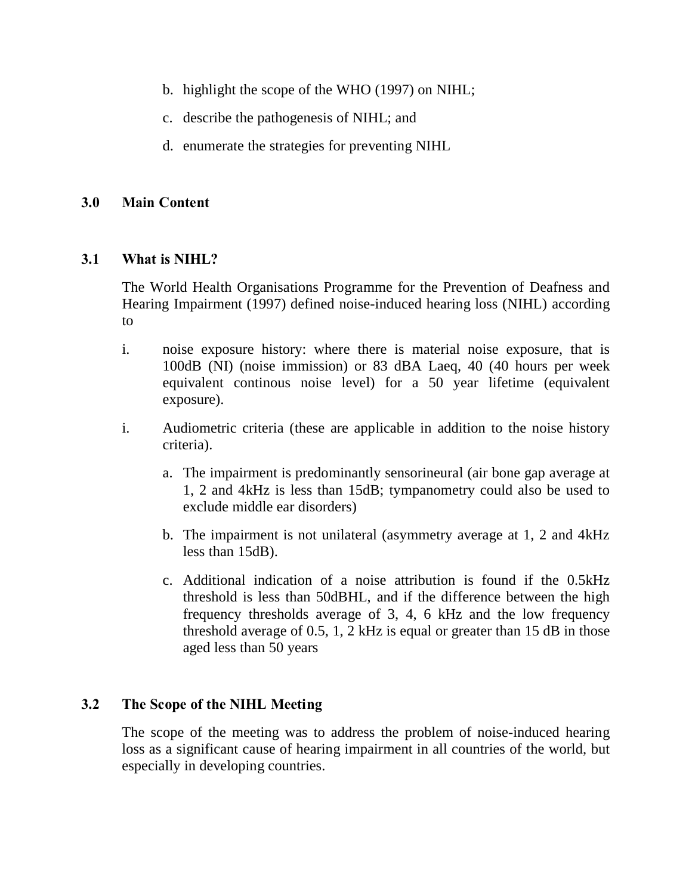b. highlight the scope of the WHO (1997) on NIHL;

c. describe the pathogenesis of NIHL; and

d. enumerate the strategies for preventing NIHL

## 3.0 Main Content

### 3.1 What is NIHL?

The World Health Organisations Programme for the Prevention of Deafness and Hearing Impairment (1997) defined noise-induced hearing loss (NIHL) according to

i. noise exposure history: where there is material noise exposure, that is 100dB (NI) (noise immission) or 83 dBA Laeq, 40 (40 hours per week equivalent continous noise level) for a 50 year lifetime (equivalent exposure).

i. Audiometric criteria (these are applicable in addition to the noise history criteria).

   a. The impairment is predominantly sensorineural (air bone gap average at 1, 2 and 4kHz is less than 15dB; tympanometry could also be used to exclude middle ear disorders)

   b. The impairment is not unilateral (asymmetry average at 1, 2 and 4kHz less than 15dB).

   c. Additional indication of a noise attribution is found if the 0.5kHz threshold is less than 50dBHL, and if the difference between the high frequency thresholds average of 3, 4, 6 kHz and the low frequency threshold average of 0.5, 1, 2 kHz is equal or greater than 15 dB in those aged less than 50 years

### 3.2 The Scope of the NIHL Meeting

The scope of the meeting was to address the problem of noise-induced hearing loss as a significant cause of hearing impairment in all countries of the world, but especially in developing countries.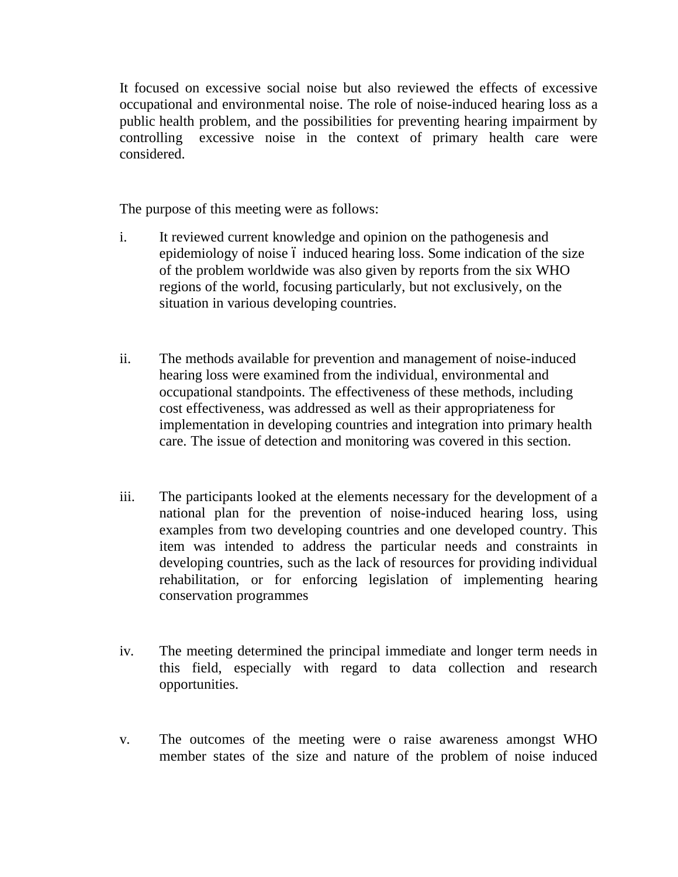It focused on excessive social noise but also reviewed the effects of excessive occupational and environmental noise. The role of noise-induced hearing loss as a public health problem, and the possibilities for preventing hearing impairment by controlling excessive noise in the context of primary health care were considered.

The purpose of this meeting were as follows:

i. It reviewed current knowledge and opinion on the pathogenesis and epidemiology of noise – induced hearing loss. Some indication of the size of the problem worldwide was also given by reports from the six WHO regions of the world, focusing particularly, but not exclusively, on the situation in various developing countries.

ii. The methods available for prevention and management of noise-induced hearing loss were examined from the individual, environmental and occupational standpoints. The effectiveness of these methods, including cost effectiveness, was addressed as well as their appropriateness for implementation in developing countries and integration into primary health care. The issue of detection and monitoring was covered in this section.

iii. The participants looked at the elements necessary for the development of a national plan for the prevention of noise-induced hearing loss, using examples from two developing countries and one developed country. This item was intended to address the particular needs and constraints in developing countries, such as the lack of resources for providing individual rehabilitation, or for enforcing legislation of implementing hearing conservation programmes

iv. The meeting determined the principal immediate and longer term needs in this field, especially with regard to data collection and research opportunities.

v. The outcomes of the meeting were o raise awareness amongst WHO member states of the size and nature of the problem of noise induced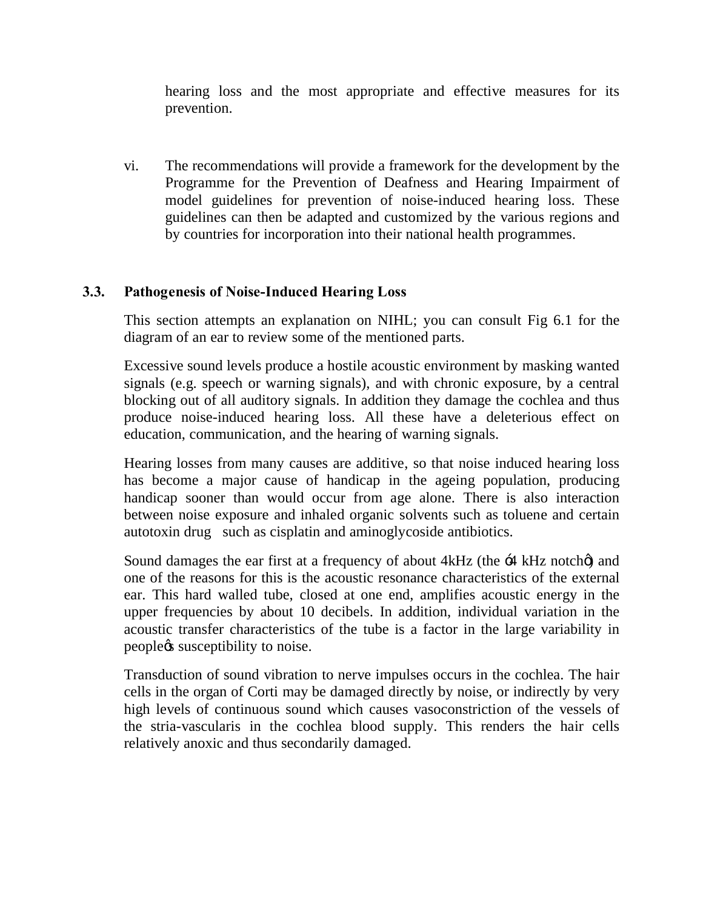hearing loss and the most appropriate and effective measures for its prevention.

vi. The recommendations will provide a framework for the development by the Programme for the Prevention of Deafness and Hearing Impairment of model guidelines for prevention of noise-induced hearing loss. These guidelines can then be adapted and customized by the various regions and by countries for incorporation into their national health programmes.

### 3.3. Pathogenesis of Noise-Induced Hearing Loss

This section attempts an explanation on NIHL; you can consult Fig 6.1 for the diagram of an ear to review some of the mentioned parts.

Excessive sound levels produce a hostile acoustic environment by masking wanted signals (e.g. speech or warning signals), and with chronic exposure, by a central blocking out of all auditory signals. In addition they damage the cochlea and thus produce noise-induced hearing loss. All these have a deleterious effect on education, communication, and the hearing of warning signals.

Hearing losses from many causes are additive, so that noise induced hearing loss has become a major cause of handicap in the ageing population, producing handicap sooner than would occur from age alone. There is also interaction between noise exposure and inhaled organic solvents such as toluene and certain autotoxin drug such as cisplatin and aminoglycoside antibiotics.

Sound damages the ear first at a frequency of about 4kHz (the ‘4 kHz notch’) and one of the reasons for this is the acoustic resonance characteristics of the external ear. This hard walled tube, closed at one end, amplifies acoustic energy in the upper frequencies by about 10 decibels. In addition, individual variation in the acoustic transfer characteristics of the tube is a factor in the large variability in people’s susceptibility to noise.

Transduction of sound vibration to nerve impulses occurs in the cochlea. The hair cells in the organ of Corti may be damaged directly by noise, or indirectly by very high levels of continuous sound which causes vasoconstriction of the vessels of the stria-vascularis in the cochlea blood supply. This renders the hair cells relatively anoxic and thus secondarily damaged.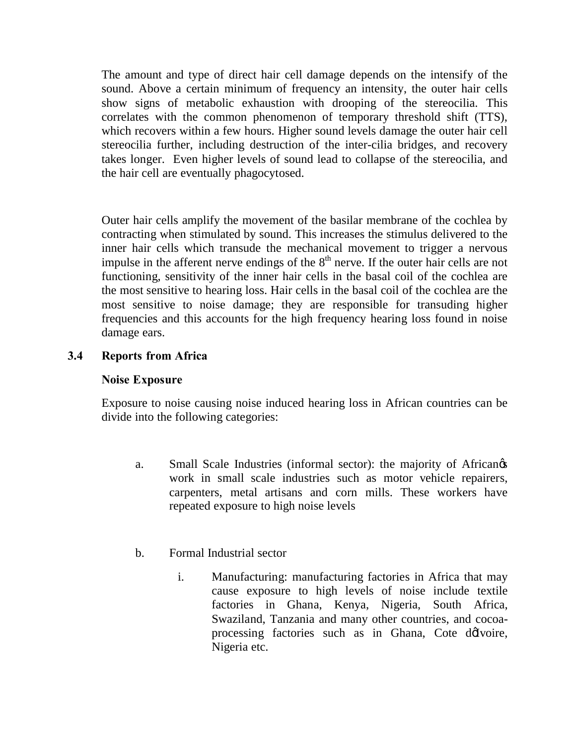The amount and type of direct hair cell damage depends on the intensify of the sound. Above a certain minimum of frequency an intensity, the outer hair cells show signs of metabolic exhaustion with drooping of the stereocilia. This correlates with the common phenomenon of temporary threshold shift (TTS), which recovers within a few hours. Higher sound levels damage the outer hair cell stereocilia further, including destruction of the inter-cilia bridges, and recovery takes longer. Even higher levels of sound lead to collapse of the stereocilia, and the hair cell are eventually phagocytosed.

Outer hair cells amplify the movement of the basilar membrane of the cochlea by contracting when stimulated by sound. This increases the stimulus delivered to the inner hair cells which transude the mechanical movement to trigger a nervous impulse in the afferent nerve endings of the 8th nerve. If the outer hair cells are not functioning, sensitivity of the inner hair cells in the basal coil of the cochlea are the most sensitive to hearing loss. Hair cells in the basal coil of the cochlea are the most sensitive to noise damage; they are responsible for transuding higher frequencies and this accounts for the high frequency hearing loss found in noise damage ears.

## 3.4 Reports from Africa

**Noise Exposure**

Exposure to noise causing noise induced hearing loss in African countries can be divide into the following categories:

a. Small Scale Industries (informal sector): the majority of Africanφs work in small scale industries such as motor vehicle repairers, carpenters, metal artisans and corn mills. These workers have repeated exposure to high noise levels

b. Formal Industrial sector

   i. Manufacturing: manufacturing factories in Africa that may cause exposure to high levels of noise include textile factories in Ghana, Kenya, Nigeria, South Africa, Swaziland, Tanzania and many other countries, and cocoa-processing factories such as in Ghana, Cote dφIvoire, Nigeria etc.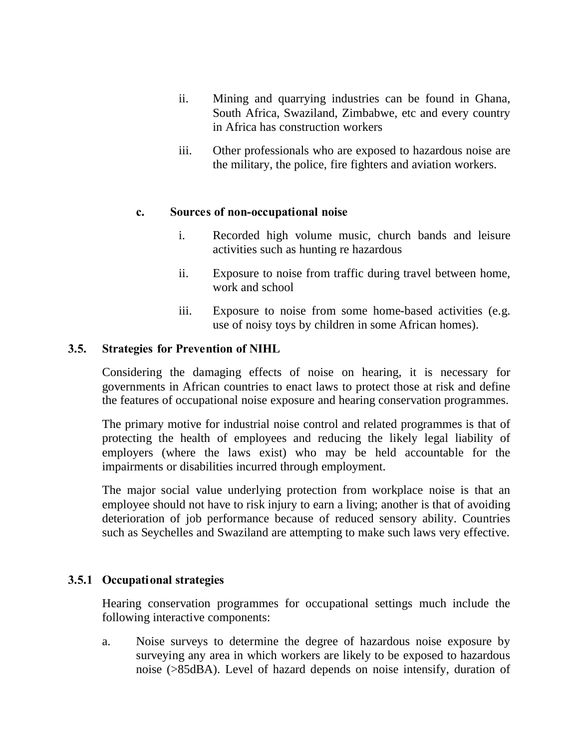ii. Mining and quarrying industries can be found in Ghana, South Africa, Swaziland, Zimbabwe, etc and every country in Africa has construction workers

iii. Other professionals who are exposed to hazardous noise are the military, the police, fire fighters and aviation workers.

**c. Sources of non-occupational noise**

i. Recorded high volume music, church bands and leisure activities such as hunting re hazardous

ii. Exposure to noise from traffic during travel between home, work and school

iii. Exposure to noise from some home-based activities (e.g. use of noisy toys by children in some African homes).

## 3.5. Strategies for Prevention of NIHL

Considering the damaging effects of noise on hearing, it is necessary for governments in African countries to enact laws to protect those at risk and define the features of occupational noise exposure and hearing conservation programmes.

The primary motive for industrial noise control and related programmes is that of protecting the health of employees and reducing the likely legal liability of employers (where the laws exist) who may be held accountable for the impairments or disabilities incurred through employment.

The major social value underlying protection from workplace noise is that an employee should not have to risk injury to earn a living; another is that of avoiding deterioration of job performance because of reduced sensory ability. Countries such as Seychelles and Swaziland are attempting to make such laws very effective.

### 3.5.1 Occupational strategies

Hearing conservation programmes for occupational settings much include the following interactive components:

a. Noise surveys to determine the degree of hazardous noise exposure by surveying any area in which workers are likely to be exposed to hazardous noise (>85dBA). Level of hazard depends on noise intensify, duration of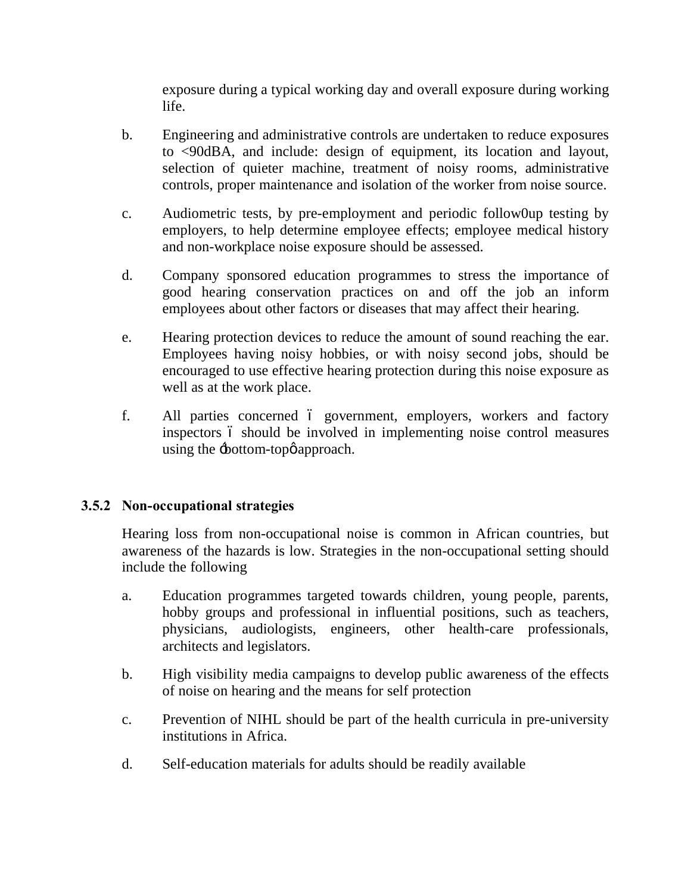exposure during a typical working day and overall exposure during working life.

b. Engineering and administrative controls are undertaken to reduce exposures to <90dBA, and include: design of equipment, its location and layout, selection of quieter machine, treatment of noisy rooms, administrative controls, proper maintenance and isolation of the worker from noise source.

c. Audiometric tests, by pre-employment and periodic follow0up testing by employers, to help determine employee effects; employee medical history and non-workplace noise exposure should be assessed.

d. Company sponsored education programmes to stress the importance of good hearing conservation practices on and off the job an inform employees about other factors or diseases that may affect their hearing.

e. Hearing protection devices to reduce the amount of sound reaching the ear. Employees having noisy hobbies, or with noisy second jobs, should be encouraged to use effective hearing protection during this noise exposure as well as at the work place.

f. All parties concerned – government, employers, workers and factory inspectors – should be involved in implementing noise control measures using the 'bottom-top' approach.

### 3.5.2 Non-occupational strategies

Hearing loss from non-occupational noise is common in African countries, but awareness of the hazards is low. Strategies in the non-occupational setting should include the following

a. Education programmes targeted towards children, young people, parents, hobby groups and professional in influential positions, such as teachers, physicians, audiologists, engineers, other health-care professionals, architects and legislators.

b. High visibility media campaigns to develop public awareness of the effects of noise on hearing and the means for self protection

c. Prevention of NIHL should be part of the health curricula in pre-university institutions in Africa.

d. Self-education materials for adults should be readily available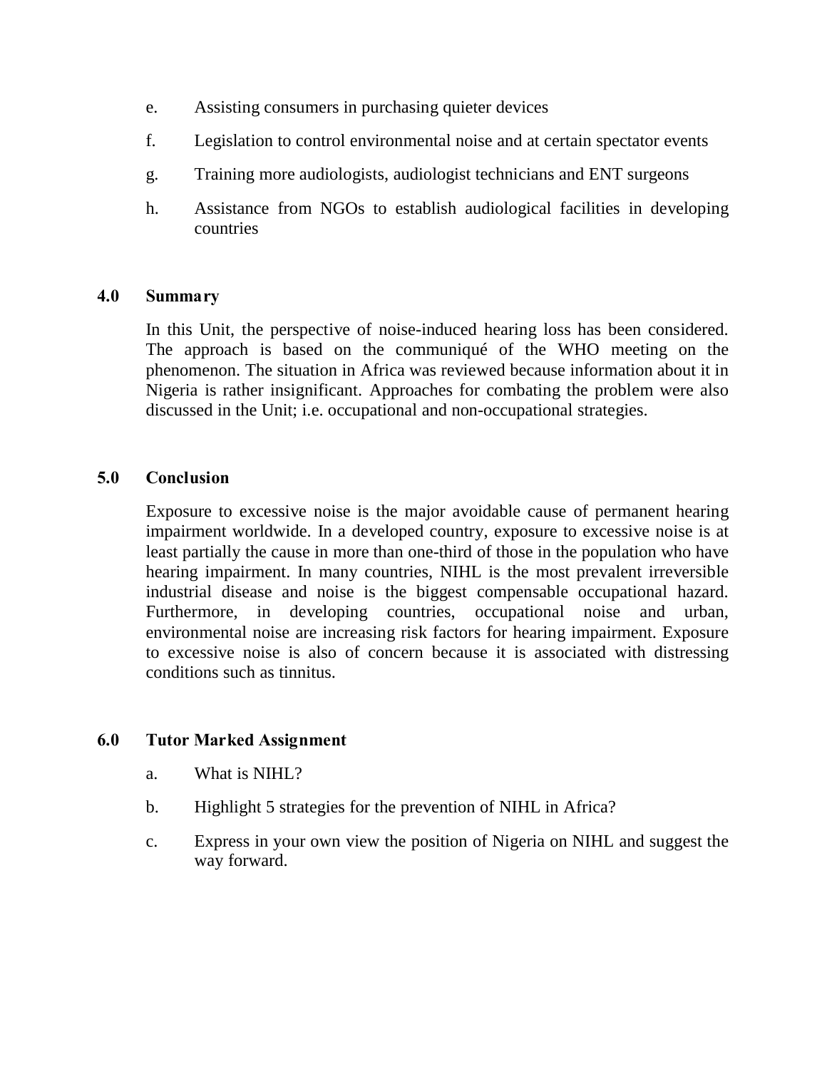e. Assisting consumers in purchasing quieter devices

f. Legislation to control environmental noise and at certain spectator events

g. Training more audiologists, audiologist technicians and ENT surgeons

h. Assistance from NGOs to establish audiological facilities in developing countries

## 4.0 Summary

In this Unit, the perspective of noise-induced hearing loss has been considered. The approach is based on the communiqué of the WHO meeting on the phenomenon. The situation in Africa was reviewed because information about it in Nigeria is rather insignificant. Approaches for combating the problem were also discussed in the Unit; i.e. occupational and non-occupational strategies.

## 5.0 Conclusion

Exposure to excessive noise is the major avoidable cause of permanent hearing impairment worldwide. In a developed country, exposure to excessive noise is at least partially the cause in more than one-third of those in the population who have hearing impairment. In many countries, NIHL is the most prevalent irreversible industrial disease and noise is the biggest compensable occupational hazard. Furthermore, in developing countries, occupational noise and urban, environmental noise are increasing risk factors for hearing impairment. Exposure to excessive noise is also of concern because it is associated with distressing conditions such as tinnitus.

## 6.0 Tutor Marked Assignment

a. What is NIHL?

b. Highlight 5 strategies for the prevention of NIHL in Africa?

c. Express in your own view the position of Nigeria on NIHL and suggest the way forward.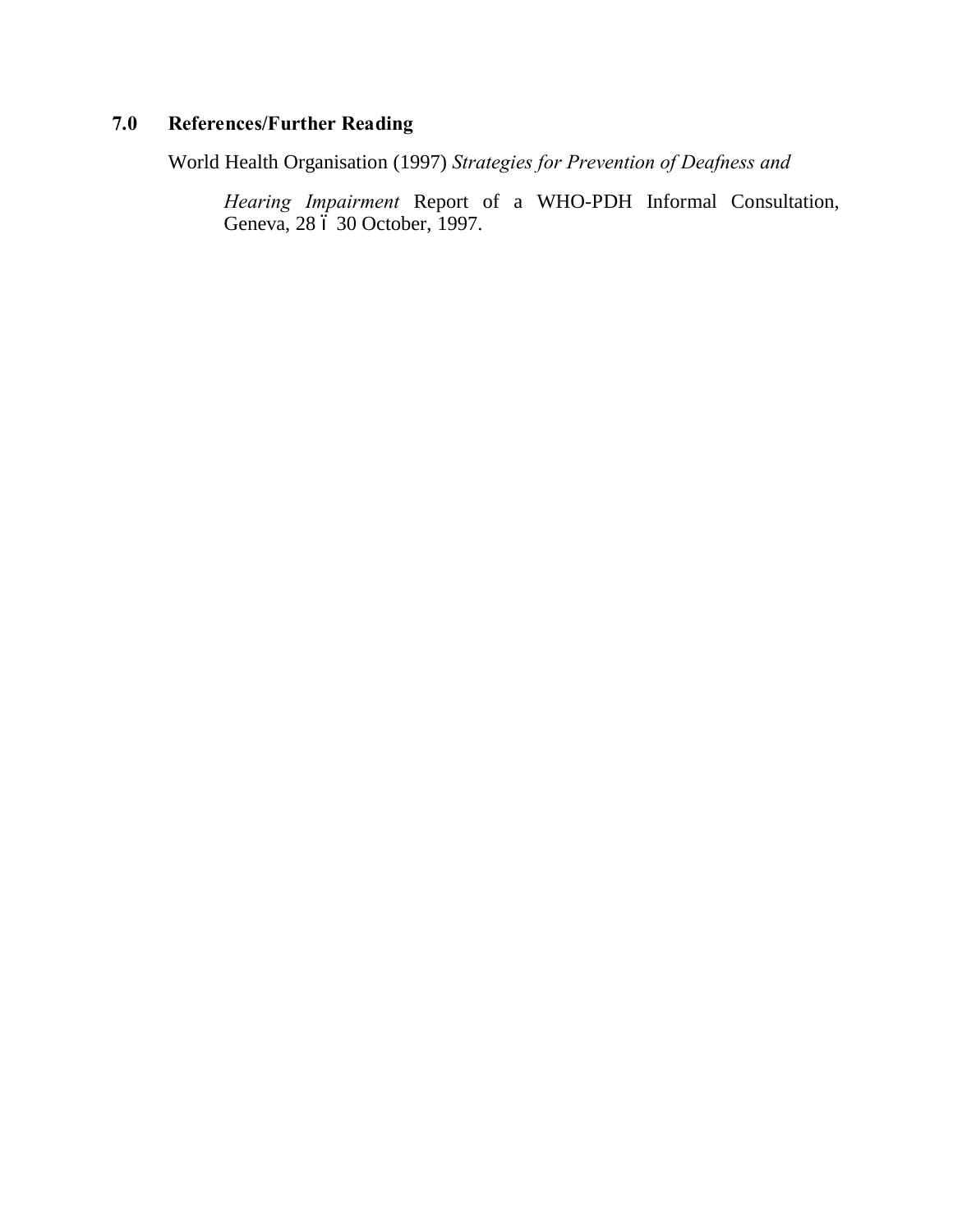## 7.0 References/Further Reading

World Health Organisation (1997) *Strategies for Prevention of Deafness and Hearing Impairment* Report of a WHO-PDH Informal Consultation, Geneva, 28 ï 30 October, 1997.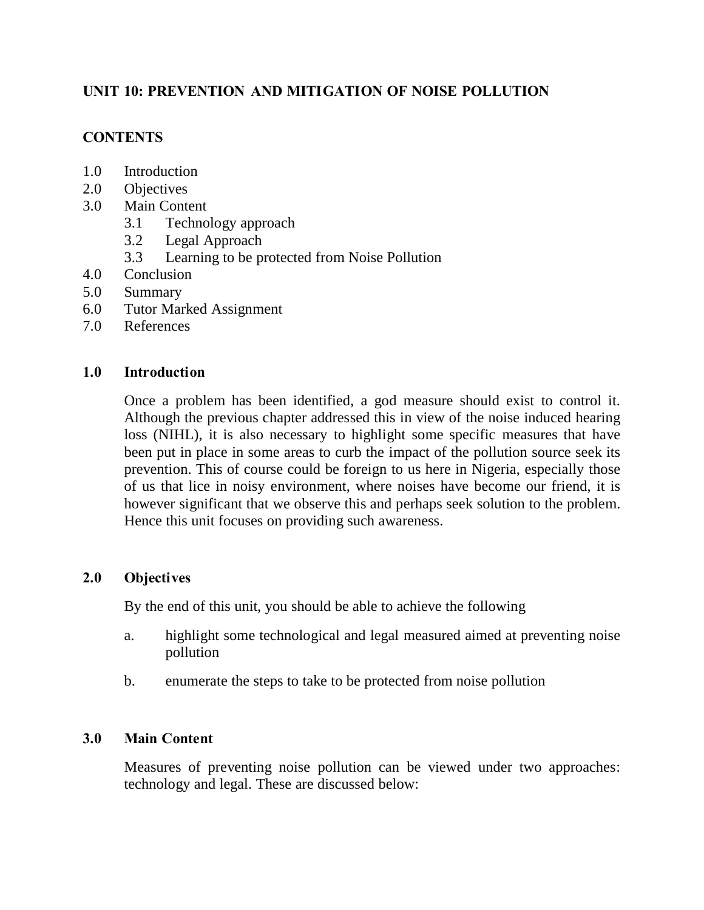# UNIT 10: PREVENTION AND MITIGATION OF NOISE POLLUTION

## CONTENTS

1.0 Introduction
2.0 Objectives
3.0 Main Content
  3.1 Technology approach
  3.2 Legal Approach
  3.3 Learning to be protected from Noise Pollution
4.0 Conclusion
5.0 Summary
6.0 Tutor Marked Assignment
7.0 References

## 1.0 Introduction

Once a problem has been identified, a god measure should exist to control it. Although the previous chapter addressed this in view of the noise induced hearing loss (NIHL), it is also necessary to highlight some specific measures that have been put in place in some areas to curb the impact of the pollution source seek its prevention. This of course could be foreign to us here in Nigeria, especially those of us that lice in noisy environment, where noises have become our friend, it is however significant that we observe this and perhaps seek solution to the problem. Hence this unit focuses on providing such awareness.

## 2.0 Objectives

By the end of this unit, you should be able to achieve the following

a. highlight some technological and legal measured aimed at preventing noise pollution

b. enumerate the steps to take to be protected from noise pollution

## 3.0 Main Content

Measures of preventing noise pollution can be viewed under two approaches: technology and legal. These are discussed below: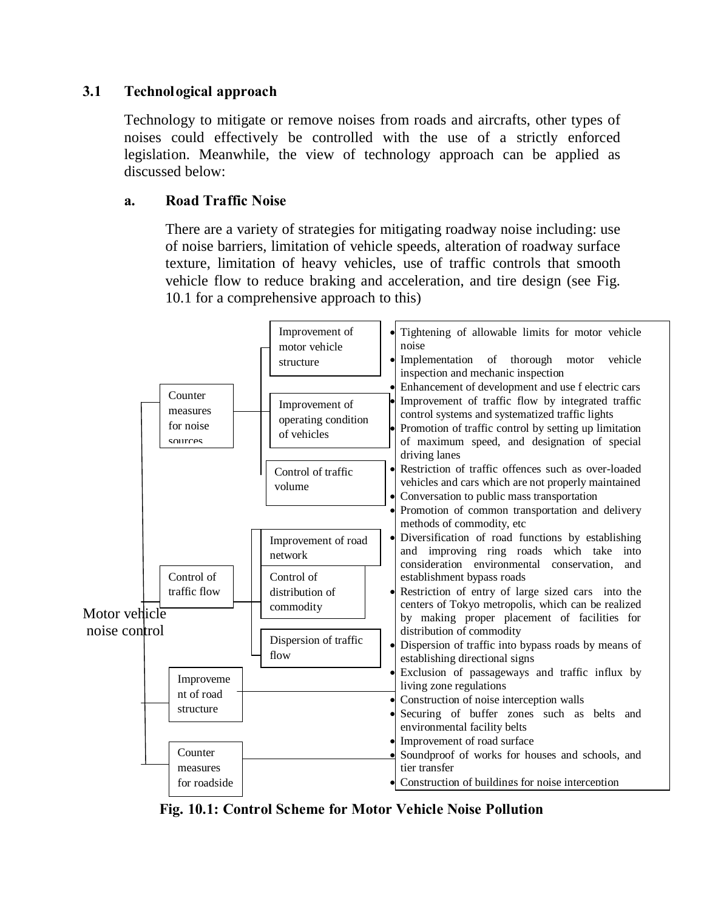### 3.1 Technological approach

Technology to mitigate or remove noises from roads and aircrafts, other types of noises could effectively be controlled with the use of a strictly enforced legislation. Meanwhile, the view of technology approach can be applied as discussed below:

#### a. Road Traffic Noise

There are a variety of strategies for mitigating roadway noise including: use of noise barriers, limitation of vehicle speeds, alteration of roadway surface texture, limitation of heavy vehicles, use of traffic controls that smooth vehicle flow to reduce braking and acceleration, and tire design (see Fig. 10.1 for a comprehensive approach to this)

Motor vehicle noise control

- Counter measures for noise sources
  - Improvement of motor vehicle structure
  - Improvement of operating condition of vehicles
  - Control of traffic volume
- Control of traffic flow
  - Improvement of road network
  - Control of distribution of commodity
  - Dispersion of traffic flow
- Improvement of road structure
- Counter measures for roadside

- Tightening of allowable limits for motor vehicle noise
- Implementation of thorough motor vehicle inspection and mechanic inspection
- Enhancement of development and use f electric cars
- Improvement of traffic flow by integrated traffic control systems and systematized traffic lights
- Promotion of traffic control by setting up limitation of maximum speed, and designation of special driving lanes
- Restriction of traffic offences such as over-loaded vehicles and cars which are not properly maintained
- Conversation to public mass transportation
- Promotion of common transportation and delivery methods of commodity, etc
- Diversification of road functions by establishing and improving ring roads which take into consideration environmental conservation, and establishment bypass roads
- Restriction of entry of large sized cars into the centers of Tokyo metropolis, which can be realized by making proper placement of facilities for distribution of commodity
- Dispersion of traffic into bypass roads by means of establishing directional signs
- Exclusion of passageways and traffic influx by living zone regulations
- Construction of noise interception walls
- Securing of buffer zones such as belts and environmental facility belts
- Improvement of road surface
- Soundproof of works for houses and schools, and tier transfer
- Construction of buildings for noise interception

**Fig. 10.1: Control Scheme for Motor Vehicle Noise Pollution**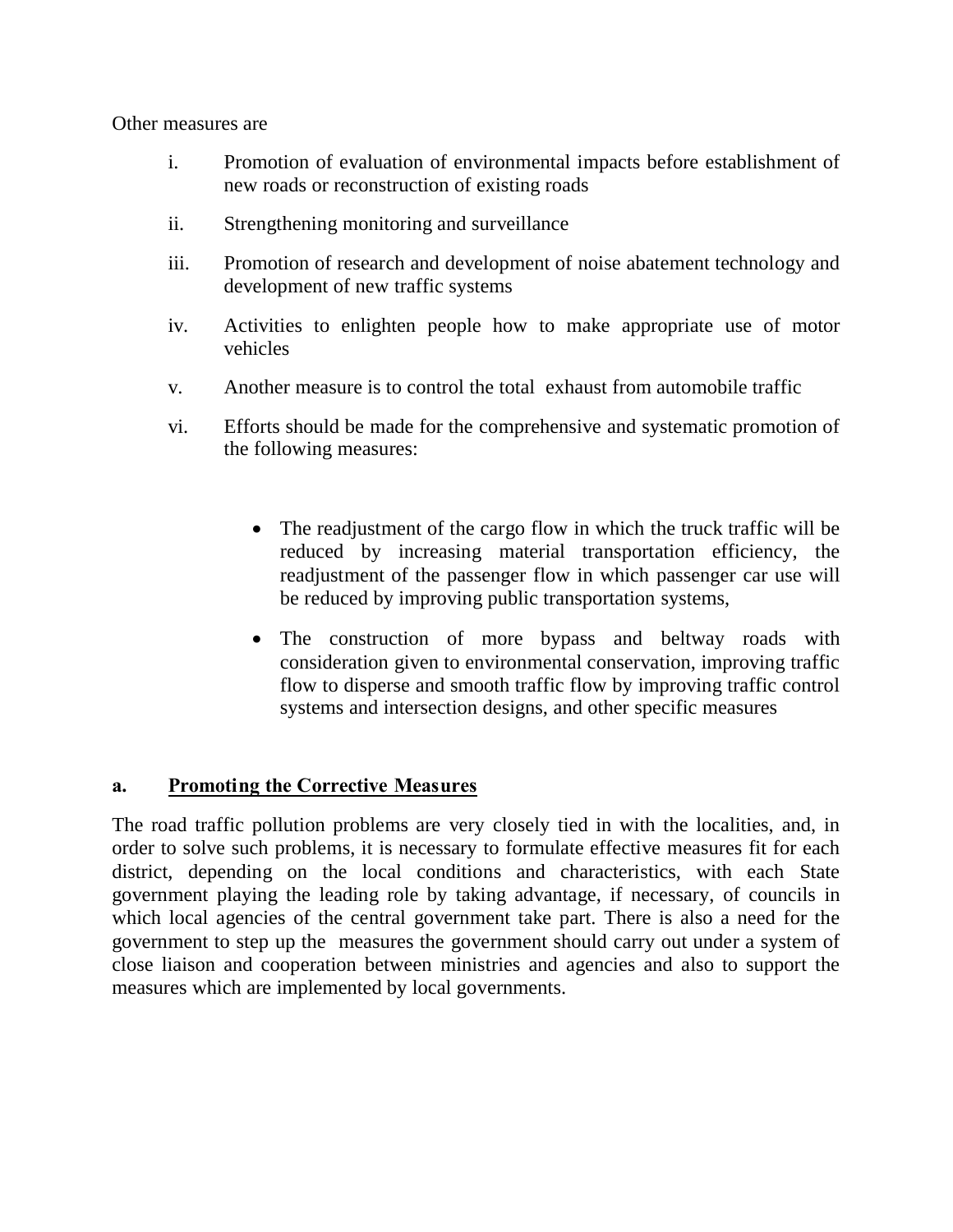Other measures are

i. Promotion of evaluation of environmental impacts before establishment of new roads or reconstruction of existing roads

ii. Strengthening monitoring and surveillance

iii. Promotion of research and development of noise abatement technology and development of new traffic systems

iv. Activities to enlighten people how to make appropriate use of motor vehicles

v. Another measure is to control the total exhaust from automobile traffic

vi. Efforts should be made for the comprehensive and systematic promotion of the following measures:

- The readjustment of the cargo flow in which the truck traffic will be reduced by increasing material transportation efficiency, the readjustment of the passenger flow in which passenger car use will be reduced by improving public transportation systems,

- The construction of more bypass and beltway roads with consideration given to environmental conservation, improving traffic flow to disperse and smooth traffic flow by improving traffic control systems and intersection designs, and other specific measures

### a. <u>Promoting the Corrective Measures</u>

The road traffic pollution problems are very closely tied in with the localities, and, in order to solve such problems, it is necessary to formulate effective measures fit for each district, depending on the local conditions and characteristics, with each State government playing the leading role by taking advantage, if necessary, of councils in which local agencies of the central government take part. There is also a need for the government to step up the measures the government should carry out under a system of close liaison and cooperation between ministries and agencies and also to support the measures which are implemented by local governments.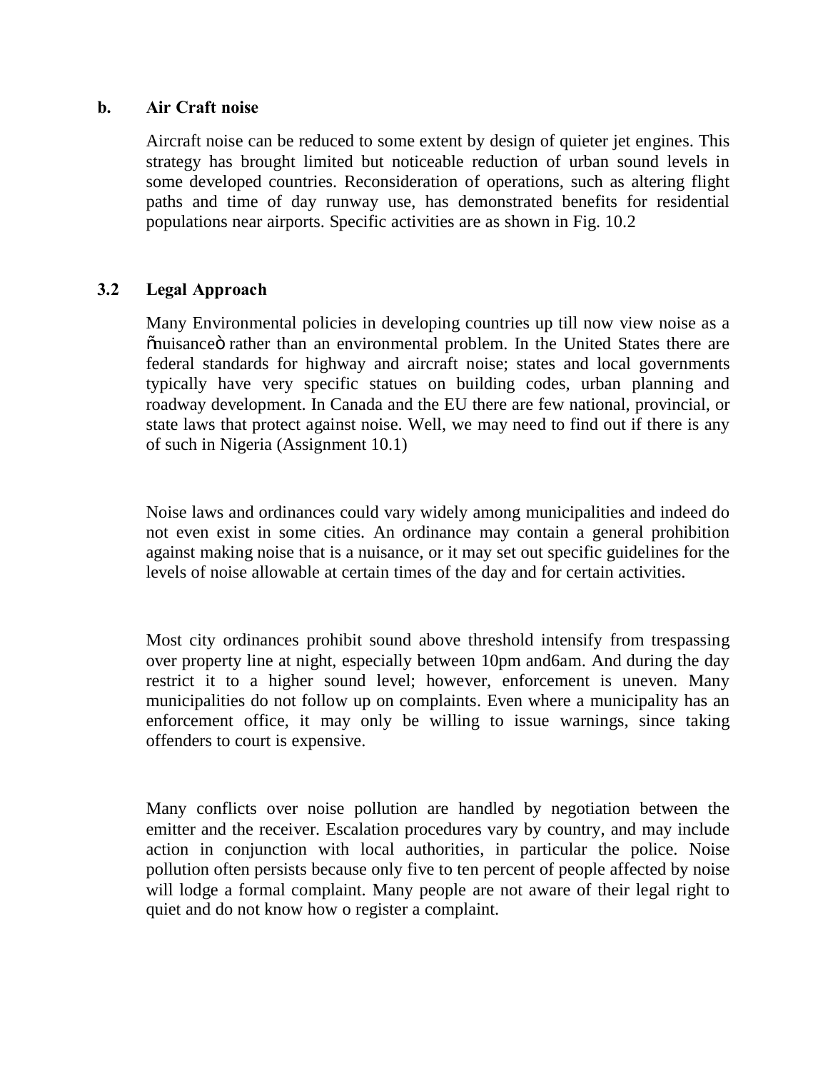**b. Air Craft noise**

Aircraft noise can be reduced to some extent by design of quieter jet engines. This strategy has brought limited but noticeable reduction of urban sound levels in some developed countries. Reconsideration of operations, such as altering flight paths and time of day runway use, has demonstrated benefits for residential populations near airports. Specific activities are as shown in Fig. 10.2

## 3.2 Legal Approach

Many Environmental policies in developing countries up till now view noise as a õnuisanceö rather than an environmental problem. In the United States there are federal standards for highway and aircraft noise; states and local governments typically have very specific statues on building codes, urban planning and roadway development. In Canada and the EU there are few national, provincial, or state laws that protect against noise. Well, we may need to find out if there is any of such in Nigeria (Assignment 10.1)

Noise laws and ordinances could vary widely among municipalities and indeed do not even exist in some cities. An ordinance may contain a general prohibition against making noise that is a nuisance, or it may set out specific guidelines for the levels of noise allowable at certain times of the day and for certain activities.

Most city ordinances prohibit sound above threshold intensify from trespassing over property line at night, especially between 10pm and6am. And during the day restrict it to a higher sound level; however, enforcement is uneven. Many municipalities do not follow up on complaints. Even where a municipality has an enforcement office, it may only be willing to issue warnings, since taking offenders to court is expensive.

Many conflicts over noise pollution are handled by negotiation between the emitter and the receiver. Escalation procedures vary by country, and may include action in conjunction with local authorities, in particular the police. Noise pollution often persists because only five to ten percent of people affected by noise will lodge a formal complaint. Many people are not aware of their legal right to quiet and do not know how o register a complaint.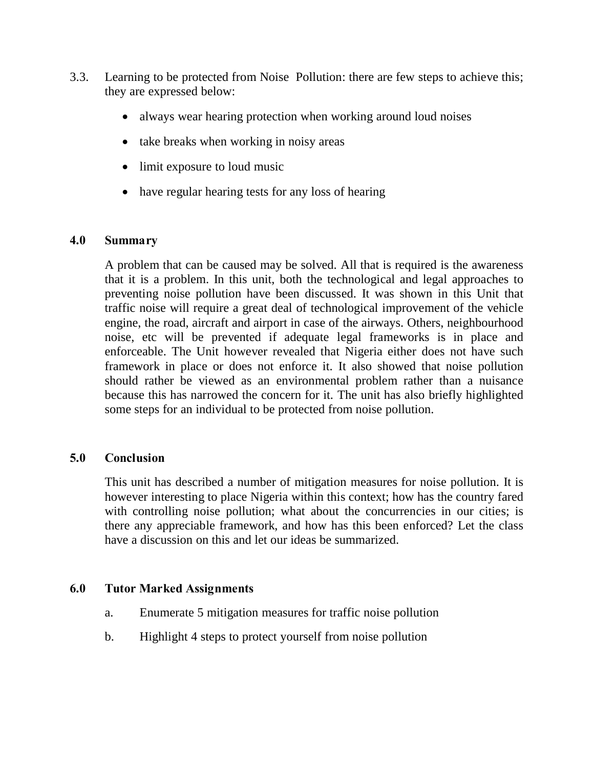3.3. Learning to be protected from Noise Pollution: there are few steps to achieve this; they are expressed below:

- always wear hearing protection when working around loud noises
- take breaks when working in noisy areas
- limit exposure to loud music
- have regular hearing tests for any loss of hearing

## 4.0 Summary

A problem that can be caused may be solved. All that is required is the awareness that it is a problem. In this unit, both the technological and legal approaches to preventing noise pollution have been discussed. It was shown in this Unit that traffic noise will require a great deal of technological improvement of the vehicle engine, the road, aircraft and airport in case of the airways. Others, neighbourhood noise, etc will be prevented if adequate legal frameworks is in place and enforceable. The Unit however revealed that Nigeria either does not have such framework in place or does not enforce it. It also showed that noise pollution should rather be viewed as an environmental problem rather than a nuisance because this has narrowed the concern for it. The unit has also briefly highlighted some steps for an individual to be protected from noise pollution.

## 5.0 Conclusion

This unit has described a number of mitigation measures for noise pollution. It is however interesting to place Nigeria within this context; how has the country fared with controlling noise pollution; what about the concurrencies in our cities; is there any appreciable framework, and how has this been enforced? Let the class have a discussion on this and let our ideas be summarized.

## 6.0 Tutor Marked Assignments

a. Enumerate 5 mitigation measures for traffic noise pollution

b. Highlight 4 steps to protect yourself from noise pollution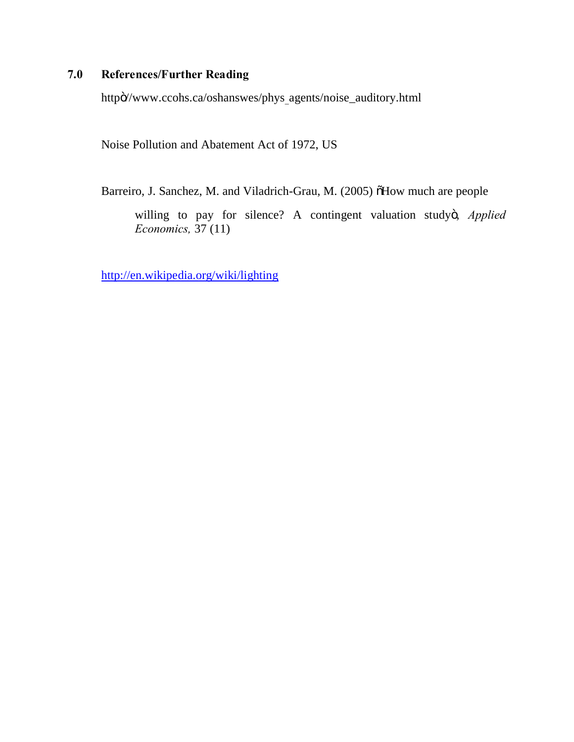## 7.0 References/Further Reading

httpö/www.ccohs.ca/oshanswes/phys_agents/noise_auditory.html

Noise Pollution and Abatement Act of 1972, US

Barreiro, J. Sanchez, M. and Viladrich-Grau, M. (2005) õHow much are people willing to pay for silence? A contingent valuation studyö, *Applied Economics,* 37 (11)

http://en.wikipedia.org/wiki/lighting